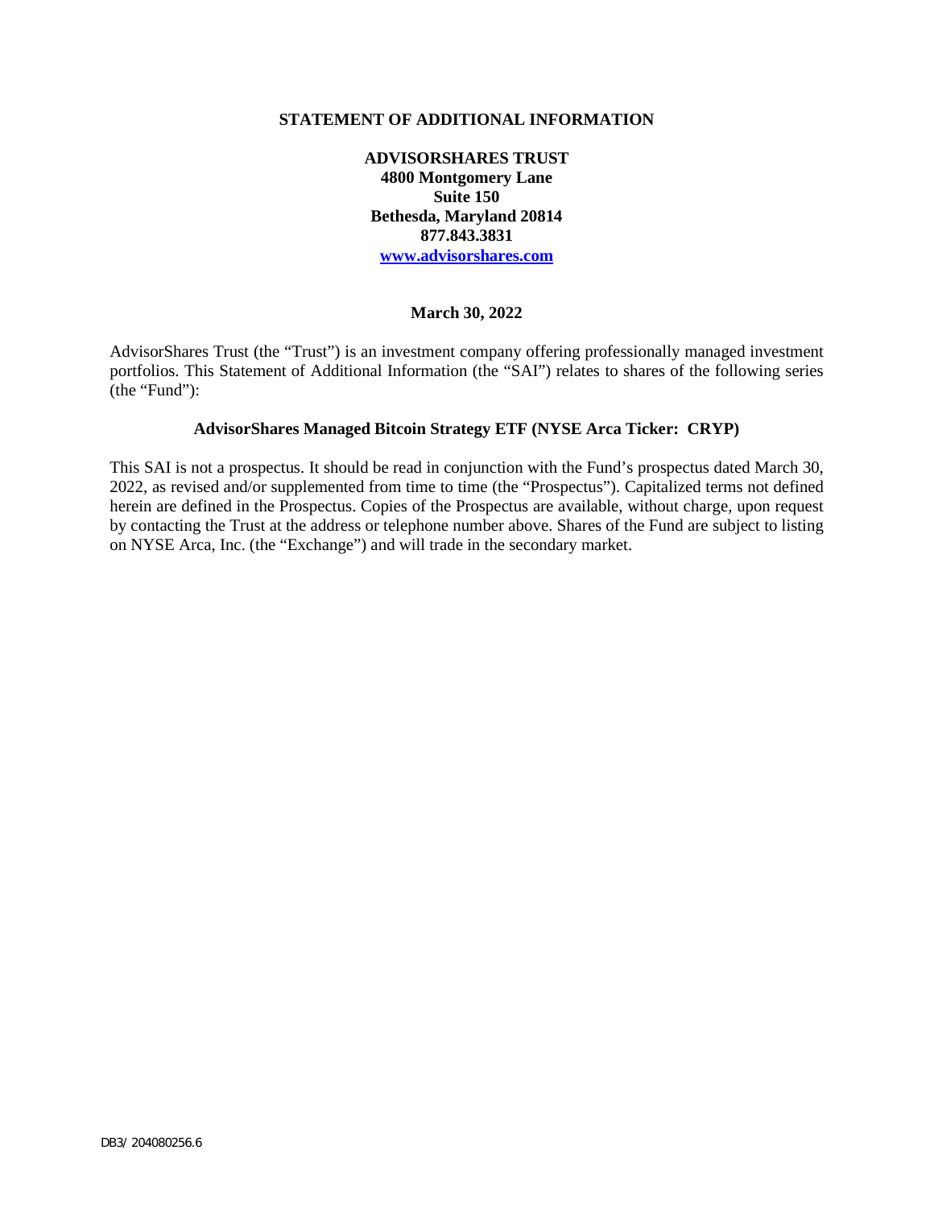# STATEMENT OF ADDITIONAL INFORMATION

**ADVISORSHARES TRUST**
**4800 Montgomery Lane**
**Suite 150**
**Bethesda, Maryland 20814**
**877.843.3831**
**www.advisorshares.com**

**March 30, 2022**

AdvisorShares Trust (the "Trust") is an investment company offering professionally managed investment portfolios. This Statement of Additional Information (the "SAI") relates to shares of the following series (the "Fund"):

**AdvisorShares Managed Bitcoin Strategy ETF (NYSE Arca Ticker: CRYP)**

This SAI is not a prospectus. It should be read in conjunction with the Fund's prospectus dated March 30, 2022, as revised and/or supplemented from time to time (the "Prospectus"). Capitalized terms not defined herein are defined in the Prospectus. Copies of the Prospectus are available, without charge, upon request by contacting the Trust at the address or telephone number above. Shares of the Fund are subject to listing on NYSE Arca, Inc. (the "Exchange") and will trade in the secondary market.

DB3/ 204080256.6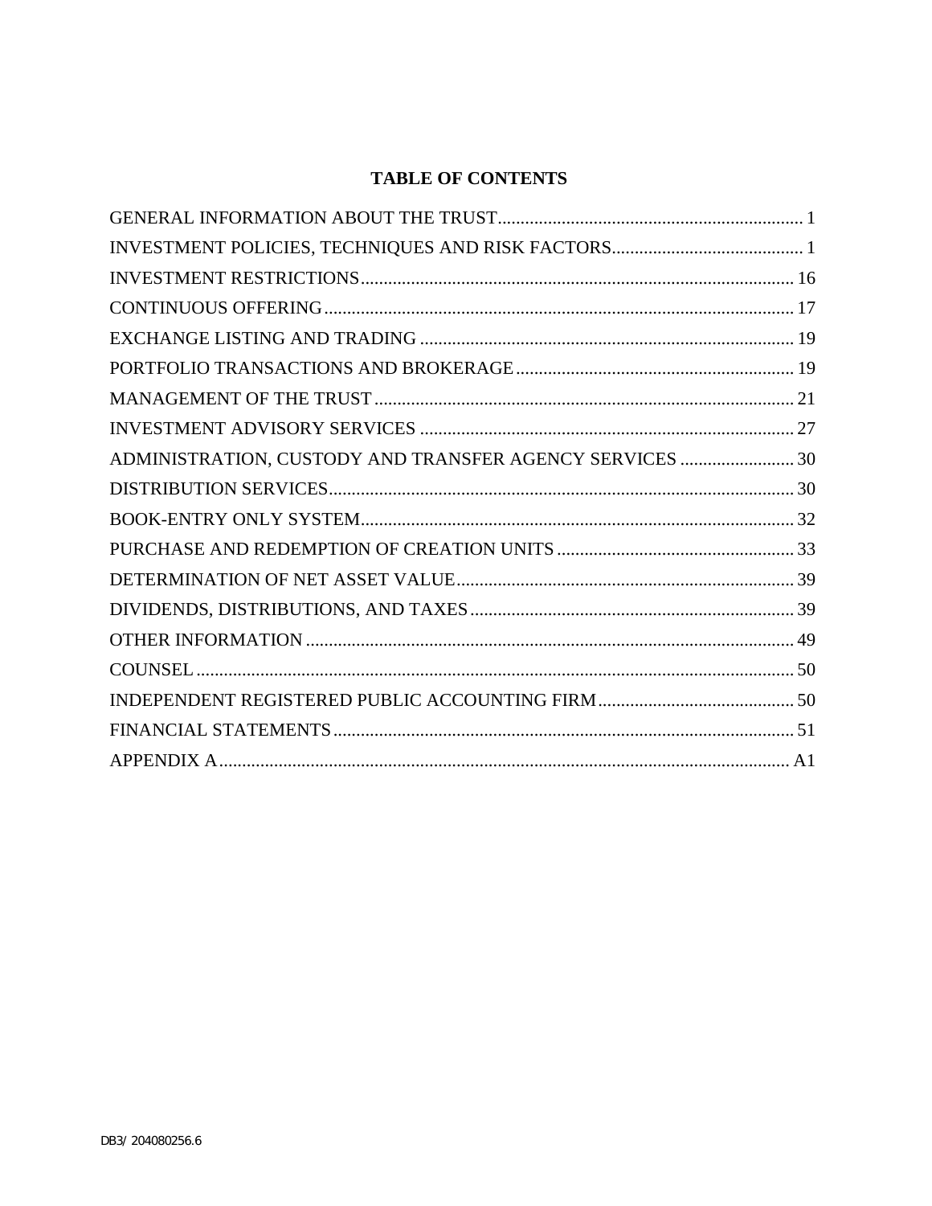## TABLE OF CONTENTS

| | |
|---|---|
| GENERAL INFORMATION ABOUT THE TRUST | 1 |
| INVESTMENT POLICIES, TECHNIQUES AND RISK FACTORS | 1 |
| INVESTMENT RESTRICTIONS | 16 |
| CONTINUOUS OFFERING | 17 |
| EXCHANGE LISTING AND TRADING | 19 |
| PORTFOLIO TRANSACTIONS AND BROKERAGE | 19 |
| MANAGEMENT OF THE TRUST | 21 |
| INVESTMENT ADVISORY SERVICES | 27 |
| ADMINISTRATION, CUSTODY AND TRANSFER AGENCY SERVICES | 30 |
| DISTRIBUTION SERVICES | 30 |
| BOOK-ENTRY ONLY SYSTEM | 32 |
| PURCHASE AND REDEMPTION OF CREATION UNITS | 33 |
| DETERMINATION OF NET ASSET VALUE | 39 |
| DIVIDENDS, DISTRIBUTIONS, AND TAXES | 39 |
| OTHER INFORMATION | 49 |
| COUNSEL | 50 |
| INDEPENDENT REGISTERED PUBLIC ACCOUNTING FIRM | 50 |
| FINANCIAL STATEMENTS | 51 |
| APPENDIX A | A1 |

DB3/ 204080256.6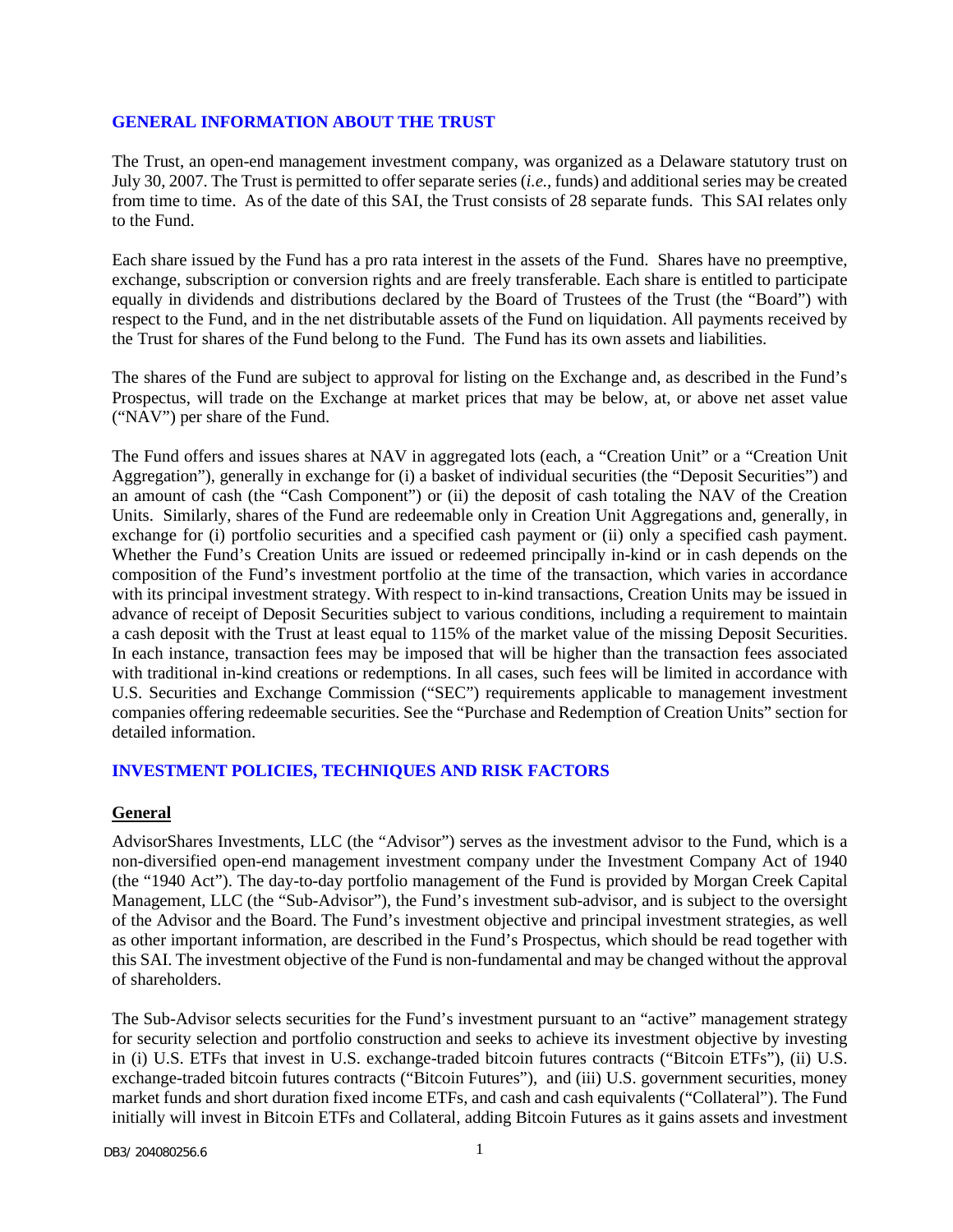## GENERAL INFORMATION ABOUT THE TRUST

The Trust, an open-end management investment company, was organized as a Delaware statutory trust on July 30, 2007. The Trust is permitted to offer separate series (*i.e.,* funds) and additional series may be created from time to time. As of the date of this SAI, the Trust consists of 28 separate funds. This SAI relates only to the Fund.

Each share issued by the Fund has a pro rata interest in the assets of the Fund. Shares have no preemptive, exchange, subscription or conversion rights and are freely transferable. Each share is entitled to participate equally in dividends and distributions declared by the Board of Trustees of the Trust (the "Board") with respect to the Fund, and in the net distributable assets of the Fund on liquidation. All payments received by the Trust for shares of the Fund belong to the Fund. The Fund has its own assets and liabilities.

The shares of the Fund are subject to approval for listing on the Exchange and, as described in the Fund's Prospectus, will trade on the Exchange at market prices that may be below, at, or above net asset value ("NAV") per share of the Fund.

The Fund offers and issues shares at NAV in aggregated lots (each, a "Creation Unit" or a "Creation Unit Aggregation"), generally in exchange for (i) a basket of individual securities (the "Deposit Securities") and an amount of cash (the "Cash Component") or (ii) the deposit of cash totaling the NAV of the Creation Units. Similarly, shares of the Fund are redeemable only in Creation Unit Aggregations and, generally, in exchange for (i) portfolio securities and a specified cash payment or (ii) only a specified cash payment. Whether the Fund's Creation Units are issued or redeemed principally in-kind or in cash depends on the composition of the Fund's investment portfolio at the time of the transaction, which varies in accordance with its principal investment strategy. With respect to in-kind transactions, Creation Units may be issued in advance of receipt of Deposit Securities subject to various conditions, including a requirement to maintain a cash deposit with the Trust at least equal to 115% of the market value of the missing Deposit Securities. In each instance, transaction fees may be imposed that will be higher than the transaction fees associated with traditional in-kind creations or redemptions. In all cases, such fees will be limited in accordance with U.S. Securities and Exchange Commission ("SEC") requirements applicable to management investment companies offering redeemable securities. See the "Purchase and Redemption of Creation Units" section for detailed information.

## INVESTMENT POLICIES, TECHNIQUES AND RISK FACTORS

### General

AdvisorShares Investments, LLC (the "Advisor") serves as the investment advisor to the Fund, which is a non-diversified open-end management investment company under the Investment Company Act of 1940 (the "1940 Act"). The day-to-day portfolio management of the Fund is provided by Morgan Creek Capital Management, LLC (the "Sub-Advisor"), the Fund's investment sub-advisor, and is subject to the oversight of the Advisor and the Board. The Fund's investment objective and principal investment strategies, as well as other important information, are described in the Fund's Prospectus, which should be read together with this SAI. The investment objective of the Fund is non-fundamental and may be changed without the approval of shareholders.

The Sub-Advisor selects securities for the Fund's investment pursuant to an "active" management strategy for security selection and portfolio construction and seeks to achieve its investment objective by investing in (i) U.S. ETFs that invest in U.S. exchange-traded bitcoin futures contracts ("Bitcoin ETFs"), (ii) U.S. exchange-traded bitcoin futures contracts ("Bitcoin Futures"), and (iii) U.S. government securities, money market funds and short duration fixed income ETFs, and cash and cash equivalents ("Collateral"). The Fund initially will invest in Bitcoin ETFs and Collateral, adding Bitcoin Futures as it gains assets and investment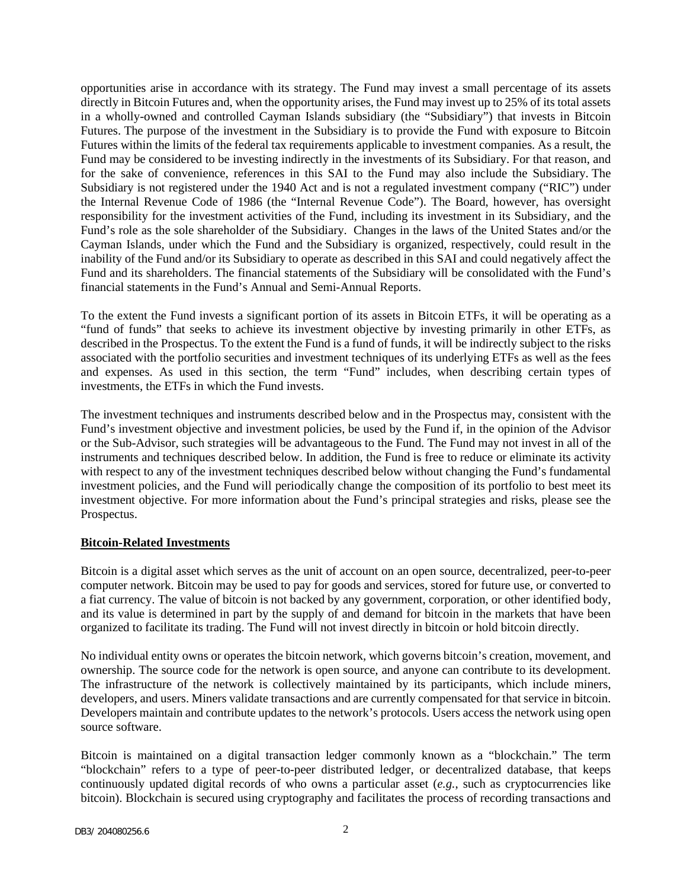opportunities arise in accordance with its strategy. The Fund may invest a small percentage of its assets directly in Bitcoin Futures and, when the opportunity arises, the Fund may invest up to 25% of its total assets in a wholly-owned and controlled Cayman Islands subsidiary (the "Subsidiary") that invests in Bitcoin Futures. The purpose of the investment in the Subsidiary is to provide the Fund with exposure to Bitcoin Futures within the limits of the federal tax requirements applicable to investment companies. As a result, the Fund may be considered to be investing indirectly in the investments of its Subsidiary. For that reason, and for the sake of convenience, references in this SAI to the Fund may also include the Subsidiary. The Subsidiary is not registered under the 1940 Act and is not a regulated investment company ("RIC") under the Internal Revenue Code of 1986 (the "Internal Revenue Code"). The Board, however, has oversight responsibility for the investment activities of the Fund, including its investment in its Subsidiary, and the Fund's role as the sole shareholder of the Subsidiary. Changes in the laws of the United States and/or the Cayman Islands, under which the Fund and the Subsidiary is organized, respectively, could result in the inability of the Fund and/or its Subsidiary to operate as described in this SAI and could negatively affect the Fund and its shareholders. The financial statements of the Subsidiary will be consolidated with the Fund's financial statements in the Fund's Annual and Semi-Annual Reports.

To the extent the Fund invests a significant portion of its assets in Bitcoin ETFs, it will be operating as a "fund of funds" that seeks to achieve its investment objective by investing primarily in other ETFs, as described in the Prospectus. To the extent the Fund is a fund of funds, it will be indirectly subject to the risks associated with the portfolio securities and investment techniques of its underlying ETFs as well as the fees and expenses. As used in this section, the term "Fund" includes, when describing certain types of investments, the ETFs in which the Fund invests.

The investment techniques and instruments described below and in the Prospectus may, consistent with the Fund's investment objective and investment policies, be used by the Fund if, in the opinion of the Advisor or the Sub-Advisor, such strategies will be advantageous to the Fund. The Fund may not invest in all of the instruments and techniques described below. In addition, the Fund is free to reduce or eliminate its activity with respect to any of the investment techniques described below without changing the Fund's fundamental investment policies, and the Fund will periodically change the composition of its portfolio to best meet its investment objective. For more information about the Fund's principal strategies and risks, please see the Prospectus.

**Bitcoin-Related Investments**

Bitcoin is a digital asset which serves as the unit of account on an open source, decentralized, peer-to-peer computer network. Bitcoin may be used to pay for goods and services, stored for future use, or converted to a fiat currency. The value of bitcoin is not backed by any government, corporation, or other identified body, and its value is determined in part by the supply of and demand for bitcoin in the markets that have been organized to facilitate its trading. The Fund will not invest directly in bitcoin or hold bitcoin directly.

No individual entity owns or operates the bitcoin network, which governs bitcoin's creation, movement, and ownership. The source code for the network is open source, and anyone can contribute to its development. The infrastructure of the network is collectively maintained by its participants, which include miners, developers, and users. Miners validate transactions and are currently compensated for that service in bitcoin. Developers maintain and contribute updates to the network's protocols. Users access the network using open source software.

Bitcoin is maintained on a digital transaction ledger commonly known as a "blockchain." The term "blockchain" refers to a type of peer-to-peer distributed ledger, or decentralized database, that keeps continuously updated digital records of who owns a particular asset (*e.g.*, such as cryptocurrencies like bitcoin). Blockchain is secured using cryptography and facilitates the process of recording transactions and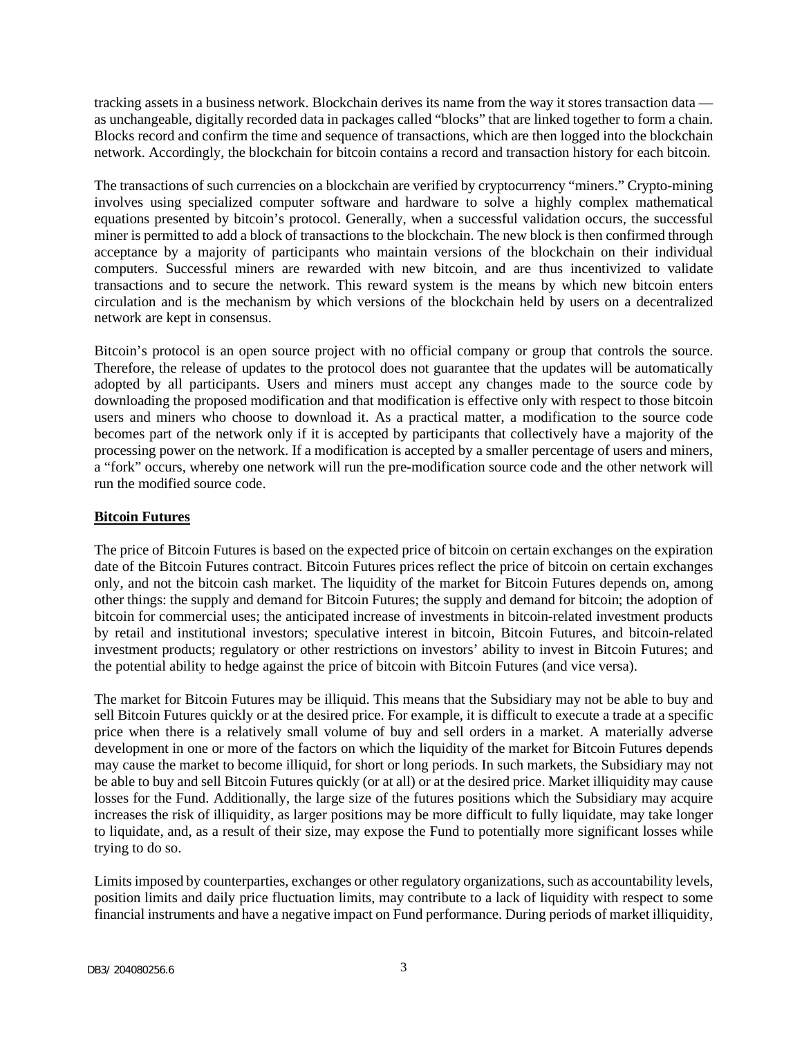tracking assets in a business network. Blockchain derives its name from the way it stores transaction data — as unchangeable, digitally recorded data in packages called "blocks" that are linked together to form a chain. Blocks record and confirm the time and sequence of transactions, which are then logged into the blockchain network. Accordingly, the blockchain for bitcoin contains a record and transaction history for each bitcoin.

The transactions of such currencies on a blockchain are verified by cryptocurrency "miners." Crypto-mining involves using specialized computer software and hardware to solve a highly complex mathematical equations presented by bitcoin's protocol. Generally, when a successful validation occurs, the successful miner is permitted to add a block of transactions to the blockchain. The new block is then confirmed through acceptance by a majority of participants who maintain versions of the blockchain on their individual computers. Successful miners are rewarded with new bitcoin, and are thus incentivized to validate transactions and to secure the network. This reward system is the means by which new bitcoin enters circulation and is the mechanism by which versions of the blockchain held by users on a decentralized network are kept in consensus.

Bitcoin's protocol is an open source project with no official company or group that controls the source. Therefore, the release of updates to the protocol does not guarantee that the updates will be automatically adopted by all participants. Users and miners must accept any changes made to the source code by downloading the proposed modification and that modification is effective only with respect to those bitcoin users and miners who choose to download it. As a practical matter, a modification to the source code becomes part of the network only if it is accepted by participants that collectively have a majority of the processing power on the network. If a modification is accepted by a smaller percentage of users and miners, a "fork" occurs, whereby one network will run the pre-modification source code and the other network will run the modified source code.

## Bitcoin Futures

The price of Bitcoin Futures is based on the expected price of bitcoin on certain exchanges on the expiration date of the Bitcoin Futures contract. Bitcoin Futures prices reflect the price of bitcoin on certain exchanges only, and not the bitcoin cash market. The liquidity of the market for Bitcoin Futures depends on, among other things: the supply and demand for Bitcoin Futures; the supply and demand for bitcoin; the adoption of bitcoin for commercial uses; the anticipated increase of investments in bitcoin-related investment products by retail and institutional investors; speculative interest in bitcoin, Bitcoin Futures, and bitcoin-related investment products; regulatory or other restrictions on investors' ability to invest in Bitcoin Futures; and the potential ability to hedge against the price of bitcoin with Bitcoin Futures (and vice versa).

The market for Bitcoin Futures may be illiquid. This means that the Subsidiary may not be able to buy and sell Bitcoin Futures quickly or at the desired price. For example, it is difficult to execute a trade at a specific price when there is a relatively small volume of buy and sell orders in a market. A materially adverse development in one or more of the factors on which the liquidity of the market for Bitcoin Futures depends may cause the market to become illiquid, for short or long periods. In such markets, the Subsidiary may not be able to buy and sell Bitcoin Futures quickly (or at all) or at the desired price. Market illiquidity may cause losses for the Fund. Additionally, the large size of the futures positions which the Subsidiary may acquire increases the risk of illiquidity, as larger positions may be more difficult to fully liquidate, may take longer to liquidate, and, as a result of their size, may expose the Fund to potentially more significant losses while trying to do so.

Limits imposed by counterparties, exchanges or other regulatory organizations, such as accountability levels, position limits and daily price fluctuation limits, may contribute to a lack of liquidity with respect to some financial instruments and have a negative impact on Fund performance. During periods of market illiquidity,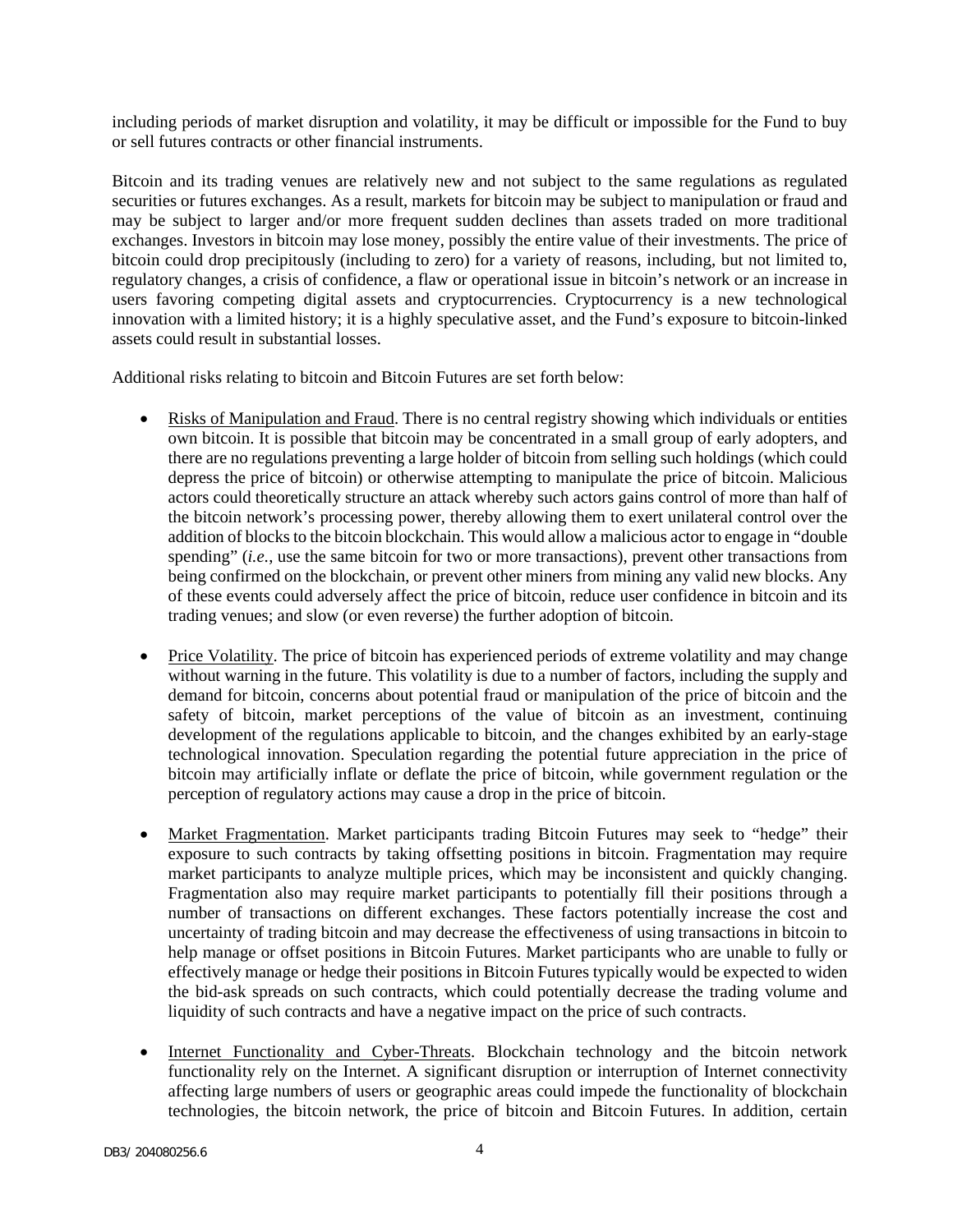including periods of market disruption and volatility, it may be difficult or impossible for the Fund to buy or sell futures contracts or other financial instruments.

Bitcoin and its trading venues are relatively new and not subject to the same regulations as regulated securities or futures exchanges. As a result, markets for bitcoin may be subject to manipulation or fraud and may be subject to larger and/or more frequent sudden declines than assets traded on more traditional exchanges. Investors in bitcoin may lose money, possibly the entire value of their investments. The price of bitcoin could drop precipitously (including to zero) for a variety of reasons, including, but not limited to, regulatory changes, a crisis of confidence, a flaw or operational issue in bitcoin's network or an increase in users favoring competing digital assets and cryptocurrencies. Cryptocurrency is a new technological innovation with a limited history; it is a highly speculative asset, and the Fund's exposure to bitcoin-linked assets could result in substantial losses.

Additional risks relating to bitcoin and Bitcoin Futures are set forth below:

- Risks of Manipulation and Fraud. There is no central registry showing which individuals or entities own bitcoin. It is possible that bitcoin may be concentrated in a small group of early adopters, and there are no regulations preventing a large holder of bitcoin from selling such holdings (which could depress the price of bitcoin) or otherwise attempting to manipulate the price of bitcoin. Malicious actors could theoretically structure an attack whereby such actors gains control of more than half of the bitcoin network's processing power, thereby allowing them to exert unilateral control over the addition of blocks to the bitcoin blockchain. This would allow a malicious actor to engage in "double spending" (*i.e.*, use the same bitcoin for two or more transactions), prevent other transactions from being confirmed on the blockchain, or prevent other miners from mining any valid new blocks. Any of these events could adversely affect the price of bitcoin, reduce user confidence in bitcoin and its trading venues; and slow (or even reverse) the further adoption of bitcoin.

- Price Volatility. The price of bitcoin has experienced periods of extreme volatility and may change without warning in the future. This volatility is due to a number of factors, including the supply and demand for bitcoin, concerns about potential fraud or manipulation of the price of bitcoin and the safety of bitcoin, market perceptions of the value of bitcoin as an investment, continuing development of the regulations applicable to bitcoin, and the changes exhibited by an early-stage technological innovation. Speculation regarding the potential future appreciation in the price of bitcoin may artificially inflate or deflate the price of bitcoin, while government regulation or the perception of regulatory actions may cause a drop in the price of bitcoin.

- Market Fragmentation. Market participants trading Bitcoin Futures may seek to "hedge" their exposure to such contracts by taking offsetting positions in bitcoin. Fragmentation may require market participants to analyze multiple prices, which may be inconsistent and quickly changing. Fragmentation also may require market participants to potentially fill their positions through a number of transactions on different exchanges. These factors potentially increase the cost and uncertainty of trading bitcoin and may decrease the effectiveness of using transactions in bitcoin to help manage or offset positions in Bitcoin Futures. Market participants who are unable to fully or effectively manage or hedge their positions in Bitcoin Futures typically would be expected to widen the bid-ask spreads on such contracts, which could potentially decrease the trading volume and liquidity of such contracts and have a negative impact on the price of such contracts.

- Internet Functionality and Cyber-Threats. Blockchain technology and the bitcoin network functionality rely on the Internet. A significant disruption or interruption of Internet connectivity affecting large numbers of users or geographic areas could impede the functionality of blockchain technologies, the bitcoin network, the price of bitcoin and Bitcoin Futures. In addition, certain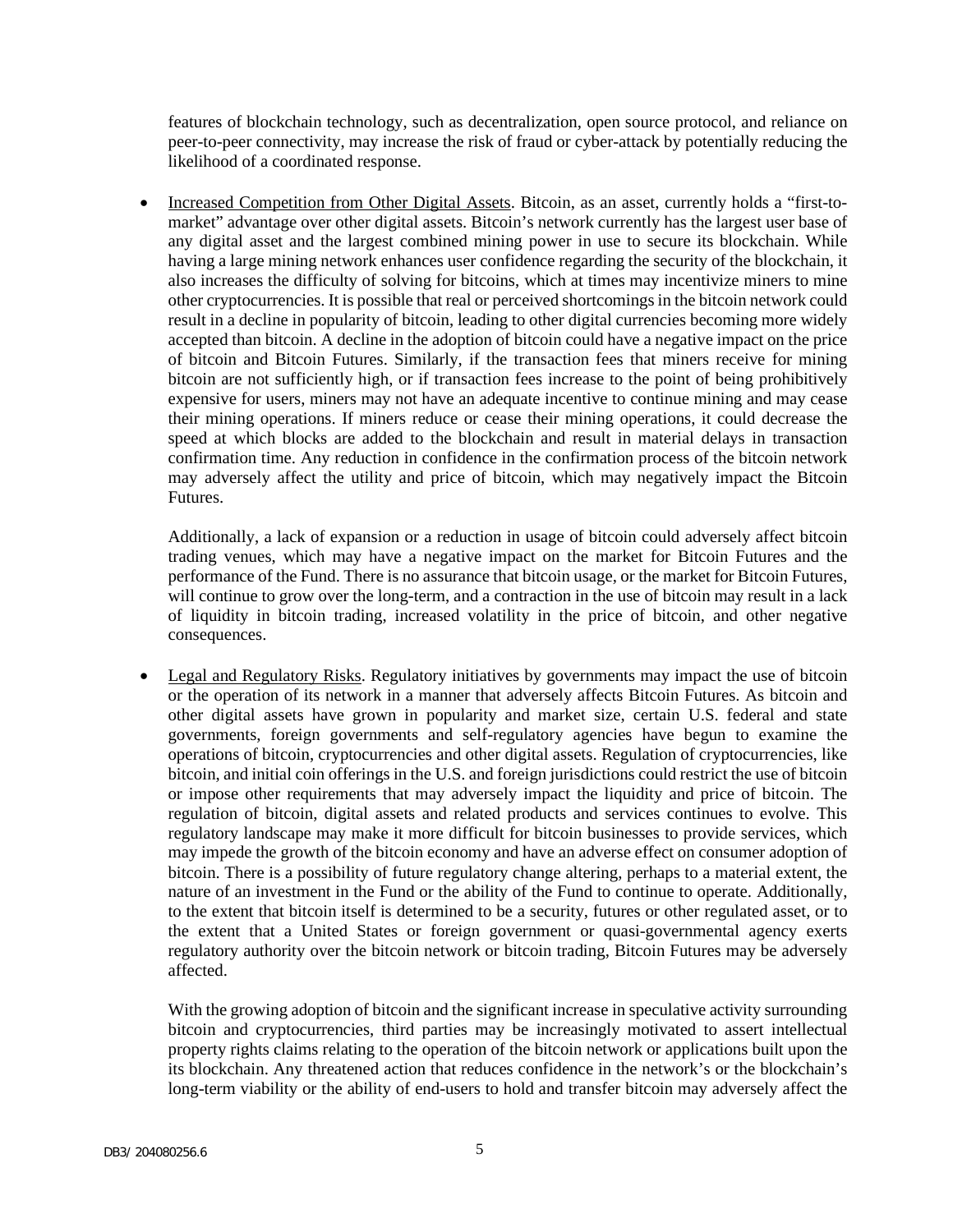features of blockchain technology, such as decentralization, open source protocol, and reliance on peer-to-peer connectivity, may increase the risk of fraud or cyber-attack by potentially reducing the likelihood of a coordinated response.

- Increased Competition from Other Digital Assets. Bitcoin, as an asset, currently holds a "first-to-market" advantage over other digital assets. Bitcoin's network currently has the largest user base of any digital asset and the largest combined mining power in use to secure its blockchain. While having a large mining network enhances user confidence regarding the security of the blockchain, it also increases the difficulty of solving for bitcoins, which at times may incentivize miners to mine other cryptocurrencies. It is possible that real or perceived shortcomings in the bitcoin network could result in a decline in popularity of bitcoin, leading to other digital currencies becoming more widely accepted than bitcoin. A decline in the adoption of bitcoin could have a negative impact on the price of bitcoin and Bitcoin Futures. Similarly, if the transaction fees that miners receive for mining bitcoin are not sufficiently high, or if transaction fees increase to the point of being prohibitively expensive for users, miners may not have an adequate incentive to continue mining and may cease their mining operations. If miners reduce or cease their mining operations, it could decrease the speed at which blocks are added to the blockchain and result in material delays in transaction confirmation time. Any reduction in confidence in the confirmation process of the bitcoin network may adversely affect the utility and price of bitcoin, which may negatively impact the Bitcoin Futures.

  Additionally, a lack of expansion or a reduction in usage of bitcoin could adversely affect bitcoin trading venues, which may have a negative impact on the market for Bitcoin Futures and the performance of the Fund. There is no assurance that bitcoin usage, or the market for Bitcoin Futures, will continue to grow over the long-term, and a contraction in the use of bitcoin may result in a lack of liquidity in bitcoin trading, increased volatility in the price of bitcoin, and other negative consequences.

- Legal and Regulatory Risks. Regulatory initiatives by governments may impact the use of bitcoin or the operation of its network in a manner that adversely affects Bitcoin Futures. As bitcoin and other digital assets have grown in popularity and market size, certain U.S. federal and state governments, foreign governments and self-regulatory agencies have begun to examine the operations of bitcoin, cryptocurrencies and other digital assets. Regulation of cryptocurrencies, like bitcoin, and initial coin offerings in the U.S. and foreign jurisdictions could restrict the use of bitcoin or impose other requirements that may adversely impact the liquidity and price of bitcoin. The regulation of bitcoin, digital assets and related products and services continues to evolve. This regulatory landscape may make it more difficult for bitcoin businesses to provide services, which may impede the growth of the bitcoin economy and have an adverse effect on consumer adoption of bitcoin. There is a possibility of future regulatory change altering, perhaps to a material extent, the nature of an investment in the Fund or the ability of the Fund to continue to operate. Additionally, to the extent that bitcoin itself is determined to be a security, futures or other regulated asset, or to the extent that a United States or foreign government or quasi-governmental agency exerts regulatory authority over the bitcoin network or bitcoin trading, Bitcoin Futures may be adversely affected.

  With the growing adoption of bitcoin and the significant increase in speculative activity surrounding bitcoin and cryptocurrencies, third parties may be increasingly motivated to assert intellectual property rights claims relating to the operation of the bitcoin network or applications built upon the its blockchain. Any threatened action that reduces confidence in the network's or the blockchain's long-term viability or the ability of end-users to hold and transfer bitcoin may adversely affect the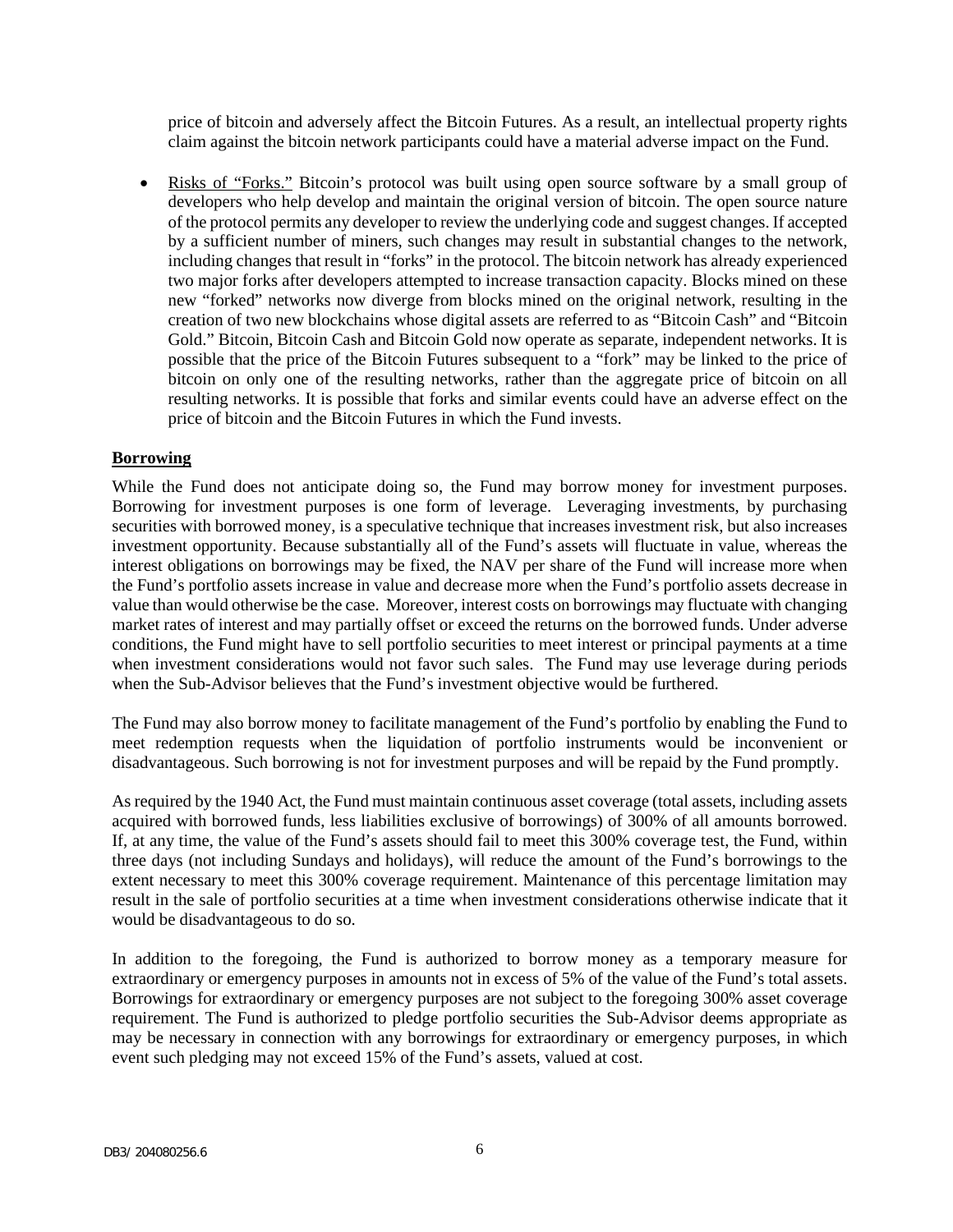price of bitcoin and adversely affect the Bitcoin Futures. As a result, an intellectual property rights claim against the bitcoin network participants could have a material adverse impact on the Fund.

- Risks of "Forks." Bitcoin's protocol was built using open source software by a small group of developers who help develop and maintain the original version of bitcoin. The open source nature of the protocol permits any developer to review the underlying code and suggest changes. If accepted by a sufficient number of miners, such changes may result in substantial changes to the network, including changes that result in "forks" in the protocol. The bitcoin network has already experienced two major forks after developers attempted to increase transaction capacity. Blocks mined on these new "forked" networks now diverge from blocks mined on the original network, resulting in the creation of two new blockchains whose digital assets are referred to as "Bitcoin Cash" and "Bitcoin Gold." Bitcoin, Bitcoin Cash and Bitcoin Gold now operate as separate, independent networks. It is possible that the price of the Bitcoin Futures subsequent to a "fork" may be linked to the price of bitcoin on only one of the resulting networks, rather than the aggregate price of bitcoin on all resulting networks. It is possible that forks and similar events could have an adverse effect on the price of bitcoin and the Bitcoin Futures in which the Fund invests.

## Borrowing

While the Fund does not anticipate doing so, the Fund may borrow money for investment purposes. Borrowing for investment purposes is one form of leverage. Leveraging investments, by purchasing securities with borrowed money, is a speculative technique that increases investment risk, but also increases investment opportunity. Because substantially all of the Fund's assets will fluctuate in value, whereas the interest obligations on borrowings may be fixed, the NAV per share of the Fund will increase more when the Fund's portfolio assets increase in value and decrease more when the Fund's portfolio assets decrease in value than would otherwise be the case. Moreover, interest costs on borrowings may fluctuate with changing market rates of interest and may partially offset or exceed the returns on the borrowed funds. Under adverse conditions, the Fund might have to sell portfolio securities to meet interest or principal payments at a time when investment considerations would not favor such sales. The Fund may use leverage during periods when the Sub-Advisor believes that the Fund's investment objective would be furthered.

The Fund may also borrow money to facilitate management of the Fund's portfolio by enabling the Fund to meet redemption requests when the liquidation of portfolio instruments would be inconvenient or disadvantageous. Such borrowing is not for investment purposes and will be repaid by the Fund promptly.

As required by the 1940 Act, the Fund must maintain continuous asset coverage (total assets, including assets acquired with borrowed funds, less liabilities exclusive of borrowings) of 300% of all amounts borrowed. If, at any time, the value of the Fund's assets should fail to meet this 300% coverage test, the Fund, within three days (not including Sundays and holidays), will reduce the amount of the Fund's borrowings to the extent necessary to meet this 300% coverage requirement. Maintenance of this percentage limitation may result in the sale of portfolio securities at a time when investment considerations otherwise indicate that it would be disadvantageous to do so.

In addition to the foregoing, the Fund is authorized to borrow money as a temporary measure for extraordinary or emergency purposes in amounts not in excess of 5% of the value of the Fund's total assets. Borrowings for extraordinary or emergency purposes are not subject to the foregoing 300% asset coverage requirement. The Fund is authorized to pledge portfolio securities the Sub-Advisor deems appropriate as may be necessary in connection with any borrowings for extraordinary or emergency purposes, in which event such pledging may not exceed 15% of the Fund's assets, valued at cost.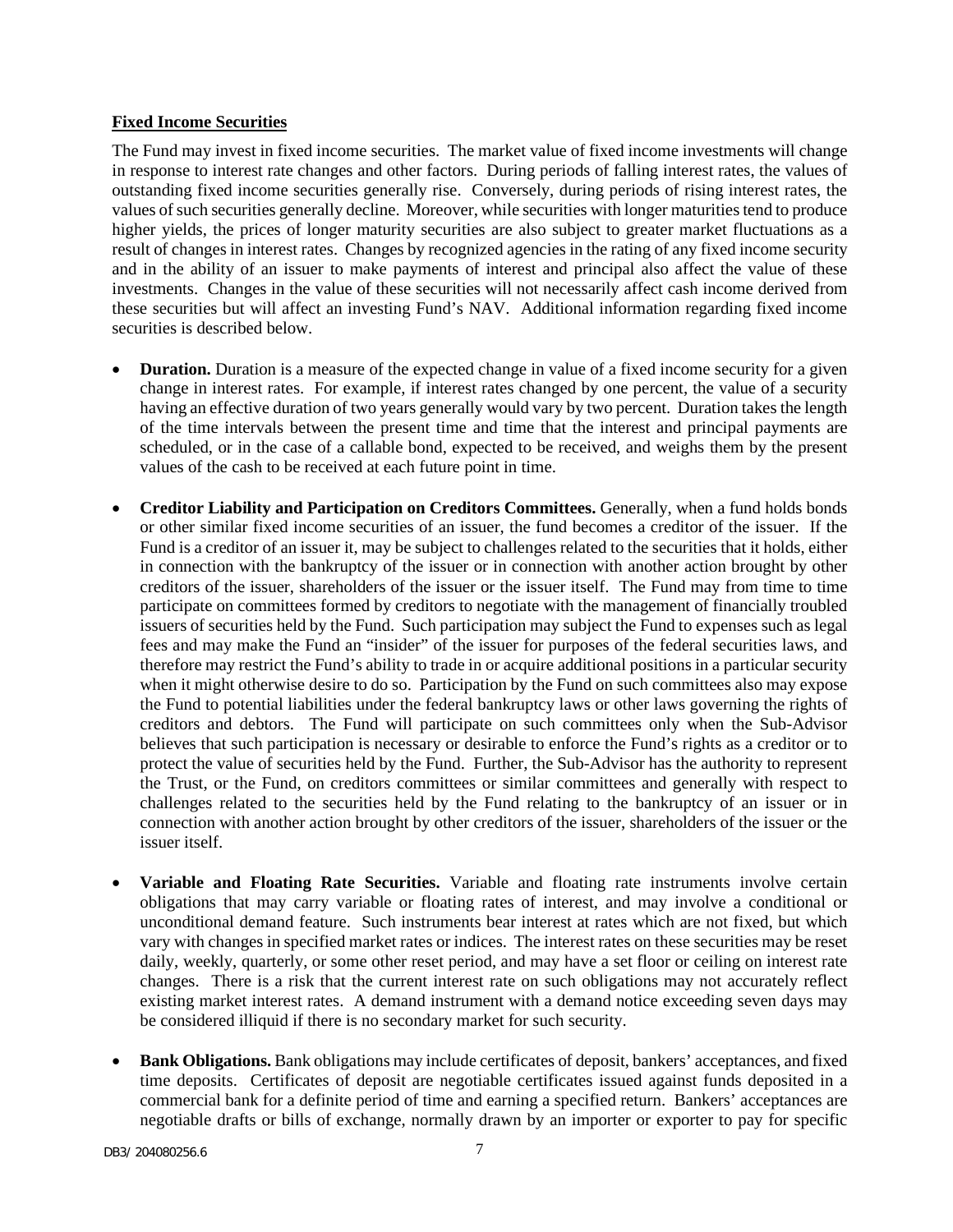**Fixed Income Securities**

The Fund may invest in fixed income securities. The market value of fixed income investments will change in response to interest rate changes and other factors. During periods of falling interest rates, the values of outstanding fixed income securities generally rise. Conversely, during periods of rising interest rates, the values of such securities generally decline. Moreover, while securities with longer maturities tend to produce higher yields, the prices of longer maturity securities are also subject to greater market fluctuations as a result of changes in interest rates. Changes by recognized agencies in the rating of any fixed income security and in the ability of an issuer to make payments of interest and principal also affect the value of these investments. Changes in the value of these securities will not necessarily affect cash income derived from these securities but will affect an investing Fund's NAV. Additional information regarding fixed income securities is described below.

- **Duration.** Duration is a measure of the expected change in value of a fixed income security for a given change in interest rates. For example, if interest rates changed by one percent, the value of a security having an effective duration of two years generally would vary by two percent. Duration takes the length of the time intervals between the present time and time that the interest and principal payments are scheduled, or in the case of a callable bond, expected to be received, and weighs them by the present values of the cash to be received at each future point in time.

- **Creditor Liability and Participation on Creditors Committees.** Generally, when a fund holds bonds or other similar fixed income securities of an issuer, the fund becomes a creditor of the issuer. If the Fund is a creditor of an issuer it, may be subject to challenges related to the securities that it holds, either in connection with the bankruptcy of the issuer or in connection with another action brought by other creditors of the issuer, shareholders of the issuer or the issuer itself. The Fund may from time to time participate on committees formed by creditors to negotiate with the management of financially troubled issuers of securities held by the Fund. Such participation may subject the Fund to expenses such as legal fees and may make the Fund an "insider" of the issuer for purposes of the federal securities laws, and therefore may restrict the Fund's ability to trade in or acquire additional positions in a particular security when it might otherwise desire to do so. Participation by the Fund on such committees also may expose the Fund to potential liabilities under the federal bankruptcy laws or other laws governing the rights of creditors and debtors. The Fund will participate on such committees only when the Sub-Advisor believes that such participation is necessary or desirable to enforce the Fund's rights as a creditor or to protect the value of securities held by the Fund. Further, the Sub-Advisor has the authority to represent the Trust, or the Fund, on creditors committees or similar committees and generally with respect to challenges related to the securities held by the Fund relating to the bankruptcy of an issuer or in connection with another action brought by other creditors of the issuer, shareholders of the issuer or the issuer itself.

- **Variable and Floating Rate Securities.** Variable and floating rate instruments involve certain obligations that may carry variable or floating rates of interest, and may involve a conditional or unconditional demand feature. Such instruments bear interest at rates which are not fixed, but which vary with changes in specified market rates or indices. The interest rates on these securities may be reset daily, weekly, quarterly, or some other reset period, and may have a set floor or ceiling on interest rate changes. There is a risk that the current interest rate on such obligations may not accurately reflect existing market interest rates. A demand instrument with a demand notice exceeding seven days may be considered illiquid if there is no secondary market for such security.

- **Bank Obligations.** Bank obligations may include certificates of deposit, bankers' acceptances, and fixed time deposits. Certificates of deposit are negotiable certificates issued against funds deposited in a commercial bank for a definite period of time and earning a specified return. Bankers' acceptances are negotiable drafts or bills of exchange, normally drawn by an importer or exporter to pay for specific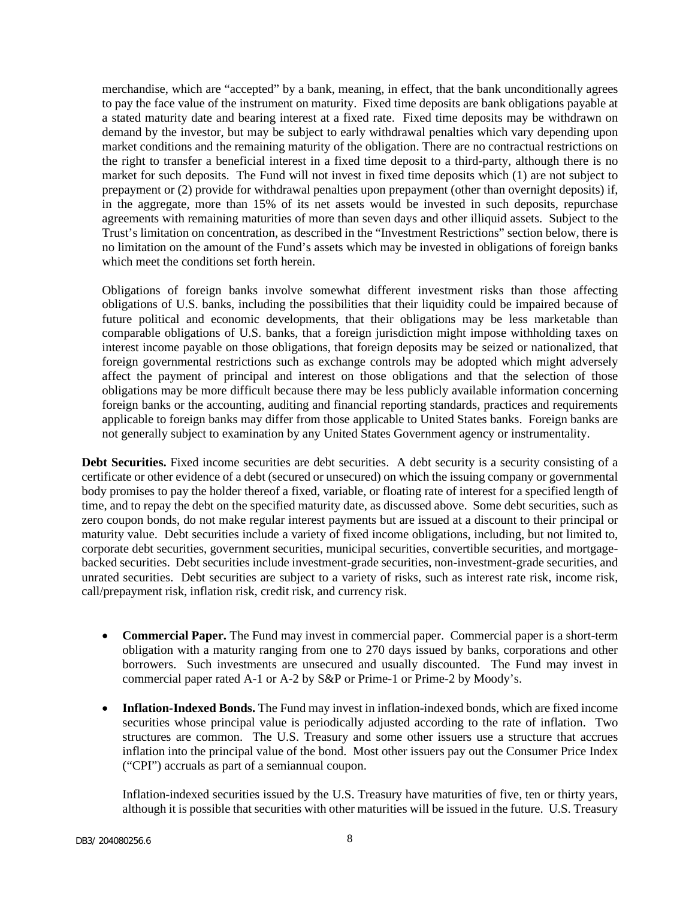merchandise, which are "accepted" by a bank, meaning, in effect, that the bank unconditionally agrees to pay the face value of the instrument on maturity. Fixed time deposits are bank obligations payable at a stated maturity date and bearing interest at a fixed rate. Fixed time deposits may be withdrawn on demand by the investor, but may be subject to early withdrawal penalties which vary depending upon market conditions and the remaining maturity of the obligation. There are no contractual restrictions on the right to transfer a beneficial interest in a fixed time deposit to a third-party, although there is no market for such deposits. The Fund will not invest in fixed time deposits which (1) are not subject to prepayment or (2) provide for withdrawal penalties upon prepayment (other than overnight deposits) if, in the aggregate, more than 15% of its net assets would be invested in such deposits, repurchase agreements with remaining maturities of more than seven days and other illiquid assets. Subject to the Trust's limitation on concentration, as described in the "Investment Restrictions" section below, there is no limitation on the amount of the Fund's assets which may be invested in obligations of foreign banks which meet the conditions set forth herein.

Obligations of foreign banks involve somewhat different investment risks than those affecting obligations of U.S. banks, including the possibilities that their liquidity could be impaired because of future political and economic developments, that their obligations may be less marketable than comparable obligations of U.S. banks, that a foreign jurisdiction might impose withholding taxes on interest income payable on those obligations, that foreign deposits may be seized or nationalized, that foreign governmental restrictions such as exchange controls may be adopted which might adversely affect the payment of principal and interest on those obligations and that the selection of those obligations may be more difficult because there may be less publicly available information concerning foreign banks or the accounting, auditing and financial reporting standards, practices and requirements applicable to foreign banks may differ from those applicable to United States banks. Foreign banks are not generally subject to examination by any United States Government agency or instrumentality.

**Debt Securities.** Fixed income securities are debt securities. A debt security is a security consisting of a certificate or other evidence of a debt (secured or unsecured) on which the issuing company or governmental body promises to pay the holder thereof a fixed, variable, or floating rate of interest for a specified length of time, and to repay the debt on the specified maturity date, as discussed above. Some debt securities, such as zero coupon bonds, do not make regular interest payments but are issued at a discount to their principal or maturity value. Debt securities include a variety of fixed income obligations, including, but not limited to, corporate debt securities, government securities, municipal securities, convertible securities, and mortgage-backed securities. Debt securities include investment-grade securities, non-investment-grade securities, and unrated securities. Debt securities are subject to a variety of risks, such as interest rate risk, income risk, call/prepayment risk, inflation risk, credit risk, and currency risk.

- **Commercial Paper.** The Fund may invest in commercial paper. Commercial paper is a short-term obligation with a maturity ranging from one to 270 days issued by banks, corporations and other borrowers. Such investments are unsecured and usually discounted. The Fund may invest in commercial paper rated A-1 or A-2 by S&P or Prime-1 or Prime-2 by Moody's.

- **Inflation-Indexed Bonds.** The Fund may invest in inflation-indexed bonds, which are fixed income securities whose principal value is periodically adjusted according to the rate of inflation. Two structures are common. The U.S. Treasury and some other issuers use a structure that accrues inflation into the principal value of the bond. Most other issuers pay out the Consumer Price Index ("CPI") accruals as part of a semiannual coupon.

  Inflation-indexed securities issued by the U.S. Treasury have maturities of five, ten or thirty years, although it is possible that securities with other maturities will be issued in the future. U.S. Treasury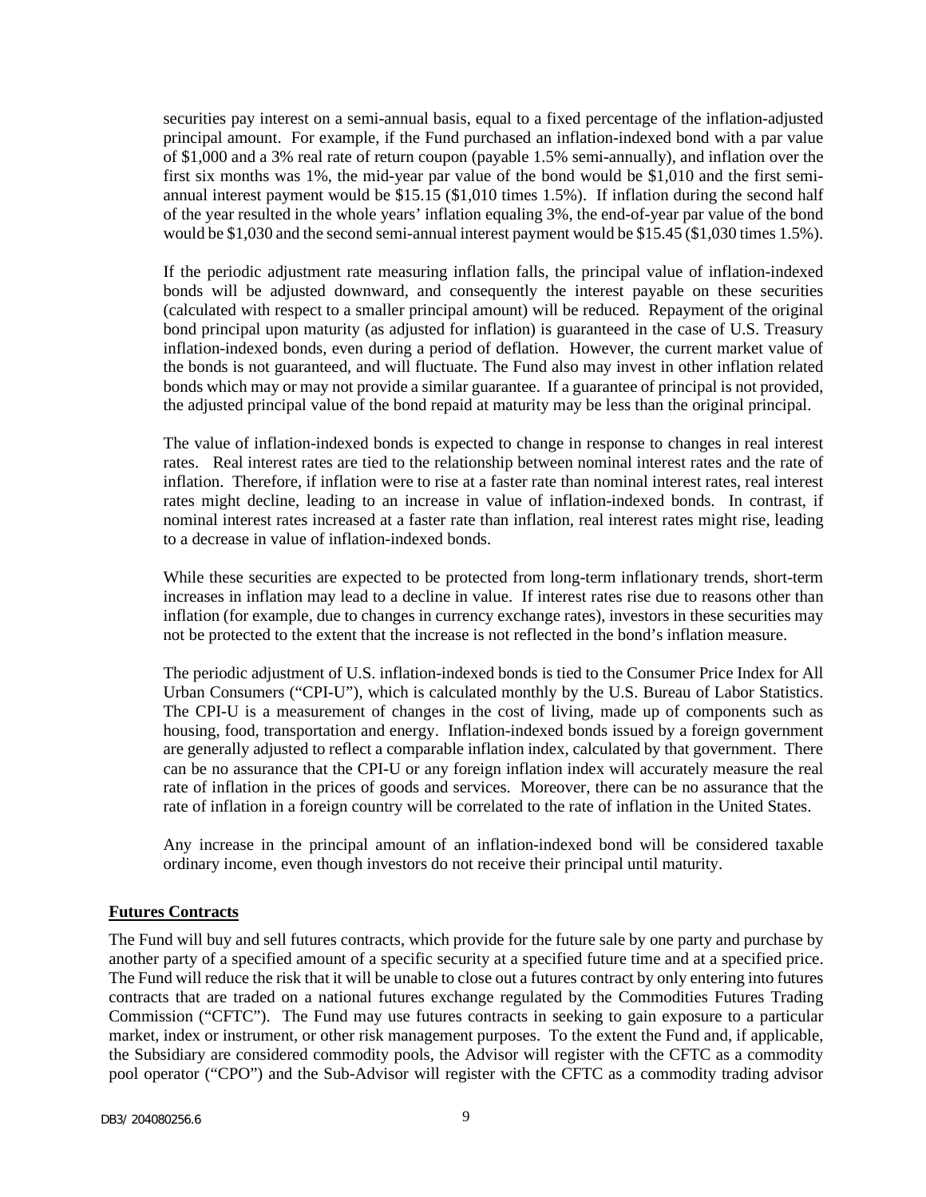securities pay interest on a semi-annual basis, equal to a fixed percentage of the inflation-adjusted principal amount. For example, if the Fund purchased an inflation-indexed bond with a par value of $1,000 and a 3% real rate of return coupon (payable 1.5% semi-annually), and inflation over the first six months was 1%, the mid-year par value of the bond would be $1,010 and the first semi-annual interest payment would be $15.15 ($1,010 times 1.5%). If inflation during the second half of the year resulted in the whole years' inflation equaling 3%, the end-of-year par value of the bond would be $1,030 and the second semi-annual interest payment would be $15.45 ($1,030 times 1.5%).

If the periodic adjustment rate measuring inflation falls, the principal value of inflation-indexed bonds will be adjusted downward, and consequently the interest payable on these securities (calculated with respect to a smaller principal amount) will be reduced. Repayment of the original bond principal upon maturity (as adjusted for inflation) is guaranteed in the case of U.S. Treasury inflation-indexed bonds, even during a period of deflation. However, the current market value of the bonds is not guaranteed, and will fluctuate. The Fund also may invest in other inflation related bonds which may or may not provide a similar guarantee. If a guarantee of principal is not provided, the adjusted principal value of the bond repaid at maturity may be less than the original principal.

The value of inflation-indexed bonds is expected to change in response to changes in real interest rates. Real interest rates are tied to the relationship between nominal interest rates and the rate of inflation. Therefore, if inflation were to rise at a faster rate than nominal interest rates, real interest rates might decline, leading to an increase in value of inflation-indexed bonds. In contrast, if nominal interest rates increased at a faster rate than inflation, real interest rates might rise, leading to a decrease in value of inflation-indexed bonds.

While these securities are expected to be protected from long-term inflationary trends, short-term increases in inflation may lead to a decline in value. If interest rates rise due to reasons other than inflation (for example, due to changes in currency exchange rates), investors in these securities may not be protected to the extent that the increase is not reflected in the bond's inflation measure.

The periodic adjustment of U.S. inflation-indexed bonds is tied to the Consumer Price Index for All Urban Consumers ("CPI-U"), which is calculated monthly by the U.S. Bureau of Labor Statistics. The CPI-U is a measurement of changes in the cost of living, made up of components such as housing, food, transportation and energy. Inflation-indexed bonds issued by a foreign government are generally adjusted to reflect a comparable inflation index, calculated by that government. There can be no assurance that the CPI-U or any foreign inflation index will accurately measure the real rate of inflation in the prices of goods and services. Moreover, there can be no assurance that the rate of inflation in a foreign country will be correlated to the rate of inflation in the United States.

Any increase in the principal amount of an inflation-indexed bond will be considered taxable ordinary income, even though investors do not receive their principal until maturity.

## Futures Contracts

The Fund will buy and sell futures contracts, which provide for the future sale by one party and purchase by another party of a specified amount of a specific security at a specified future time and at a specified price. The Fund will reduce the risk that it will be unable to close out a futures contract by only entering into futures contracts that are traded on a national futures exchange regulated by the Commodities Futures Trading Commission ("CFTC"). The Fund may use futures contracts in seeking to gain exposure to a particular market, index or instrument, or other risk management purposes. To the extent the Fund and, if applicable, the Subsidiary are considered commodity pools, the Advisor will register with the CFTC as a commodity pool operator ("CPO") and the Sub-Advisor will register with the CFTC as a commodity trading advisor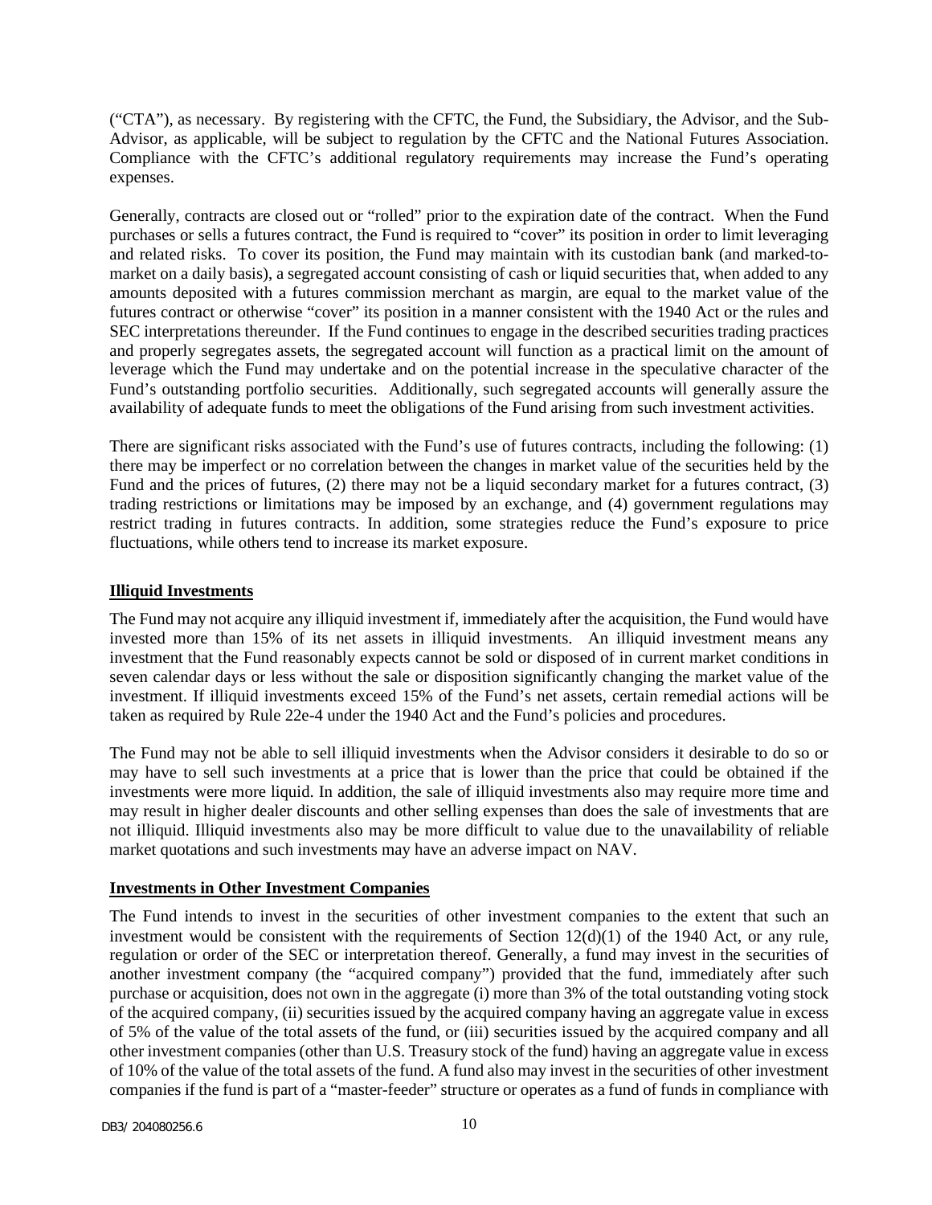("CTA"), as necessary. By registering with the CFTC, the Fund, the Subsidiary, the Advisor, and the Sub-Advisor, as applicable, will be subject to regulation by the CFTC and the National Futures Association. Compliance with the CFTC's additional regulatory requirements may increase the Fund's operating expenses.

Generally, contracts are closed out or "rolled" prior to the expiration date of the contract. When the Fund purchases or sells a futures contract, the Fund is required to "cover" its position in order to limit leveraging and related risks. To cover its position, the Fund may maintain with its custodian bank (and marked-to-market on a daily basis), a segregated account consisting of cash or liquid securities that, when added to any amounts deposited with a futures commission merchant as margin, are equal to the market value of the futures contract or otherwise "cover" its position in a manner consistent with the 1940 Act or the rules and SEC interpretations thereunder. If the Fund continues to engage in the described securities trading practices and properly segregates assets, the segregated account will function as a practical limit on the amount of leverage which the Fund may undertake and on the potential increase in the speculative character of the Fund's outstanding portfolio securities. Additionally, such segregated accounts will generally assure the availability of adequate funds to meet the obligations of the Fund arising from such investment activities.

There are significant risks associated with the Fund's use of futures contracts, including the following: (1) there may be imperfect or no correlation between the changes in market value of the securities held by the Fund and the prices of futures, (2) there may not be a liquid secondary market for a futures contract, (3) trading restrictions or limitations may be imposed by an exchange, and (4) government regulations may restrict trading in futures contracts. In addition, some strategies reduce the Fund's exposure to price fluctuations, while others tend to increase its market exposure.

**Illiquid Investments**

The Fund may not acquire any illiquid investment if, immediately after the acquisition, the Fund would have invested more than 15% of its net assets in illiquid investments. An illiquid investment means any investment that the Fund reasonably expects cannot be sold or disposed of in current market conditions in seven calendar days or less without the sale or disposition significantly changing the market value of the investment. If illiquid investments exceed 15% of the Fund's net assets, certain remedial actions will be taken as required by Rule 22e-4 under the 1940 Act and the Fund's policies and procedures.

The Fund may not be able to sell illiquid investments when the Advisor considers it desirable to do so or may have to sell such investments at a price that is lower than the price that could be obtained if the investments were more liquid. In addition, the sale of illiquid investments also may require more time and may result in higher dealer discounts and other selling expenses than does the sale of investments that are not illiquid. Illiquid investments also may be more difficult to value due to the unavailability of reliable market quotations and such investments may have an adverse impact on NAV.

**Investments in Other Investment Companies**

The Fund intends to invest in the securities of other investment companies to the extent that such an investment would be consistent with the requirements of Section 12(d)(1) of the 1940 Act, or any rule, regulation or order of the SEC or interpretation thereof. Generally, a fund may invest in the securities of another investment company (the "acquired company") provided that the fund, immediately after such purchase or acquisition, does not own in the aggregate (i) more than 3% of the total outstanding voting stock of the acquired company, (ii) securities issued by the acquired company having an aggregate value in excess of 5% of the value of the total assets of the fund, or (iii) securities issued by the acquired company and all other investment companies (other than U.S. Treasury stock of the fund) having an aggregate value in excess of 10% of the value of the total assets of the fund. A fund also may invest in the securities of other investment companies if the fund is part of a "master-feeder" structure or operates as a fund of funds in compliance with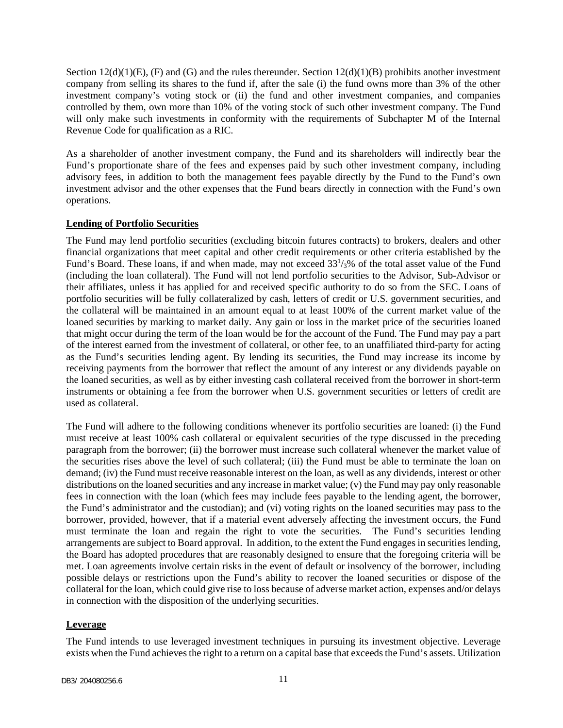Section 12(d)(1)(E), (F) and (G) and the rules thereunder. Section 12(d)(1)(B) prohibits another investment company from selling its shares to the fund if, after the sale (i) the fund owns more than 3% of the other investment company's voting stock or (ii) the fund and other investment companies, and companies controlled by them, own more than 10% of the voting stock of such other investment company. The Fund will only make such investments in conformity with the requirements of Subchapter M of the Internal Revenue Code for qualification as a RIC.

As a shareholder of another investment company, the Fund and its shareholders will indirectly bear the Fund's proportionate share of the fees and expenses paid by such other investment company, including advisory fees, in addition to both the management fees payable directly by the Fund to the Fund's own investment advisor and the other expenses that the Fund bears directly in connection with the Fund's own operations.

## **Lending of Portfolio Securities**

The Fund may lend portfolio securities (excluding bitcoin futures contracts) to brokers, dealers and other financial organizations that meet capital and other credit requirements or other criteria established by the Fund's Board. These loans, if and when made, may not exceed $33^1/_3$% of the total asset value of the Fund (including the loan collateral). The Fund will not lend portfolio securities to the Advisor, Sub-Advisor or their affiliates, unless it has applied for and received specific authority to do so from the SEC. Loans of portfolio securities will be fully collateralized by cash, letters of credit or U.S. government securities, and the collateral will be maintained in an amount equal to at least 100% of the current market value of the loaned securities by marking to market daily. Any gain or loss in the market price of the securities loaned that might occur during the term of the loan would be for the account of the Fund. The Fund may pay a part of the interest earned from the investment of collateral, or other fee, to an unaffiliated third-party for acting as the Fund's securities lending agent. By lending its securities, the Fund may increase its income by receiving payments from the borrower that reflect the amount of any interest or any dividends payable on the loaned securities, as well as by either investing cash collateral received from the borrower in short-term instruments or obtaining a fee from the borrower when U.S. government securities or letters of credit are used as collateral.

The Fund will adhere to the following conditions whenever its portfolio securities are loaned: (i) the Fund must receive at least 100% cash collateral or equivalent securities of the type discussed in the preceding paragraph from the borrower; (ii) the borrower must increase such collateral whenever the market value of the securities rises above the level of such collateral; (iii) the Fund must be able to terminate the loan on demand; (iv) the Fund must receive reasonable interest on the loan, as well as any dividends, interest or other distributions on the loaned securities and any increase in market value; (v) the Fund may pay only reasonable fees in connection with the loan (which fees may include fees payable to the lending agent, the borrower, the Fund's administrator and the custodian); and (vi) voting rights on the loaned securities may pass to the borrower, provided, however, that if a material event adversely affecting the investment occurs, the Fund must terminate the loan and regain the right to vote the securities. The Fund's securities lending arrangements are subject to Board approval. In addition, to the extent the Fund engages in securities lending, the Board has adopted procedures that are reasonably designed to ensure that the foregoing criteria will be met. Loan agreements involve certain risks in the event of default or insolvency of the borrower, including possible delays or restrictions upon the Fund's ability to recover the loaned securities or dispose of the collateral for the loan, which could give rise to loss because of adverse market action, expenses and/or delays in connection with the disposition of the underlying securities.

## **Leverage**

The Fund intends to use leveraged investment techniques in pursuing its investment objective. Leverage exists when the Fund achieves the right to a return on a capital base that exceeds the Fund's assets. Utilization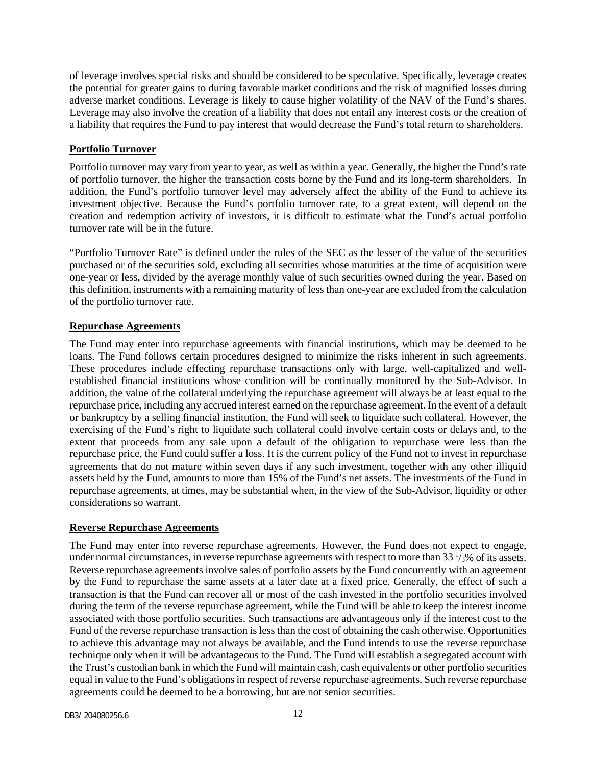of leverage involves special risks and should be considered to be speculative. Specifically, leverage creates the potential for greater gains to during favorable market conditions and the risk of magnified losses during adverse market conditions. Leverage is likely to cause higher volatility of the NAV of the Fund's shares. Leverage may also involve the creation of a liability that does not entail any interest costs or the creation of a liability that requires the Fund to pay interest that would decrease the Fund's total return to shareholders.

**Portfolio Turnover**

Portfolio turnover may vary from year to year, as well as within a year. Generally, the higher the Fund's rate of portfolio turnover, the higher the transaction costs borne by the Fund and its long-term shareholders. In addition, the Fund's portfolio turnover level may adversely affect the ability of the Fund to achieve its investment objective. Because the Fund's portfolio turnover rate, to a great extent, will depend on the creation and redemption activity of investors, it is difficult to estimate what the Fund's actual portfolio turnover rate will be in the future.

"Portfolio Turnover Rate" is defined under the rules of the SEC as the lesser of the value of the securities purchased or of the securities sold, excluding all securities whose maturities at the time of acquisition were one-year or less, divided by the average monthly value of such securities owned during the year. Based on this definition, instruments with a remaining maturity of less than one-year are excluded from the calculation of the portfolio turnover rate.

**Repurchase Agreements**

The Fund may enter into repurchase agreements with financial institutions, which may be deemed to be loans. The Fund follows certain procedures designed to minimize the risks inherent in such agreements. These procedures include effecting repurchase transactions only with large, well-capitalized and well-established financial institutions whose condition will be continually monitored by the Sub-Advisor. In addition, the value of the collateral underlying the repurchase agreement will always be at least equal to the repurchase price, including any accrued interest earned on the repurchase agreement. In the event of a default or bankruptcy by a selling financial institution, the Fund will seek to liquidate such collateral. However, the exercising of the Fund's right to liquidate such collateral could involve certain costs or delays and, to the extent that proceeds from any sale upon a default of the obligation to repurchase were less than the repurchase price, the Fund could suffer a loss. It is the current policy of the Fund not to invest in repurchase agreements that do not mature within seven days if any such investment, together with any other illiquid assets held by the Fund, amounts to more than 15% of the Fund's net assets. The investments of the Fund in repurchase agreements, at times, may be substantial when, in the view of the Sub-Advisor, liquidity or other considerations so warrant.

**Reverse Repurchase Agreements**

The Fund may enter into reverse repurchase agreements. However, the Fund does not expect to engage, under normal circumstances, in reverse repurchase agreements with respect to more than 33 $^{1}/_{3}$% of its assets. Reverse repurchase agreements involve sales of portfolio assets by the Fund concurrently with an agreement by the Fund to repurchase the same assets at a later date at a fixed price. Generally, the effect of such a transaction is that the Fund can recover all or most of the cash invested in the portfolio securities involved during the term of the reverse repurchase agreement, while the Fund will be able to keep the interest income associated with those portfolio securities. Such transactions are advantageous only if the interest cost to the Fund of the reverse repurchase transaction is less than the cost of obtaining the cash otherwise. Opportunities to achieve this advantage may not always be available, and the Fund intends to use the reverse repurchase technique only when it will be advantageous to the Fund. The Fund will establish a segregated account with the Trust's custodian bank in which the Fund will maintain cash, cash equivalents or other portfolio securities equal in value to the Fund's obligations in respect of reverse repurchase agreements. Such reverse repurchase agreements could be deemed to be a borrowing, but are not senior securities.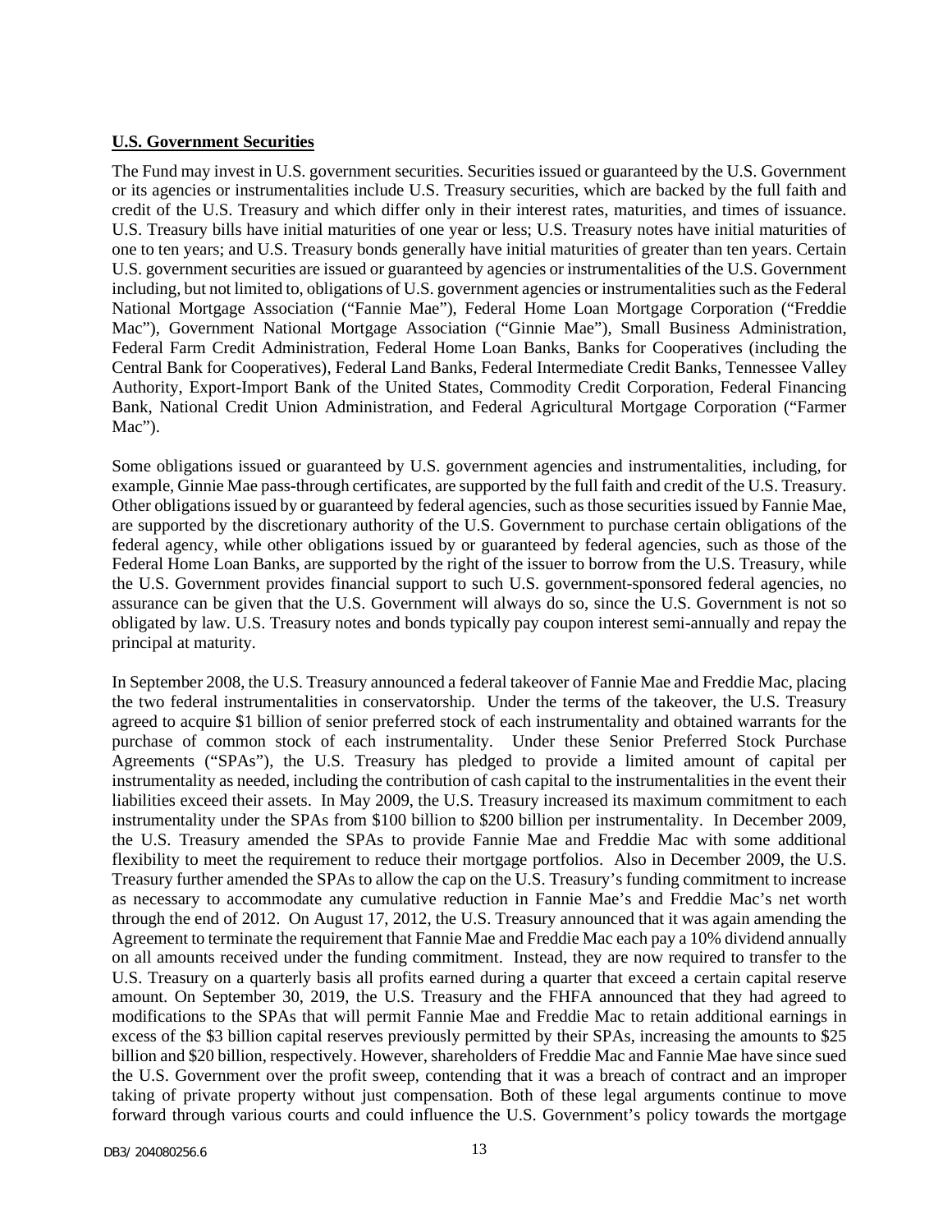**U.S. Government Securities**

The Fund may invest in U.S. government securities. Securities issued or guaranteed by the U.S. Government or its agencies or instrumentalities include U.S. Treasury securities, which are backed by the full faith and credit of the U.S. Treasury and which differ only in their interest rates, maturities, and times of issuance. U.S. Treasury bills have initial maturities of one year or less; U.S. Treasury notes have initial maturities of one to ten years; and U.S. Treasury bonds generally have initial maturities of greater than ten years. Certain U.S. government securities are issued or guaranteed by agencies or instrumentalities of the U.S. Government including, but not limited to, obligations of U.S. government agencies or instrumentalities such as the Federal National Mortgage Association ("Fannie Mae"), Federal Home Loan Mortgage Corporation ("Freddie Mac"), Government National Mortgage Association ("Ginnie Mae"), Small Business Administration, Federal Farm Credit Administration, Federal Home Loan Banks, Banks for Cooperatives (including the Central Bank for Cooperatives), Federal Land Banks, Federal Intermediate Credit Banks, Tennessee Valley Authority, Export-Import Bank of the United States, Commodity Credit Corporation, Federal Financing Bank, National Credit Union Administration, and Federal Agricultural Mortgage Corporation ("Farmer Mac").

Some obligations issued or guaranteed by U.S. government agencies and instrumentalities, including, for example, Ginnie Mae pass-through certificates, are supported by the full faith and credit of the U.S. Treasury. Other obligations issued by or guaranteed by federal agencies, such as those securities issued by Fannie Mae, are supported by the discretionary authority of the U.S. Government to purchase certain obligations of the federal agency, while other obligations issued by or guaranteed by federal agencies, such as those of the Federal Home Loan Banks, are supported by the right of the issuer to borrow from the U.S. Treasury, while the U.S. Government provides financial support to such U.S. government-sponsored federal agencies, no assurance can be given that the U.S. Government will always do so, since the U.S. Government is not so obligated by law. U.S. Treasury notes and bonds typically pay coupon interest semi-annually and repay the principal at maturity.

In September 2008, the U.S. Treasury announced a federal takeover of Fannie Mae and Freddie Mac, placing the two federal instrumentalities in conservatorship. Under the terms of the takeover, the U.S. Treasury agreed to acquire \$1 billion of senior preferred stock of each instrumentality and obtained warrants for the purchase of common stock of each instrumentality. Under these Senior Preferred Stock Purchase Agreements ("SPAs"), the U.S. Treasury has pledged to provide a limited amount of capital per instrumentality as needed, including the contribution of cash capital to the instrumentalities in the event their liabilities exceed their assets. In May 2009, the U.S. Treasury increased its maximum commitment to each instrumentality under the SPAs from \$100 billion to \$200 billion per instrumentality. In December 2009, the U.S. Treasury amended the SPAs to provide Fannie Mae and Freddie Mac with some additional flexibility to meet the requirement to reduce their mortgage portfolios. Also in December 2009, the U.S. Treasury further amended the SPAs to allow the cap on the U.S. Treasury's funding commitment to increase as necessary to accommodate any cumulative reduction in Fannie Mae's and Freddie Mac's net worth through the end of 2012. On August 17, 2012, the U.S. Treasury announced that it was again amending the Agreement to terminate the requirement that Fannie Mae and Freddie Mac each pay a 10% dividend annually on all amounts received under the funding commitment. Instead, they are now required to transfer to the U.S. Treasury on a quarterly basis all profits earned during a quarter that exceed a certain capital reserve amount. On September 30, 2019, the U.S. Treasury and the FHFA announced that they had agreed to modifications to the SPAs that will permit Fannie Mae and Freddie Mac to retain additional earnings in excess of the \$3 billion capital reserves previously permitted by their SPAs, increasing the amounts to \$25 billion and \$20 billion, respectively. However, shareholders of Freddie Mac and Fannie Mae have since sued the U.S. Government over the profit sweep, contending that it was a breach of contract and an improper taking of private property without just compensation. Both of these legal arguments continue to move forward through various courts and could influence the U.S. Government's policy towards the mortgage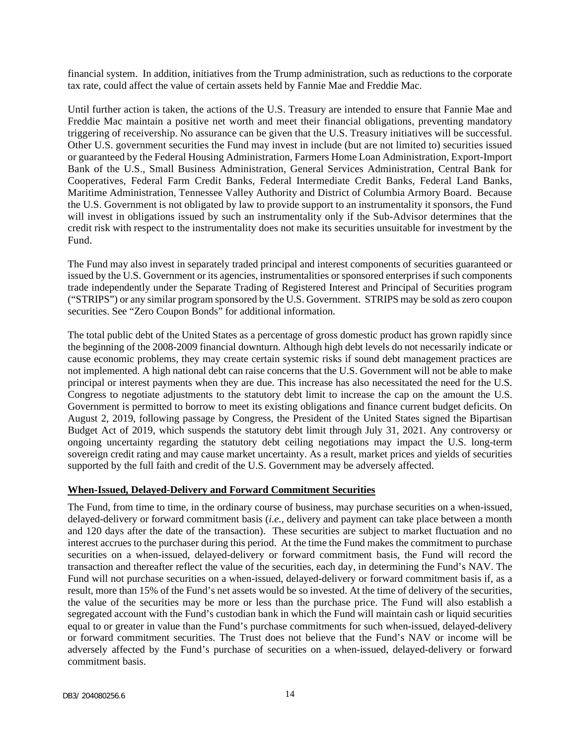financial system. In addition, initiatives from the Trump administration, such as reductions to the corporate tax rate, could affect the value of certain assets held by Fannie Mae and Freddie Mac.

Until further action is taken, the actions of the U.S. Treasury are intended to ensure that Fannie Mae and Freddie Mac maintain a positive net worth and meet their financial obligations, preventing mandatory triggering of receivership. No assurance can be given that the U.S. Treasury initiatives will be successful. Other U.S. government securities the Fund may invest in include (but are not limited to) securities issued or guaranteed by the Federal Housing Administration, Farmers Home Loan Administration, Export-Import Bank of the U.S., Small Business Administration, General Services Administration, Central Bank for Cooperatives, Federal Farm Credit Banks, Federal Intermediate Credit Banks, Federal Land Banks, Maritime Administration, Tennessee Valley Authority and District of Columbia Armory Board. Because the U.S. Government is not obligated by law to provide support to an instrumentality it sponsors, the Fund will invest in obligations issued by such an instrumentality only if the Sub-Advisor determines that the credit risk with respect to the instrumentality does not make its securities unsuitable for investment by the Fund.

The Fund may also invest in separately traded principal and interest components of securities guaranteed or issued by the U.S. Government or its agencies, instrumentalities or sponsored enterprises if such components trade independently under the Separate Trading of Registered Interest and Principal of Securities program ("STRIPS") or any similar program sponsored by the U.S. Government. STRIPS may be sold as zero coupon securities. See "Zero Coupon Bonds" for additional information.

The total public debt of the United States as a percentage of gross domestic product has grown rapidly since the beginning of the 2008-2009 financial downturn. Although high debt levels do not necessarily indicate or cause economic problems, they may create certain systemic risks if sound debt management practices are not implemented. A high national debt can raise concerns that the U.S. Government will not be able to make principal or interest payments when they are due. This increase has also necessitated the need for the U.S. Congress to negotiate adjustments to the statutory debt limit to increase the cap on the amount the U.S. Government is permitted to borrow to meet its existing obligations and finance current budget deficits. On August 2, 2019, following passage by Congress, the President of the United States signed the Bipartisan Budget Act of 2019, which suspends the statutory debt limit through July 31, 2021. Any controversy or ongoing uncertainty regarding the statutory debt ceiling negotiations may impact the U.S. long-term sovereign credit rating and may cause market uncertainty. As a result, market prices and yields of securities supported by the full faith and credit of the U.S. Government may be adversely affected.

**When-Issued, Delayed-Delivery and Forward Commitment Securities**

The Fund, from time to time, in the ordinary course of business, may purchase securities on a when-issued, delayed-delivery or forward commitment basis (*i.e.*, delivery and payment can take place between a month and 120 days after the date of the transaction). These securities are subject to market fluctuation and no interest accrues to the purchaser during this period. At the time the Fund makes the commitment to purchase securities on a when-issued, delayed-delivery or forward commitment basis, the Fund will record the transaction and thereafter reflect the value of the securities, each day, in determining the Fund's NAV. The Fund will not purchase securities on a when-issued, delayed-delivery or forward commitment basis if, as a result, more than 15% of the Fund's net assets would be so invested. At the time of delivery of the securities, the value of the securities may be more or less than the purchase price. The Fund will also establish a segregated account with the Fund's custodian bank in which the Fund will maintain cash or liquid securities equal to or greater in value than the Fund's purchase commitments for such when-issued, delayed-delivery or forward commitment securities. The Trust does not believe that the Fund's NAV or income will be adversely affected by the Fund's purchase of securities on a when-issued, delayed-delivery or forward commitment basis.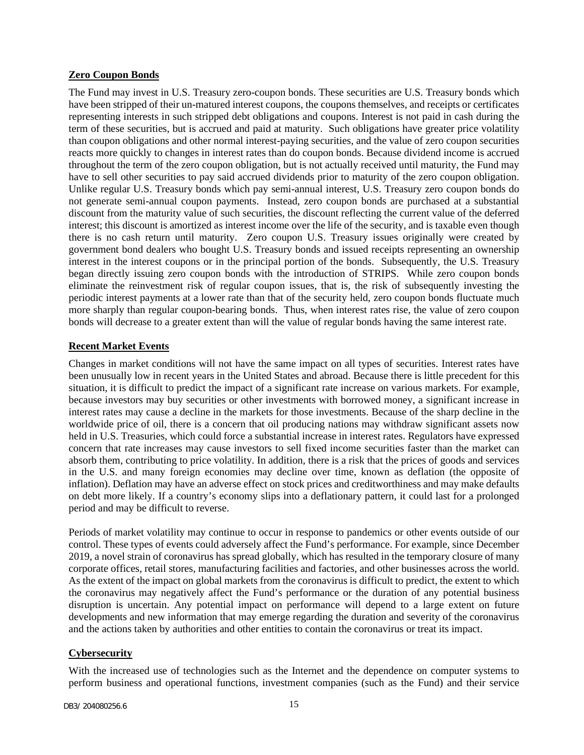**Zero Coupon Bonds**

The Fund may invest in U.S. Treasury zero-coupon bonds. These securities are U.S. Treasury bonds which have been stripped of their un-matured interest coupons, the coupons themselves, and receipts or certificates representing interests in such stripped debt obligations and coupons. Interest is not paid in cash during the term of these securities, but is accrued and paid at maturity. Such obligations have greater price volatility than coupon obligations and other normal interest-paying securities, and the value of zero coupon securities reacts more quickly to changes in interest rates than do coupon bonds. Because dividend income is accrued throughout the term of the zero coupon obligation, but is not actually received until maturity, the Fund may have to sell other securities to pay said accrued dividends prior to maturity of the zero coupon obligation. Unlike regular U.S. Treasury bonds which pay semi-annual interest, U.S. Treasury zero coupon bonds do not generate semi-annual coupon payments. Instead, zero coupon bonds are purchased at a substantial discount from the maturity value of such securities, the discount reflecting the current value of the deferred interest; this discount is amortized as interest income over the life of the security, and is taxable even though there is no cash return until maturity. Zero coupon U.S. Treasury issues originally were created by government bond dealers who bought U.S. Treasury bonds and issued receipts representing an ownership interest in the interest coupons or in the principal portion of the bonds. Subsequently, the U.S. Treasury began directly issuing zero coupon bonds with the introduction of STRIPS. While zero coupon bonds eliminate the reinvestment risk of regular coupon issues, that is, the risk of subsequently investing the periodic interest payments at a lower rate than that of the security held, zero coupon bonds fluctuate much more sharply than regular coupon-bearing bonds. Thus, when interest rates rise, the value of zero coupon bonds will decrease to a greater extent than will the value of regular bonds having the same interest rate.

**Recent Market Events**

Changes in market conditions will not have the same impact on all types of securities. Interest rates have been unusually low in recent years in the United States and abroad. Because there is little precedent for this situation, it is difficult to predict the impact of a significant rate increase on various markets. For example, because investors may buy securities or other investments with borrowed money, a significant increase in interest rates may cause a decline in the markets for those investments. Because of the sharp decline in the worldwide price of oil, there is a concern that oil producing nations may withdraw significant assets now held in U.S. Treasuries, which could force a substantial increase in interest rates. Regulators have expressed concern that rate increases may cause investors to sell fixed income securities faster than the market can absorb them, contributing to price volatility. In addition, there is a risk that the prices of goods and services in the U.S. and many foreign economies may decline over time, known as deflation (the opposite of inflation). Deflation may have an adverse effect on stock prices and creditworthiness and may make defaults on debt more likely. If a country's economy slips into a deflationary pattern, it could last for a prolonged period and may be difficult to reverse.

Periods of market volatility may continue to occur in response to pandemics or other events outside of our control. These types of events could adversely affect the Fund's performance. For example, since December 2019, a novel strain of coronavirus has spread globally, which has resulted in the temporary closure of many corporate offices, retail stores, manufacturing facilities and factories, and other businesses across the world. As the extent of the impact on global markets from the coronavirus is difficult to predict, the extent to which the coronavirus may negatively affect the Fund's performance or the duration of any potential business disruption is uncertain. Any potential impact on performance will depend to a large extent on future developments and new information that may emerge regarding the duration and severity of the coronavirus and the actions taken by authorities and other entities to contain the coronavirus or treat its impact.

**Cybersecurity**

With the increased use of technologies such as the Internet and the dependence on computer systems to perform business and operational functions, investment companies (such as the Fund) and their service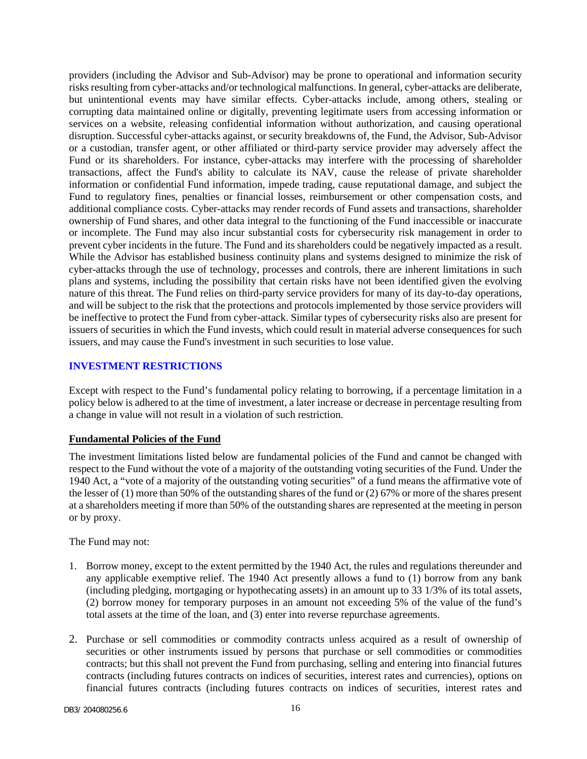providers (including the Advisor and Sub-Advisor) may be prone to operational and information security risks resulting from cyber-attacks and/or technological malfunctions. In general, cyber-attacks are deliberate, but unintentional events may have similar effects. Cyber-attacks include, among others, stealing or corrupting data maintained online or digitally, preventing legitimate users from accessing information or services on a website, releasing confidential information without authorization, and causing operational disruption. Successful cyber-attacks against, or security breakdowns of, the Fund, the Advisor, Sub-Advisor or a custodian, transfer agent, or other affiliated or third-party service provider may adversely affect the Fund or its shareholders. For instance, cyber-attacks may interfere with the processing of shareholder transactions, affect the Fund's ability to calculate its NAV, cause the release of private shareholder information or confidential Fund information, impede trading, cause reputational damage, and subject the Fund to regulatory fines, penalties or financial losses, reimbursement or other compensation costs, and additional compliance costs. Cyber-attacks may render records of Fund assets and transactions, shareholder ownership of Fund shares, and other data integral to the functioning of the Fund inaccessible or inaccurate or incomplete. The Fund may also incur substantial costs for cybersecurity risk management in order to prevent cyber incidents in the future. The Fund and its shareholders could be negatively impacted as a result. While the Advisor has established business continuity plans and systems designed to minimize the risk of cyber-attacks through the use of technology, processes and controls, there are inherent limitations in such plans and systems, including the possibility that certain risks have not been identified given the evolving nature of this threat. The Fund relies on third-party service providers for many of its day-to-day operations, and will be subject to the risk that the protections and protocols implemented by those service providers will be ineffective to protect the Fund from cyber-attack. Similar types of cybersecurity risks also are present for issuers of securities in which the Fund invests, which could result in material adverse consequences for such issuers, and may cause the Fund's investment in such securities to lose value.

## INVESTMENT RESTRICTIONS

Except with respect to the Fund's fundamental policy relating to borrowing, if a percentage limitation in a policy below is adhered to at the time of investment, a later increase or decrease in percentage resulting from a change in value will not result in a violation of such restriction.

### Fundamental Policies of the Fund

The investment limitations listed below are fundamental policies of the Fund and cannot be changed with respect to the Fund without the vote of a majority of the outstanding voting securities of the Fund. Under the 1940 Act, a "vote of a majority of the outstanding voting securities" of a fund means the affirmative vote of the lesser of (1) more than 50% of the outstanding shares of the fund or (2) 67% or more of the shares present at a shareholders meeting if more than 50% of the outstanding shares are represented at the meeting in person or by proxy.

The Fund may not:

1. Borrow money, except to the extent permitted by the 1940 Act, the rules and regulations thereunder and any applicable exemptive relief. The 1940 Act presently allows a fund to (1) borrow from any bank (including pledging, mortgaging or hypothecating assets) in an amount up to 33 1/3% of its total assets, (2) borrow money for temporary purposes in an amount not exceeding 5% of the value of the fund's total assets at the time of the loan, and (3) enter into reverse repurchase agreements.

2. Purchase or sell commodities or commodity contracts unless acquired as a result of ownership of securities or other instruments issued by persons that purchase or sell commodities or commodities contracts; but this shall not prevent the Fund from purchasing, selling and entering into financial futures contracts (including futures contracts on indices of securities, interest rates and currencies), options on financial futures contracts (including futures contracts on indices of securities, interest rates and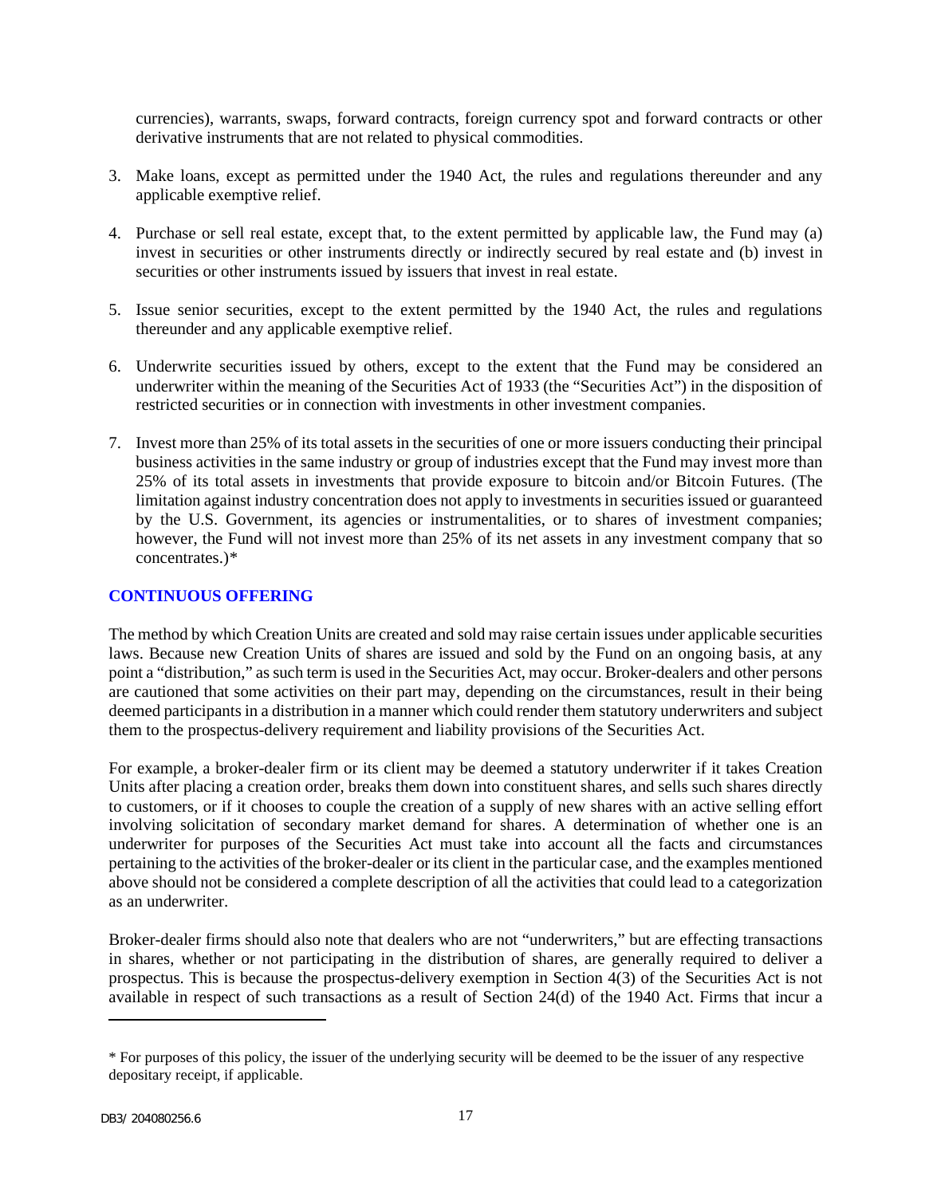currencies), warrants, swaps, forward contracts, foreign currency spot and forward contracts or other derivative instruments that are not related to physical commodities.

3. Make loans, except as permitted under the 1940 Act, the rules and regulations thereunder and any applicable exemptive relief.

4. Purchase or sell real estate, except that, to the extent permitted by applicable law, the Fund may (a) invest in securities or other instruments directly or indirectly secured by real estate and (b) invest in securities or other instruments issued by issuers that invest in real estate.

5. Issue senior securities, except to the extent permitted by the 1940 Act, the rules and regulations thereunder and any applicable exemptive relief.

6. Underwrite securities issued by others, except to the extent that the Fund may be considered an underwriter within the meaning of the Securities Act of 1933 (the "Securities Act") in the disposition of restricted securities or in connection with investments in other investment companies.

7. Invest more than 25% of its total assets in the securities of one or more issuers conducting their principal business activities in the same industry or group of industries except that the Fund may invest more than 25% of its total assets in investments that provide exposure to bitcoin and/or Bitcoin Futures. (The limitation against industry concentration does not apply to investments in securities issued or guaranteed by the U.S. Government, its agencies or instrumentalities, or to shares of investment companies; however, the Fund will not invest more than 25% of its net assets in any investment company that so concentrates.)*

## CONTINUOUS OFFERING

The method by which Creation Units are created and sold may raise certain issues under applicable securities laws. Because new Creation Units of shares are issued and sold by the Fund on an ongoing basis, at any point a "distribution," as such term is used in the Securities Act, may occur. Broker-dealers and other persons are cautioned that some activities on their part may, depending on the circumstances, result in their being deemed participants in a distribution in a manner which could render them statutory underwriters and subject them to the prospectus-delivery requirement and liability provisions of the Securities Act.

For example, a broker-dealer firm or its client may be deemed a statutory underwriter if it takes Creation Units after placing a creation order, breaks them down into constituent shares, and sells such shares directly to customers, or if it chooses to couple the creation of a supply of new shares with an active selling effort involving solicitation of secondary market demand for shares. A determination of whether one is an underwriter for purposes of the Securities Act must take into account all the facts and circumstances pertaining to the activities of the broker-dealer or its client in the particular case, and the examples mentioned above should not be considered a complete description of all the activities that could lead to a categorization as an underwriter.

Broker-dealer firms should also note that dealers who are not "underwriters," but are effecting transactions in shares, whether or not participating in the distribution of shares, are generally required to deliver a prospectus. This is because the prospectus-delivery exemption in Section 4(3) of the Securities Act is not available in respect of such transactions as a result of Section 24(d) of the 1940 Act. Firms that incur a

---

* For purposes of this policy, the issuer of the underlying security will be deemed to be the issuer of any respective depositary receipt, if applicable.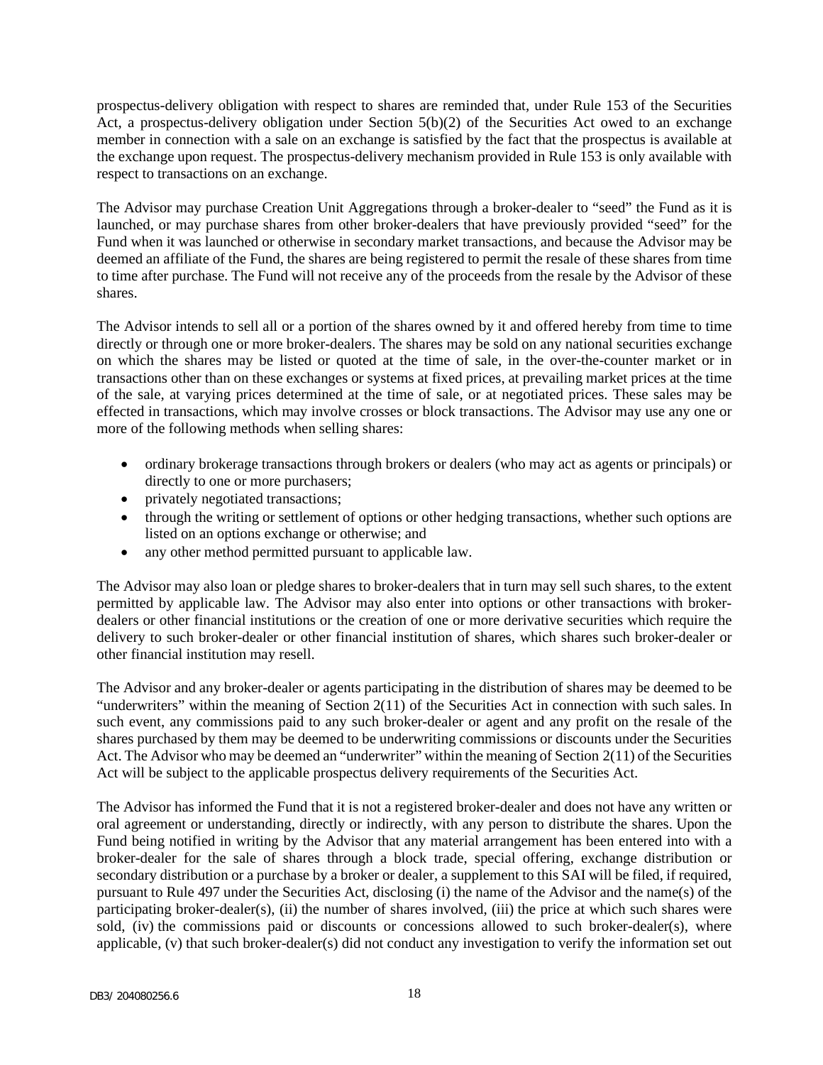prospectus-delivery obligation with respect to shares are reminded that, under Rule 153 of the Securities Act, a prospectus-delivery obligation under Section 5(b)(2) of the Securities Act owed to an exchange member in connection with a sale on an exchange is satisfied by the fact that the prospectus is available at the exchange upon request. The prospectus-delivery mechanism provided in Rule 153 is only available with respect to transactions on an exchange.

The Advisor may purchase Creation Unit Aggregations through a broker-dealer to "seed" the Fund as it is launched, or may purchase shares from other broker-dealers that have previously provided "seed" for the Fund when it was launched or otherwise in secondary market transactions, and because the Advisor may be deemed an affiliate of the Fund, the shares are being registered to permit the resale of these shares from time to time after purchase. The Fund will not receive any of the proceeds from the resale by the Advisor of these shares.

The Advisor intends to sell all or a portion of the shares owned by it and offered hereby from time to time directly or through one or more broker-dealers. The shares may be sold on any national securities exchange on which the shares may be listed or quoted at the time of sale, in the over-the-counter market or in transactions other than on these exchanges or systems at fixed prices, at prevailing market prices at the time of the sale, at varying prices determined at the time of sale, or at negotiated prices. These sales may be effected in transactions, which may involve crosses or block transactions. The Advisor may use any one or more of the following methods when selling shares:

- ordinary brokerage transactions through brokers or dealers (who may act as agents or principals) or directly to one or more purchasers;
- privately negotiated transactions;
- through the writing or settlement of options or other hedging transactions, whether such options are listed on an options exchange or otherwise; and
- any other method permitted pursuant to applicable law.

The Advisor may also loan or pledge shares to broker-dealers that in turn may sell such shares, to the extent permitted by applicable law. The Advisor may also enter into options or other transactions with broker-dealers or other financial institutions or the creation of one or more derivative securities which require the delivery to such broker-dealer or other financial institution of shares, which shares such broker-dealer or other financial institution may resell.

The Advisor and any broker-dealer or agents participating in the distribution of shares may be deemed to be "underwriters" within the meaning of Section 2(11) of the Securities Act in connection with such sales. In such event, any commissions paid to any such broker-dealer or agent and any profit on the resale of the shares purchased by them may be deemed to be underwriting commissions or discounts under the Securities Act. The Advisor who may be deemed an "underwriter" within the meaning of Section 2(11) of the Securities Act will be subject to the applicable prospectus delivery requirements of the Securities Act.

The Advisor has informed the Fund that it is not a registered broker-dealer and does not have any written or oral agreement or understanding, directly or indirectly, with any person to distribute the shares. Upon the Fund being notified in writing by the Advisor that any material arrangement has been entered into with a broker-dealer for the sale of shares through a block trade, special offering, exchange distribution or secondary distribution or a purchase by a broker or dealer, a supplement to this SAI will be filed, if required, pursuant to Rule 497 under the Securities Act, disclosing (i) the name of the Advisor and the name(s) of the participating broker-dealer(s), (ii) the number of shares involved, (iii) the price at which such shares were sold, (iv) the commissions paid or discounts or concessions allowed to such broker-dealer(s), where applicable, (v) that such broker-dealer(s) did not conduct any investigation to verify the information set out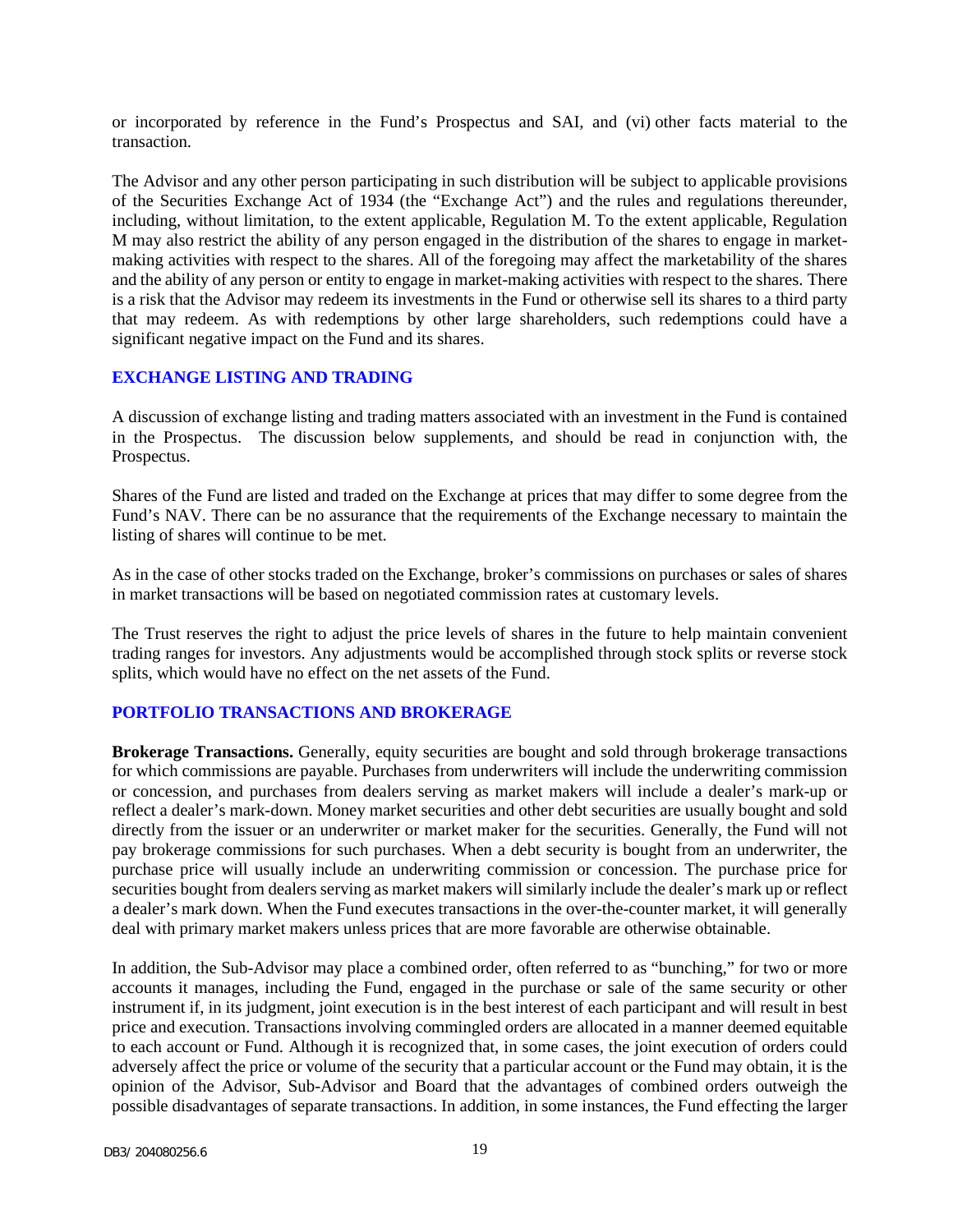or incorporated by reference in the Fund's Prospectus and SAI, and (vi) other facts material to the transaction.

The Advisor and any other person participating in such distribution will be subject to applicable provisions of the Securities Exchange Act of 1934 (the "Exchange Act") and the rules and regulations thereunder, including, without limitation, to the extent applicable, Regulation M. To the extent applicable, Regulation M may also restrict the ability of any person engaged in the distribution of the shares to engage in market-making activities with respect to the shares. All of the foregoing may affect the marketability of the shares and the ability of any person or entity to engage in market-making activities with respect to the shares. There is a risk that the Advisor may redeem its investments in the Fund or otherwise sell its shares to a third party that may redeem. As with redemptions by other large shareholders, such redemptions could have a significant negative impact on the Fund and its shares.

## EXCHANGE LISTING AND TRADING

A discussion of exchange listing and trading matters associated with an investment in the Fund is contained in the Prospectus. The discussion below supplements, and should be read in conjunction with, the Prospectus.

Shares of the Fund are listed and traded on the Exchange at prices that may differ to some degree from the Fund's NAV. There can be no assurance that the requirements of the Exchange necessary to maintain the listing of shares will continue to be met.

As in the case of other stocks traded on the Exchange, broker's commissions on purchases or sales of shares in market transactions will be based on negotiated commission rates at customary levels.

The Trust reserves the right to adjust the price levels of shares in the future to help maintain convenient trading ranges for investors. Any adjustments would be accomplished through stock splits or reverse stock splits, which would have no effect on the net assets of the Fund.

## PORTFOLIO TRANSACTIONS AND BROKERAGE

**Brokerage Transactions.** Generally, equity securities are bought and sold through brokerage transactions for which commissions are payable. Purchases from underwriters will include the underwriting commission or concession, and purchases from dealers serving as market makers will include a dealer's mark-up or reflect a dealer's mark-down. Money market securities and other debt securities are usually bought and sold directly from the issuer or an underwriter or market maker for the securities. Generally, the Fund will not pay brokerage commissions for such purchases. When a debt security is bought from an underwriter, the purchase price will usually include an underwriting commission or concession. The purchase price for securities bought from dealers serving as market makers will similarly include the dealer's mark up or reflect a dealer's mark down. When the Fund executes transactions in the over-the-counter market, it will generally deal with primary market makers unless prices that are more favorable are otherwise obtainable.

In addition, the Sub-Advisor may place a combined order, often referred to as "bunching," for two or more accounts it manages, including the Fund, engaged in the purchase or sale of the same security or other instrument if, in its judgment, joint execution is in the best interest of each participant and will result in best price and execution. Transactions involving commingled orders are allocated in a manner deemed equitable to each account or Fund. Although it is recognized that, in some cases, the joint execution of orders could adversely affect the price or volume of the security that a particular account or the Fund may obtain, it is the opinion of the Advisor, Sub-Advisor and Board that the advantages of combined orders outweigh the possible disadvantages of separate transactions. In addition, in some instances, the Fund effecting the larger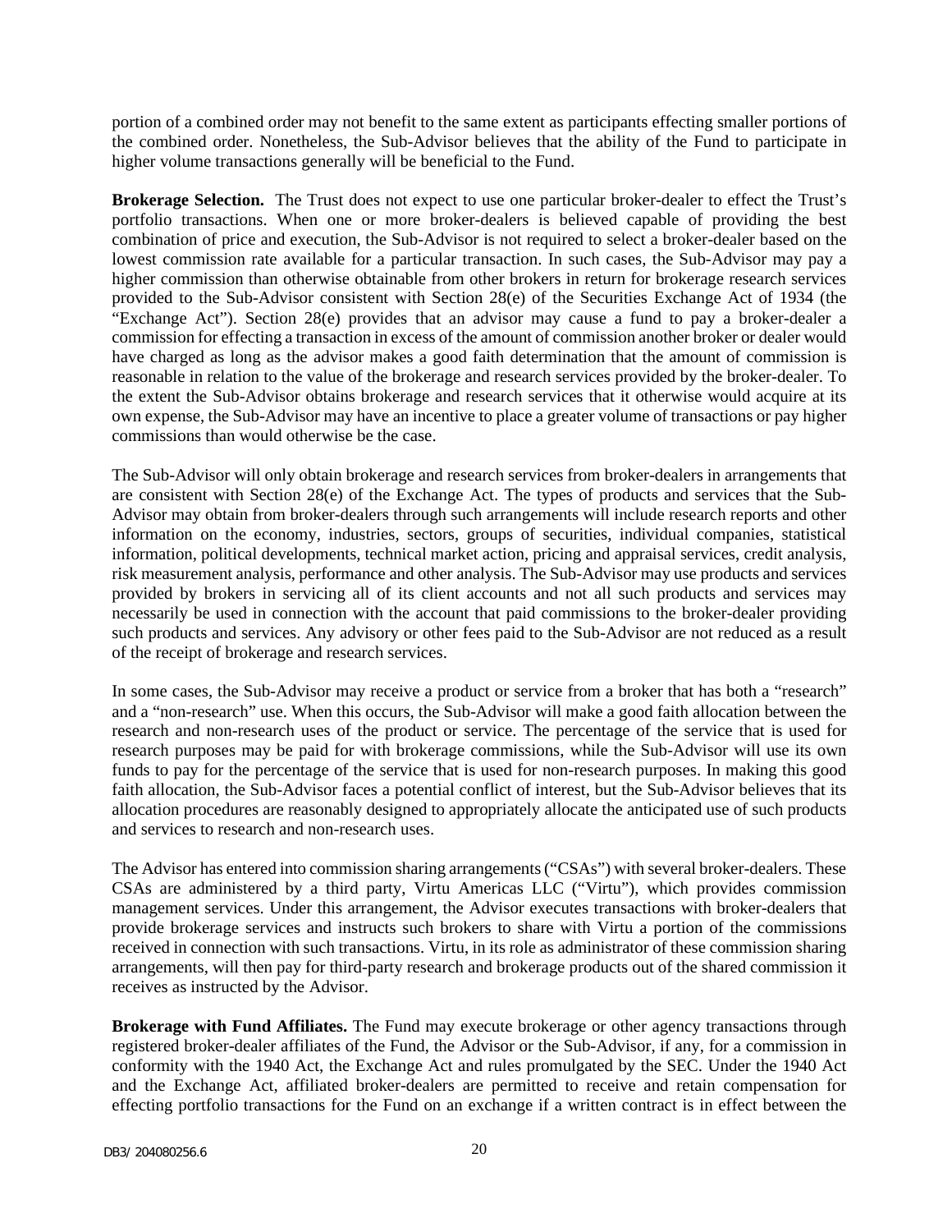portion of a combined order may not benefit to the same extent as participants effecting smaller portions of the combined order. Nonetheless, the Sub-Advisor believes that the ability of the Fund to participate in higher volume transactions generally will be beneficial to the Fund.

**Brokerage Selection.** The Trust does not expect to use one particular broker-dealer to effect the Trust's portfolio transactions. When one or more broker-dealers is believed capable of providing the best combination of price and execution, the Sub-Advisor is not required to select a broker-dealer based on the lowest commission rate available for a particular transaction. In such cases, the Sub-Advisor may pay a higher commission than otherwise obtainable from other brokers in return for brokerage research services provided to the Sub-Advisor consistent with Section 28(e) of the Securities Exchange Act of 1934 (the "Exchange Act"). Section 28(e) provides that an advisor may cause a fund to pay a broker-dealer a commission for effecting a transaction in excess of the amount of commission another broker or dealer would have charged as long as the advisor makes a good faith determination that the amount of commission is reasonable in relation to the value of the brokerage and research services provided by the broker-dealer. To the extent the Sub-Advisor obtains brokerage and research services that it otherwise would acquire at its own expense, the Sub-Advisor may have an incentive to place a greater volume of transactions or pay higher commissions than would otherwise be the case.

The Sub-Advisor will only obtain brokerage and research services from broker-dealers in arrangements that are consistent with Section 28(e) of the Exchange Act. The types of products and services that the Sub-Advisor may obtain from broker-dealers through such arrangements will include research reports and other information on the economy, industries, sectors, groups of securities, individual companies, statistical information, political developments, technical market action, pricing and appraisal services, credit analysis, risk measurement analysis, performance and other analysis. The Sub-Advisor may use products and services provided by brokers in servicing all of its client accounts and not all such products and services may necessarily be used in connection with the account that paid commissions to the broker-dealer providing such products and services. Any advisory or other fees paid to the Sub-Advisor are not reduced as a result of the receipt of brokerage and research services.

In some cases, the Sub-Advisor may receive a product or service from a broker that has both a "research" and a "non-research" use. When this occurs, the Sub-Advisor will make a good faith allocation between the research and non-research uses of the product or service. The percentage of the service that is used for research purposes may be paid for with brokerage commissions, while the Sub-Advisor will use its own funds to pay for the percentage of the service that is used for non-research purposes. In making this good faith allocation, the Sub-Advisor faces a potential conflict of interest, but the Sub-Advisor believes that its allocation procedures are reasonably designed to appropriately allocate the anticipated use of such products and services to research and non-research uses.

The Advisor has entered into commission sharing arrangements ("CSAs") with several broker-dealers. These CSAs are administered by a third party, Virtu Americas LLC ("Virtu"), which provides commission management services. Under this arrangement, the Advisor executes transactions with broker-dealers that provide brokerage services and instructs such brokers to share with Virtu a portion of the commissions received in connection with such transactions. Virtu, in its role as administrator of these commission sharing arrangements, will then pay for third-party research and brokerage products out of the shared commission it receives as instructed by the Advisor.

**Brokerage with Fund Affiliates.** The Fund may execute brokerage or other agency transactions through registered broker-dealer affiliates of the Fund, the Advisor or the Sub-Advisor, if any, for a commission in conformity with the 1940 Act, the Exchange Act and rules promulgated by the SEC. Under the 1940 Act and the Exchange Act, affiliated broker-dealers are permitted to receive and retain compensation for effecting portfolio transactions for the Fund on an exchange if a written contract is in effect between the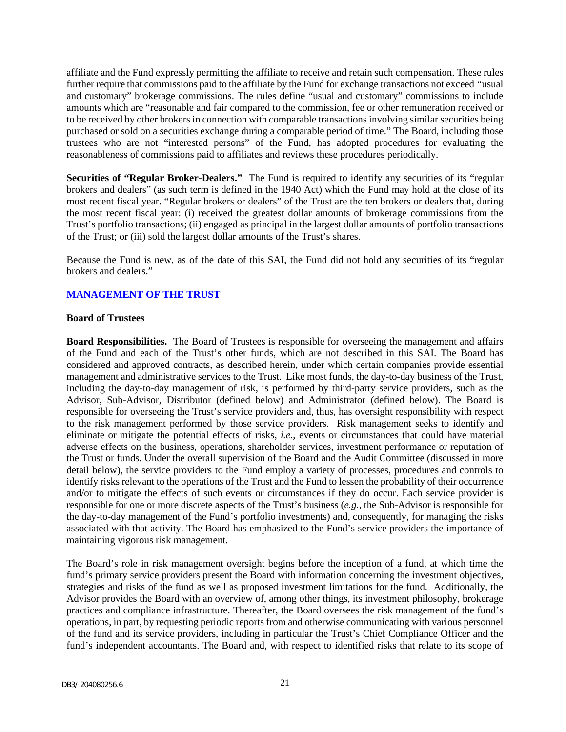affiliate and the Fund expressly permitting the affiliate to receive and retain such compensation. These rules further require that commissions paid to the affiliate by the Fund for exchange transactions not exceed "usual and customary" brokerage commissions. The rules define "usual and customary" commissions to include amounts which are "reasonable and fair compared to the commission, fee or other remuneration received or to be received by other brokers in connection with comparable transactions involving similar securities being purchased or sold on a securities exchange during a comparable period of time." The Board, including those trustees who are not "interested persons" of the Fund, has adopted procedures for evaluating the reasonableness of commissions paid to affiliates and reviews these procedures periodically.

**Securities of "Regular Broker-Dealers."** The Fund is required to identify any securities of its "regular brokers and dealers" (as such term is defined in the 1940 Act) which the Fund may hold at the close of its most recent fiscal year. "Regular brokers or dealers" of the Trust are the ten brokers or dealers that, during the most recent fiscal year: (i) received the greatest dollar amounts of brokerage commissions from the Trust's portfolio transactions; (ii) engaged as principal in the largest dollar amounts of portfolio transactions of the Trust; or (iii) sold the largest dollar amounts of the Trust's shares.

Because the Fund is new, as of the date of this SAI, the Fund did not hold any securities of its "regular brokers and dealers."

## MANAGEMENT OF THE TRUST

### Board of Trustees

**Board Responsibilities.** The Board of Trustees is responsible for overseeing the management and affairs of the Fund and each of the Trust's other funds, which are not described in this SAI. The Board has considered and approved contracts, as described herein, under which certain companies provide essential management and administrative services to the Trust. Like most funds, the day-to-day business of the Trust, including the day-to-day management of risk, is performed by third-party service providers, such as the Advisor, Sub-Advisor, Distributor (defined below) and Administrator (defined below). The Board is responsible for overseeing the Trust's service providers and, thus, has oversight responsibility with respect to the risk management performed by those service providers. Risk management seeks to identify and eliminate or mitigate the potential effects of risks, *i.e.*, events or circumstances that could have material adverse effects on the business, operations, shareholder services, investment performance or reputation of the Trust or funds. Under the overall supervision of the Board and the Audit Committee (discussed in more detail below), the service providers to the Fund employ a variety of processes, procedures and controls to identify risks relevant to the operations of the Trust and the Fund to lessen the probability of their occurrence and/or to mitigate the effects of such events or circumstances if they do occur. Each service provider is responsible for one or more discrete aspects of the Trust's business (*e.g.*, the Sub-Advisor is responsible for the day-to-day management of the Fund's portfolio investments) and, consequently, for managing the risks associated with that activity. The Board has emphasized to the Fund's service providers the importance of maintaining vigorous risk management.

The Board's role in risk management oversight begins before the inception of a fund, at which time the fund's primary service providers present the Board with information concerning the investment objectives, strategies and risks of the fund as well as proposed investment limitations for the fund. Additionally, the Advisor provides the Board with an overview of, among other things, its investment philosophy, brokerage practices and compliance infrastructure. Thereafter, the Board oversees the risk management of the fund's operations, in part, by requesting periodic reports from and otherwise communicating with various personnel of the fund and its service providers, including in particular the Trust's Chief Compliance Officer and the fund's independent accountants. The Board and, with respect to identified risks that relate to its scope of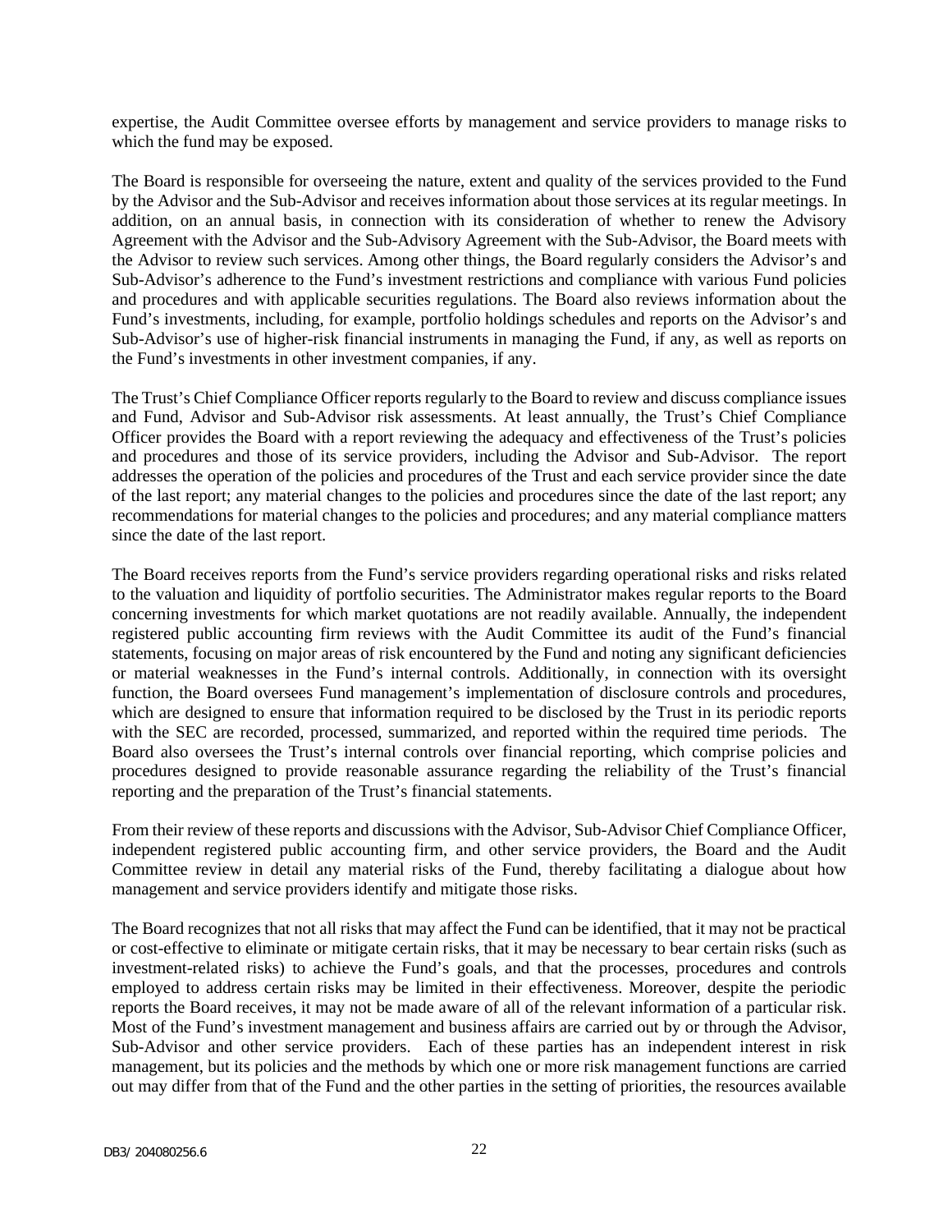expertise, the Audit Committee oversee efforts by management and service providers to manage risks to which the fund may be exposed.

The Board is responsible for overseeing the nature, extent and quality of the services provided to the Fund by the Advisor and the Sub-Advisor and receives information about those services at its regular meetings. In addition, on an annual basis, in connection with its consideration of whether to renew the Advisory Agreement with the Advisor and the Sub-Advisory Agreement with the Sub-Advisor, the Board meets with the Advisor to review such services. Among other things, the Board regularly considers the Advisor's and Sub-Advisor's adherence to the Fund's investment restrictions and compliance with various Fund policies and procedures and with applicable securities regulations. The Board also reviews information about the Fund's investments, including, for example, portfolio holdings schedules and reports on the Advisor's and Sub-Advisor's use of higher-risk financial instruments in managing the Fund, if any, as well as reports on the Fund's investments in other investment companies, if any.

The Trust's Chief Compliance Officer reports regularly to the Board to review and discuss compliance issues and Fund, Advisor and Sub-Advisor risk assessments. At least annually, the Trust's Chief Compliance Officer provides the Board with a report reviewing the adequacy and effectiveness of the Trust's policies and procedures and those of its service providers, including the Advisor and Sub-Advisor. The report addresses the operation of the policies and procedures of the Trust and each service provider since the date of the last report; any material changes to the policies and procedures since the date of the last report; any recommendations for material changes to the policies and procedures; and any material compliance matters since the date of the last report.

The Board receives reports from the Fund's service providers regarding operational risks and risks related to the valuation and liquidity of portfolio securities. The Administrator makes regular reports to the Board concerning investments for which market quotations are not readily available. Annually, the independent registered public accounting firm reviews with the Audit Committee its audit of the Fund's financial statements, focusing on major areas of risk encountered by the Fund and noting any significant deficiencies or material weaknesses in the Fund's internal controls. Additionally, in connection with its oversight function, the Board oversees Fund management's implementation of disclosure controls and procedures, which are designed to ensure that information required to be disclosed by the Trust in its periodic reports with the SEC are recorded, processed, summarized, and reported within the required time periods. The Board also oversees the Trust's internal controls over financial reporting, which comprise policies and procedures designed to provide reasonable assurance regarding the reliability of the Trust's financial reporting and the preparation of the Trust's financial statements.

From their review of these reports and discussions with the Advisor, Sub-Advisor Chief Compliance Officer, independent registered public accounting firm, and other service providers, the Board and the Audit Committee review in detail any material risks of the Fund, thereby facilitating a dialogue about how management and service providers identify and mitigate those risks.

The Board recognizes that not all risks that may affect the Fund can be identified, that it may not be practical or cost-effective to eliminate or mitigate certain risks, that it may be necessary to bear certain risks (such as investment-related risks) to achieve the Fund's goals, and that the processes, procedures and controls employed to address certain risks may be limited in their effectiveness. Moreover, despite the periodic reports the Board receives, it may not be made aware of all of the relevant information of a particular risk. Most of the Fund's investment management and business affairs are carried out by or through the Advisor, Sub-Advisor and other service providers. Each of these parties has an independent interest in risk management, but its policies and the methods by which one or more risk management functions are carried out may differ from that of the Fund and the other parties in the setting of priorities, the resources available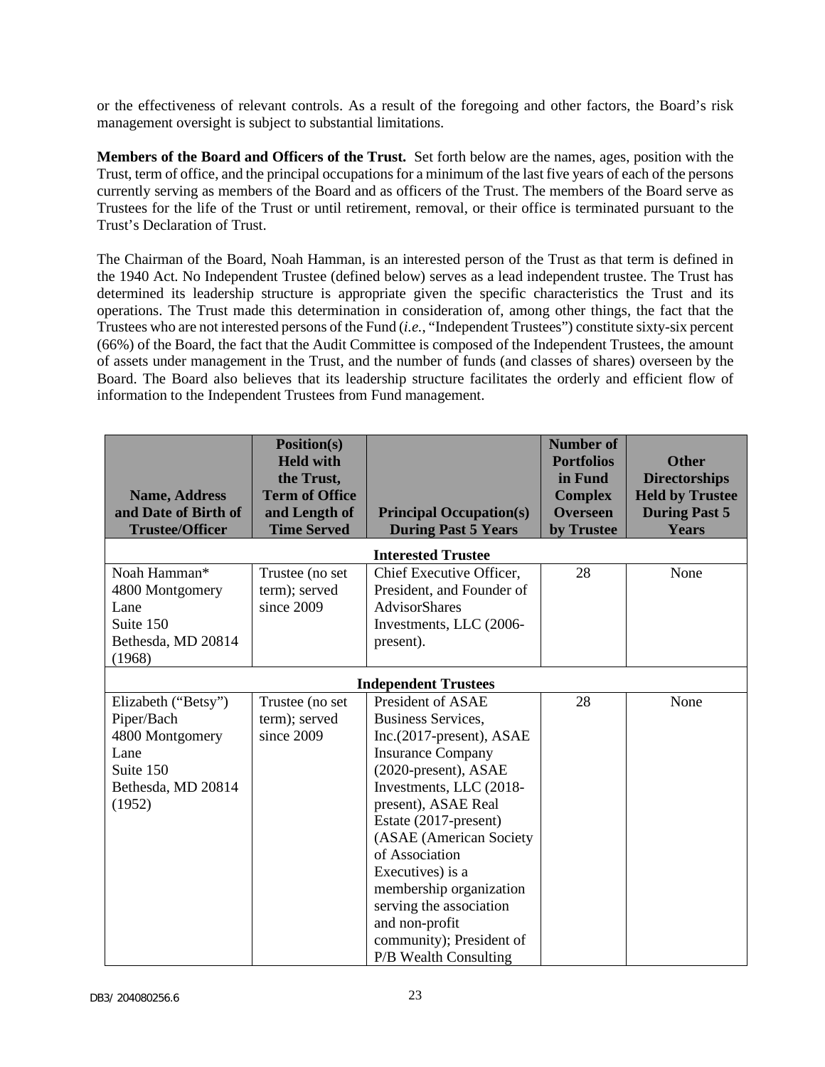or the effectiveness of relevant controls. As a result of the foregoing and other factors, the Board's risk management oversight is subject to substantial limitations.

**Members of the Board and Officers of the Trust.** Set forth below are the names, ages, position with the Trust, term of office, and the principal occupations for a minimum of the last five years of each of the persons currently serving as members of the Board and as officers of the Trust. The members of the Board serve as Trustees for the life of the Trust or until retirement, removal, or their office is terminated pursuant to the Trust's Declaration of Trust.

The Chairman of the Board, Noah Hamman, is an interested person of the Trust as that term is defined in the 1940 Act. No Independent Trustee (defined below) serves as a lead independent trustee. The Trust has determined its leadership structure is appropriate given the specific characteristics the Trust and its operations. The Trust made this determination in consideration of, among other things, the fact that the Trustees who are not interested persons of the Fund (*i.e.,* "Independent Trustees") constitute sixty-six percent (66%) of the Board, the fact that the Audit Committee is composed of the Independent Trustees, the amount of assets under management in the Trust, and the number of funds (and classes of shares) overseen by the Board. The Board also believes that its leadership structure facilitates the orderly and efficient flow of information to the Independent Trustees from Fund management.

| Name, Address and Date of Birth of Trustee/Officer | Position(s) Held with the Trust, Term of Office and Length of Time Served | Principal Occupation(s) During Past 5 Years | Number of Portfolios in Fund Complex Overseen by Trustee | Other Directorships Held by Trustee During Past 5 Years |
|---|---|---|---|---|
| **Interested Trustee** | | | | |
| Noah Hamman* 4800 Montgomery Lane Suite 150 Bethesda, MD 20814 (1968) | Trustee (no set term); served since 2009 | Chief Executive Officer, President, and Founder of AdvisorShares Investments, LLC (2006-present). | 28 | None |
| **Independent Trustees** | | | | |
| Elizabeth ("Betsy") Piper/Bach 4800 Montgomery Lane Suite 150 Bethesda, MD 20814 (1952) | Trustee (no set term); served since 2009 | President of ASAE Business Services, Inc.(2017-present), ASAE Insurance Company (2020-present), ASAE Investments, LLC (2018-present), ASAE Real Estate (2017-present) (ASAE (American Society of Association Executives) is a membership organization serving the association and non-profit community); President of P/B Wealth Consulting | 28 | None |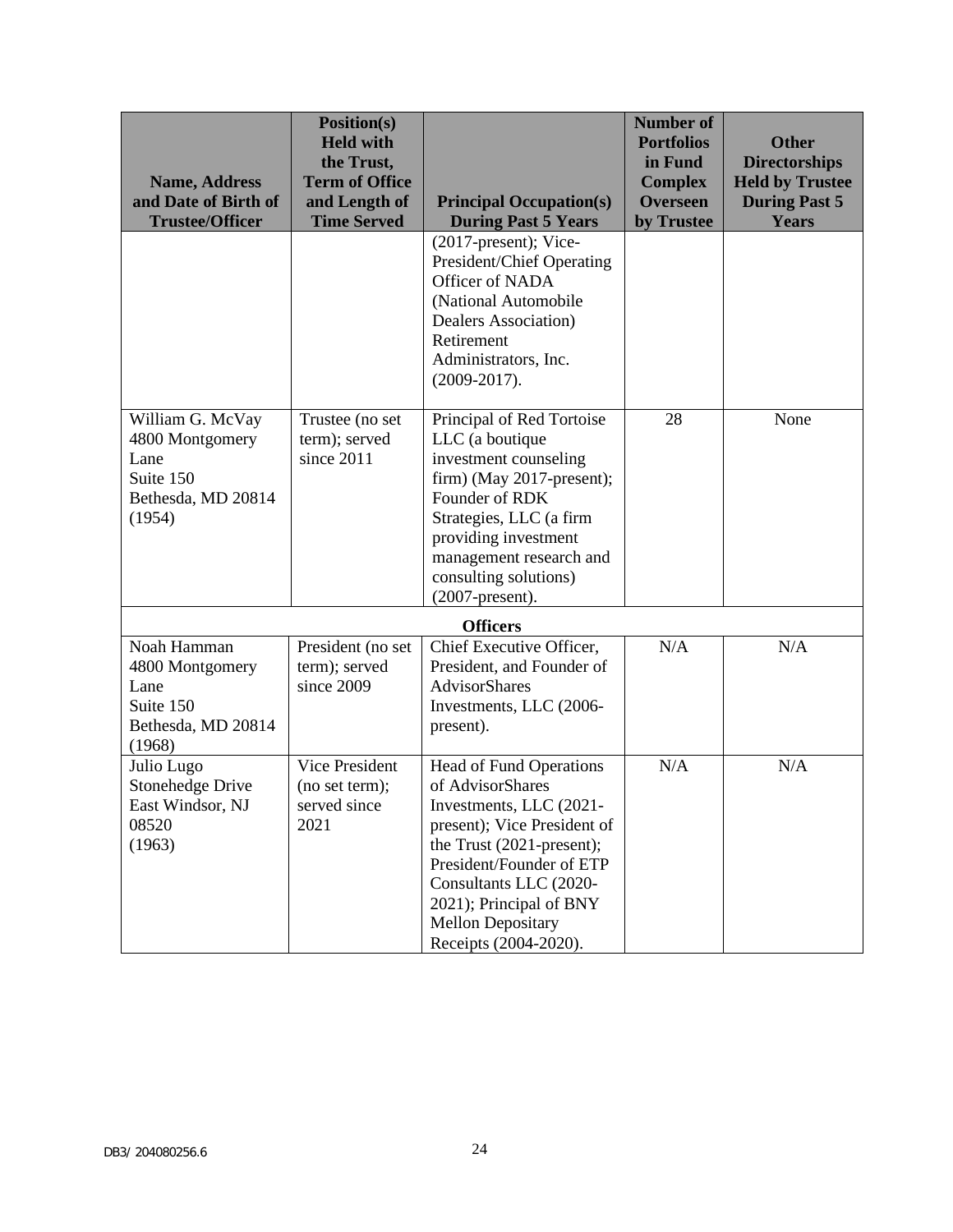| Name, Address and Date of Birth of Trustee/Officer | Position(s) Held with the Trust, Term of Office and Length of Time Served | Principal Occupation(s) During Past 5 Years | Number of Portfolios in Fund Complex Overseen by Trustee | Other Directorships Held by Trustee During Past 5 Years |
|---|---|---|---|---|
| | | (2017-present); Vice-President/Chief Operating Officer of NADA (National Automobile Dealers Association) Retirement Administrators, Inc. (2009-2017). | | |
| William G. McVay<br>4800 Montgomery Lane<br>Suite 150<br>Bethesda, MD 20814<br>(1954) | Trustee (no set term); served since 2011 | Principal of Red Tortoise LLC (a boutique investment counseling firm) (May 2017-present); Founder of RDK Strategies, LLC (a firm providing investment management research and consulting solutions) (2007-present). | 28 | None |
| **Officers** | | | | |
| Noah Hamman<br>4800 Montgomery Lane<br>Suite 150<br>Bethesda, MD 20814<br>(1968) | President (no set term); served since 2009 | Chief Executive Officer, President, and Founder of AdvisorShares Investments, LLC (2006-present). | N/A | N/A |
| Julio Lugo<br>Stonehedge Drive<br>East Windsor, NJ 08520<br>(1963) | Vice President (no set term); served since 2021 | Head of Fund Operations of AdvisorShares Investments, LLC (2021-present); Vice President of the Trust (2021-present); President/Founder of ETP Consultants LLC (2020-2021); Principal of BNY Mellon Depositary Receipts (2004-2020). | N/A | N/A |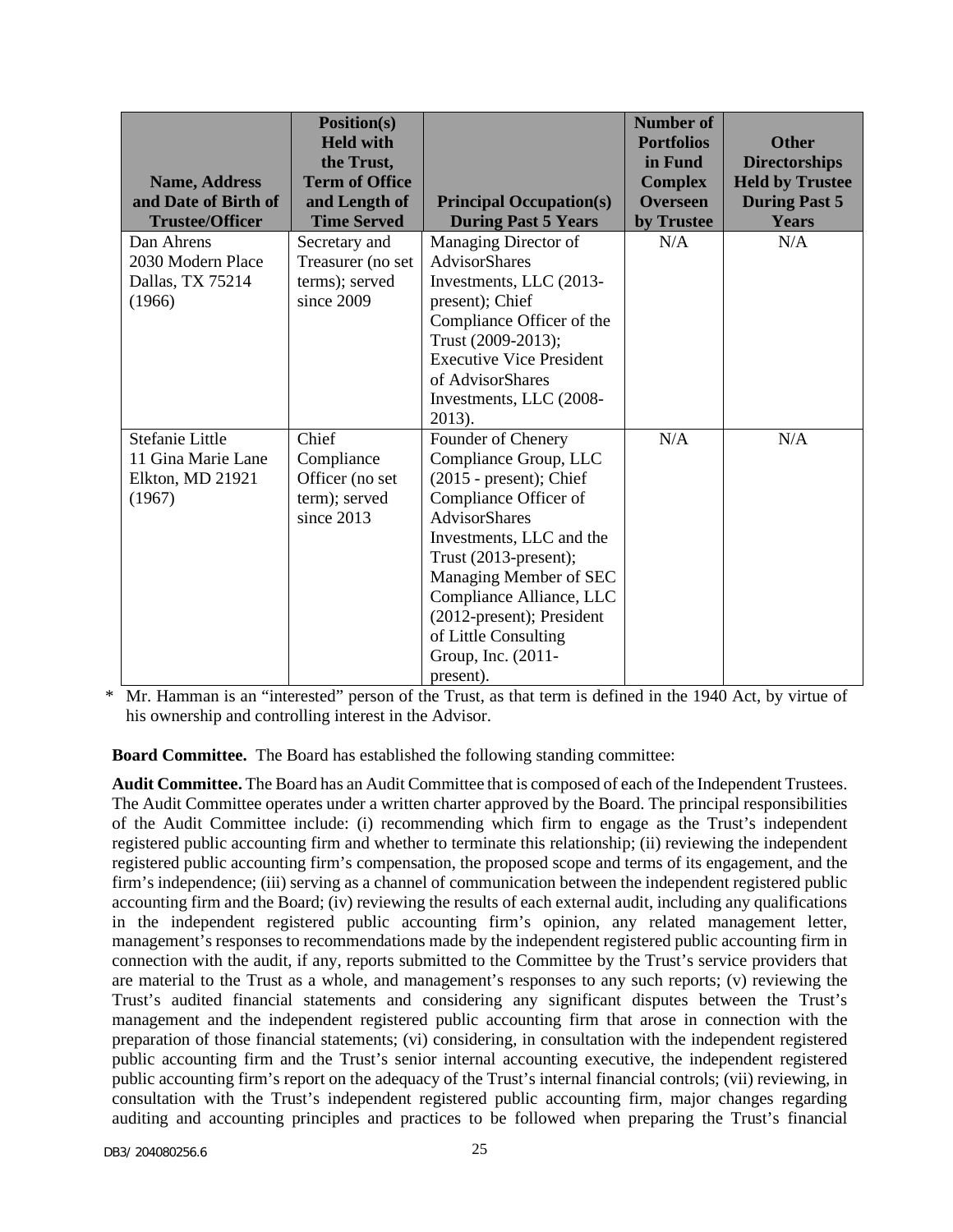| Name, Address and Date of Birth of Trustee/Officer | Position(s) Held with the Trust, Term of Office and Length of Time Served | Principal Occupation(s) During Past 5 Years | Number of Portfolios in Fund Complex Overseen by Trustee | Other Directorships Held by Trustee During Past 5 Years |
|---|---|---|---|---|
| Dan Ahrens<br>2030 Modern Place<br>Dallas, TX 75214<br>(1966) | Secretary and Treasurer (no set terms); served since 2009 | Managing Director of AdvisorShares Investments, LLC (2013-present); Chief Compliance Officer of the Trust (2009-2013); Executive Vice President of AdvisorShares Investments, LLC (2008-2013). | N/A | N/A |
| Stefanie Little<br>11 Gina Marie Lane<br>Elkton, MD 21921<br>(1967) | Chief Compliance Officer (no set term); served since 2013 | Founder of Chenery Compliance Group, LLC (2015 - present); Chief Compliance Officer of AdvisorShares Investments, LLC and the Trust (2013-present); Managing Member of SEC Compliance Alliance, LLC (2012-present); President of Little Consulting Group, Inc. (2011-present). | N/A | N/A |

\* Mr. Hamman is an "interested" person of the Trust, as that term is defined in the 1940 Act, by virtue of his ownership and controlling interest in the Advisor.

**Board Committee.** The Board has established the following standing committee:

**Audit Committee.** The Board has an Audit Committee that is composed of each of the Independent Trustees. The Audit Committee operates under a written charter approved by the Board. The principal responsibilities of the Audit Committee include: (i) recommending which firm to engage as the Trust's independent registered public accounting firm and whether to terminate this relationship; (ii) reviewing the independent registered public accounting firm's compensation, the proposed scope and terms of its engagement, and the firm's independence; (iii) serving as a channel of communication between the independent registered public accounting firm and the Board; (iv) reviewing the results of each external audit, including any qualifications in the independent registered public accounting firm's opinion, any related management letter, management's responses to recommendations made by the independent registered public accounting firm in connection with the audit, if any, reports submitted to the Committee by the Trust's service providers that are material to the Trust as a whole, and management's responses to any such reports; (v) reviewing the Trust's audited financial statements and considering any significant disputes between the Trust's management and the independent registered public accounting firm that arose in connection with the preparation of those financial statements; (vi) considering, in consultation with the independent registered public accounting firm and the Trust's senior internal accounting executive, the independent registered public accounting firm's report on the adequacy of the Trust's internal financial controls; (vii) reviewing, in consultation with the Trust's independent registered public accounting firm, major changes regarding auditing and accounting principles and practices to be followed when preparing the Trust's financial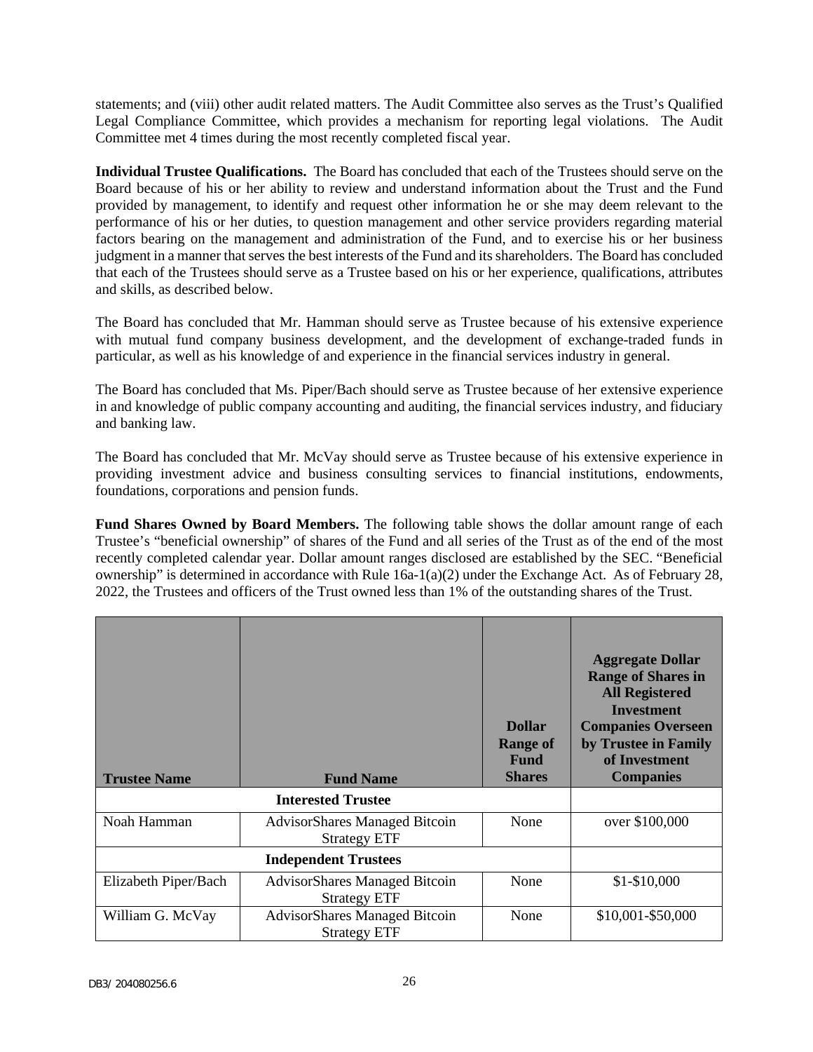statements; and (viii) other audit related matters. The Audit Committee also serves as the Trust's Qualified Legal Compliance Committee, which provides a mechanism for reporting legal violations. The Audit Committee met 4 times during the most recently completed fiscal year.

**Individual Trustee Qualifications.** The Board has concluded that each of the Trustees should serve on the Board because of his or her ability to review and understand information about the Trust and the Fund provided by management, to identify and request other information he or she may deem relevant to the performance of his or her duties, to question management and other service providers regarding material factors bearing on the management and administration of the Fund, and to exercise his or her business judgment in a manner that serves the best interests of the Fund and its shareholders. The Board has concluded that each of the Trustees should serve as a Trustee based on his or her experience, qualifications, attributes and skills, as described below.

The Board has concluded that Mr. Hamman should serve as Trustee because of his extensive experience with mutual fund company business development, and the development of exchange-traded funds in particular, as well as his knowledge of and experience in the financial services industry in general.

The Board has concluded that Ms. Piper/Bach should serve as Trustee because of her extensive experience in and knowledge of public company accounting and auditing, the financial services industry, and fiduciary and banking law.

The Board has concluded that Mr. McVay should serve as Trustee because of his extensive experience in providing investment advice and business consulting services to financial institutions, endowments, foundations, corporations and pension funds.

**Fund Shares Owned by Board Members.** The following table shows the dollar amount range of each Trustee's "beneficial ownership" of shares of the Fund and all series of the Trust as of the end of the most recently completed calendar year. Dollar amount ranges disclosed are established by the SEC. "Beneficial ownership" is determined in accordance with Rule 16a-1(a)(2) under the Exchange Act. As of February 28, 2022, the Trustees and officers of the Trust owned less than 1% of the outstanding shares of the Trust.

| Trustee Name | Fund Name | Dollar Range of Fund Shares | Aggregate Dollar Range of Shares in All Registered Investment Companies Overseen by Trustee in Family of Investment Companies |
|---|---|---|---|
| **Interested Trustee** | | | |
| Noah Hamman | AdvisorShares Managed Bitcoin Strategy ETF | None | over $100,000 |
| **Independent Trustees** | | | |
| Elizabeth Piper/Bach | AdvisorShares Managed Bitcoin Strategy ETF | None | $1-$10,000 |
| William G. McVay | AdvisorShares Managed Bitcoin Strategy ETF | None | $10,001-$50,000 |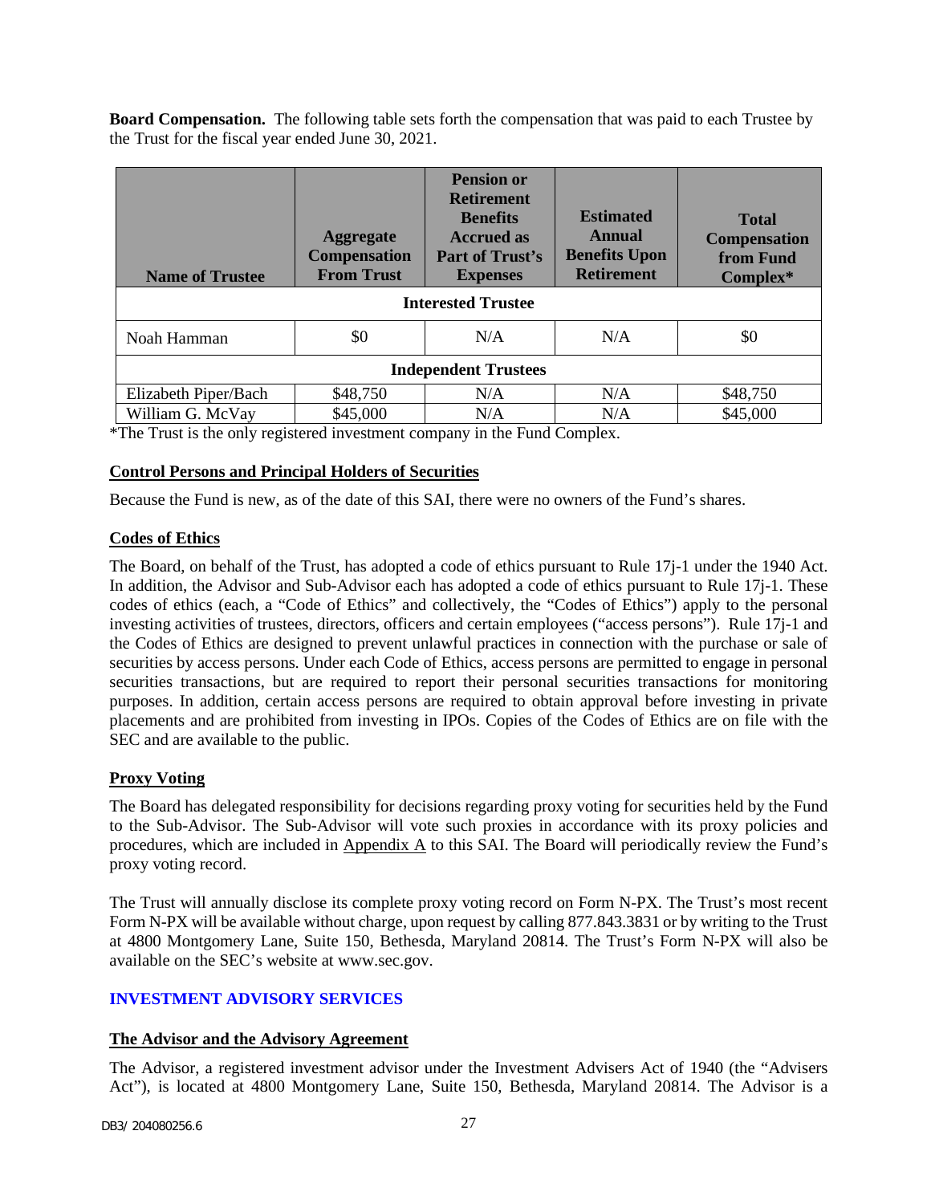**Board Compensation.** The following table sets forth the compensation that was paid to each Trustee by the Trust for the fiscal year ended June 30, 2021.

| Name of Trustee | Aggregate Compensation From Trust | Pension or Retirement Benefits Accrued as Part of Trust's Expenses | Estimated Annual Benefits Upon Retirement | Total Compensation from Fund Complex* |
|---|---|---|---|---|
| **Interested Trustee** | | | | |
| Noah Hamman | $0 | N/A | N/A | $0 |
| **Independent Trustees** | | | | |
| Elizabeth Piper/Bach | $48,750 | N/A | N/A | $48,750 |
| William G. McVay | $45,000 | N/A | N/A | $45,000 |

*The Trust is the only registered investment company in the Fund Complex.

## Control Persons and Principal Holders of Securities

Because the Fund is new, as of the date of this SAI, there were no owners of the Fund's shares.

## Codes of Ethics

The Board, on behalf of the Trust, has adopted a code of ethics pursuant to Rule 17j-1 under the 1940 Act. In addition, the Advisor and Sub-Advisor each has adopted a code of ethics pursuant to Rule 17j-1. These codes of ethics (each, a "Code of Ethics" and collectively, the "Codes of Ethics") apply to the personal investing activities of trustees, directors, officers and certain employees ("access persons"). Rule 17j-1 and the Codes of Ethics are designed to prevent unlawful practices in connection with the purchase or sale of securities by access persons. Under each Code of Ethics, access persons are permitted to engage in personal securities transactions, but are required to report their personal securities transactions for monitoring purposes. In addition, certain access persons are required to obtain approval before investing in private placements and are prohibited from investing in IPOs. Copies of the Codes of Ethics are on file with the SEC and are available to the public.

## Proxy Voting

The Board has delegated responsibility for decisions regarding proxy voting for securities held by the Fund to the Sub-Advisor. The Sub-Advisor will vote such proxies in accordance with its proxy policies and procedures, which are included in Appendix A to this SAI. The Board will periodically review the Fund's proxy voting record.

The Trust will annually disclose its complete proxy voting record on Form N-PX. The Trust's most recent Form N-PX will be available without charge, upon request by calling 877.843.3831 or by writing to the Trust at 4800 Montgomery Lane, Suite 150, Bethesda, Maryland 20814. The Trust's Form N-PX will also be available on the SEC's website at www.sec.gov.

# INVESTMENT ADVISORY SERVICES

## The Advisor and the Advisory Agreement

The Advisor, a registered investment advisor under the Investment Advisers Act of 1940 (the "Advisers Act"), is located at 4800 Montgomery Lane, Suite 150, Bethesda, Maryland 20814. The Advisor is a

DB3/ 204080256.6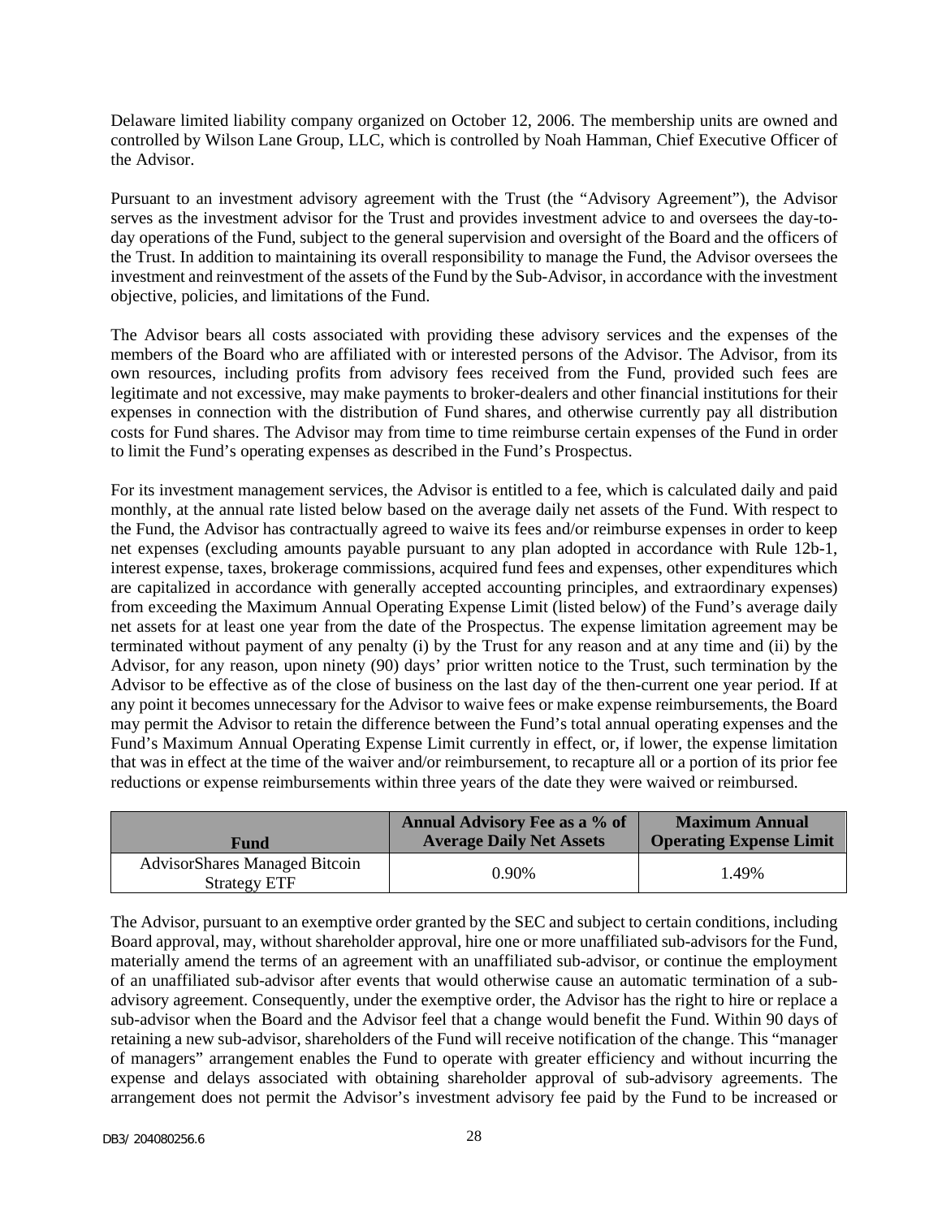Delaware limited liability company organized on October 12, 2006. The membership units are owned and controlled by Wilson Lane Group, LLC, which is controlled by Noah Hamman, Chief Executive Officer of the Advisor.

Pursuant to an investment advisory agreement with the Trust (the "Advisory Agreement"), the Advisor serves as the investment advisor for the Trust and provides investment advice to and oversees the day-to-day operations of the Fund, subject to the general supervision and oversight of the Board and the officers of the Trust. In addition to maintaining its overall responsibility to manage the Fund, the Advisor oversees the investment and reinvestment of the assets of the Fund by the Sub-Advisor, in accordance with the investment objective, policies, and limitations of the Fund.

The Advisor bears all costs associated with providing these advisory services and the expenses of the members of the Board who are affiliated with or interested persons of the Advisor. The Advisor, from its own resources, including profits from advisory fees received from the Fund, provided such fees are legitimate and not excessive, may make payments to broker-dealers and other financial institutions for their expenses in connection with the distribution of Fund shares, and otherwise currently pay all distribution costs for Fund shares. The Advisor may from time to time reimburse certain expenses of the Fund in order to limit the Fund's operating expenses as described in the Fund's Prospectus.

For its investment management services, the Advisor is entitled to a fee, which is calculated daily and paid monthly, at the annual rate listed below based on the average daily net assets of the Fund. With respect to the Fund, the Advisor has contractually agreed to waive its fees and/or reimburse expenses in order to keep net expenses (excluding amounts payable pursuant to any plan adopted in accordance with Rule 12b-1, interest expense, taxes, brokerage commissions, acquired fund fees and expenses, other expenditures which are capitalized in accordance with generally accepted accounting principles, and extraordinary expenses) from exceeding the Maximum Annual Operating Expense Limit (listed below) of the Fund's average daily net assets for at least one year from the date of the Prospectus. The expense limitation agreement may be terminated without payment of any penalty (i) by the Trust for any reason and at any time and (ii) by the Advisor, for any reason, upon ninety (90) days' prior written notice to the Trust, such termination by the Advisor to be effective as of the close of business on the last day of the then-current one year period. If at any point it becomes unnecessary for the Advisor to waive fees or make expense reimbursements, the Board may permit the Advisor to retain the difference between the Fund's total annual operating expenses and the Fund's Maximum Annual Operating Expense Limit currently in effect, or, if lower, the expense limitation that was in effect at the time of the waiver and/or reimbursement, to recapture all or a portion of its prior fee reductions or expense reimbursements within three years of the date they were waived or reimbursed.

| Fund | Annual Advisory Fee as a % of Average Daily Net Assets | Maximum Annual Operating Expense Limit |
|---|---|---|
| AdvisorShares Managed Bitcoin Strategy ETF | 0.90% | 1.49% |

The Advisor, pursuant to an exemptive order granted by the SEC and subject to certain conditions, including Board approval, may, without shareholder approval, hire one or more unaffiliated sub-advisors for the Fund, materially amend the terms of an agreement with an unaffiliated sub-advisor, or continue the employment of an unaffiliated sub-advisor after events that would otherwise cause an automatic termination of a sub-advisory agreement. Consequently, under the exemptive order, the Advisor has the right to hire or replace a sub-advisor when the Board and the Advisor feel that a change would benefit the Fund. Within 90 days of retaining a new sub-advisor, shareholders of the Fund will receive notification of the change. This "manager of managers" arrangement enables the Fund to operate with greater efficiency and without incurring the expense and delays associated with obtaining shareholder approval of sub-advisory agreements. The arrangement does not permit the Advisor's investment advisory fee paid by the Fund to be increased or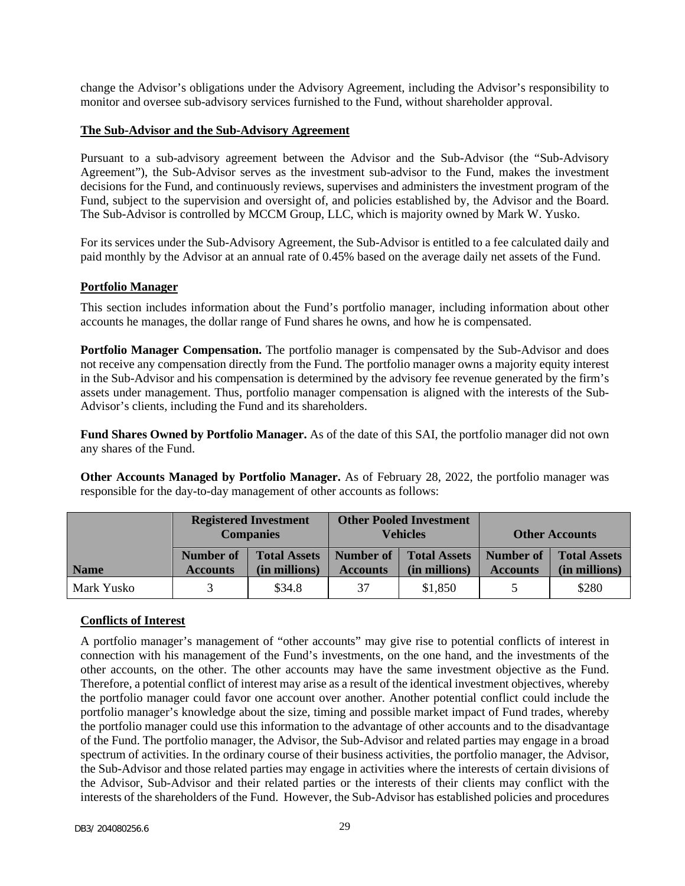change the Advisor's obligations under the Advisory Agreement, including the Advisor's responsibility to monitor and oversee sub-advisory services furnished to the Fund, without shareholder approval.

**The Sub-Advisor and the Sub-Advisory Agreement**

Pursuant to a sub-advisory agreement between the Advisor and the Sub-Advisor (the "Sub-Advisory Agreement"), the Sub-Advisor serves as the investment sub-advisor to the Fund, makes the investment decisions for the Fund, and continuously reviews, supervises and administers the investment program of the Fund, subject to the supervision and oversight of, and policies established by, the Advisor and the Board. The Sub-Advisor is controlled by MCCM Group, LLC, which is majority owned by Mark W. Yusko.

For its services under the Sub-Advisory Agreement, the Sub-Advisor is entitled to a fee calculated daily and paid monthly by the Advisor at an annual rate of 0.45% based on the average daily net assets of the Fund.

**Portfolio Manager**

This section includes information about the Fund's portfolio manager, including information about other accounts he manages, the dollar range of Fund shares he owns, and how he is compensated.

**Portfolio Manager Compensation.** The portfolio manager is compensated by the Sub-Advisor and does not receive any compensation directly from the Fund. The portfolio manager owns a majority equity interest in the Sub-Advisor and his compensation is determined by the advisory fee revenue generated by the firm's assets under management. Thus, portfolio manager compensation is aligned with the interests of the Sub-Advisor's clients, including the Fund and its shareholders.

**Fund Shares Owned by Portfolio Manager.** As of the date of this SAI, the portfolio manager did not own any shares of the Fund.

**Other Accounts Managed by Portfolio Manager.** As of February 28, 2022, the portfolio manager was responsible for the day-to-day management of other accounts as follows:

| | Registered Investment Companies | | Other Pooled Investment Vehicles | | Other Accounts | |
|---|---|---|---|---|---|---|
| **Name** | **Number of Accounts** | **Total Assets (in millions)** | **Number of Accounts** | **Total Assets (in millions)** | **Number of Accounts** | **Total Assets (in millions)** |
| Mark Yusko | 3 | $34.8 | 37 | $1,850 | 5 | $280 |

**Conflicts of Interest**

A portfolio manager's management of "other accounts" may give rise to potential conflicts of interest in connection with his management of the Fund's investments, on the one hand, and the investments of the other accounts, on the other. The other accounts may have the same investment objective as the Fund. Therefore, a potential conflict of interest may arise as a result of the identical investment objectives, whereby the portfolio manager could favor one account over another. Another potential conflict could include the portfolio manager's knowledge about the size, timing and possible market impact of Fund trades, whereby the portfolio manager could use this information to the advantage of other accounts and to the disadvantage of the Fund. The portfolio manager, the Advisor, the Sub-Advisor and related parties may engage in a broad spectrum of activities. In the ordinary course of their business activities, the portfolio manager, the Advisor, the Sub-Advisor and those related parties may engage in activities where the interests of certain divisions of the Advisor, Sub-Advisor and their related parties or the interests of their clients may conflict with the interests of the shareholders of the Fund. However, the Sub-Advisor has established policies and procedures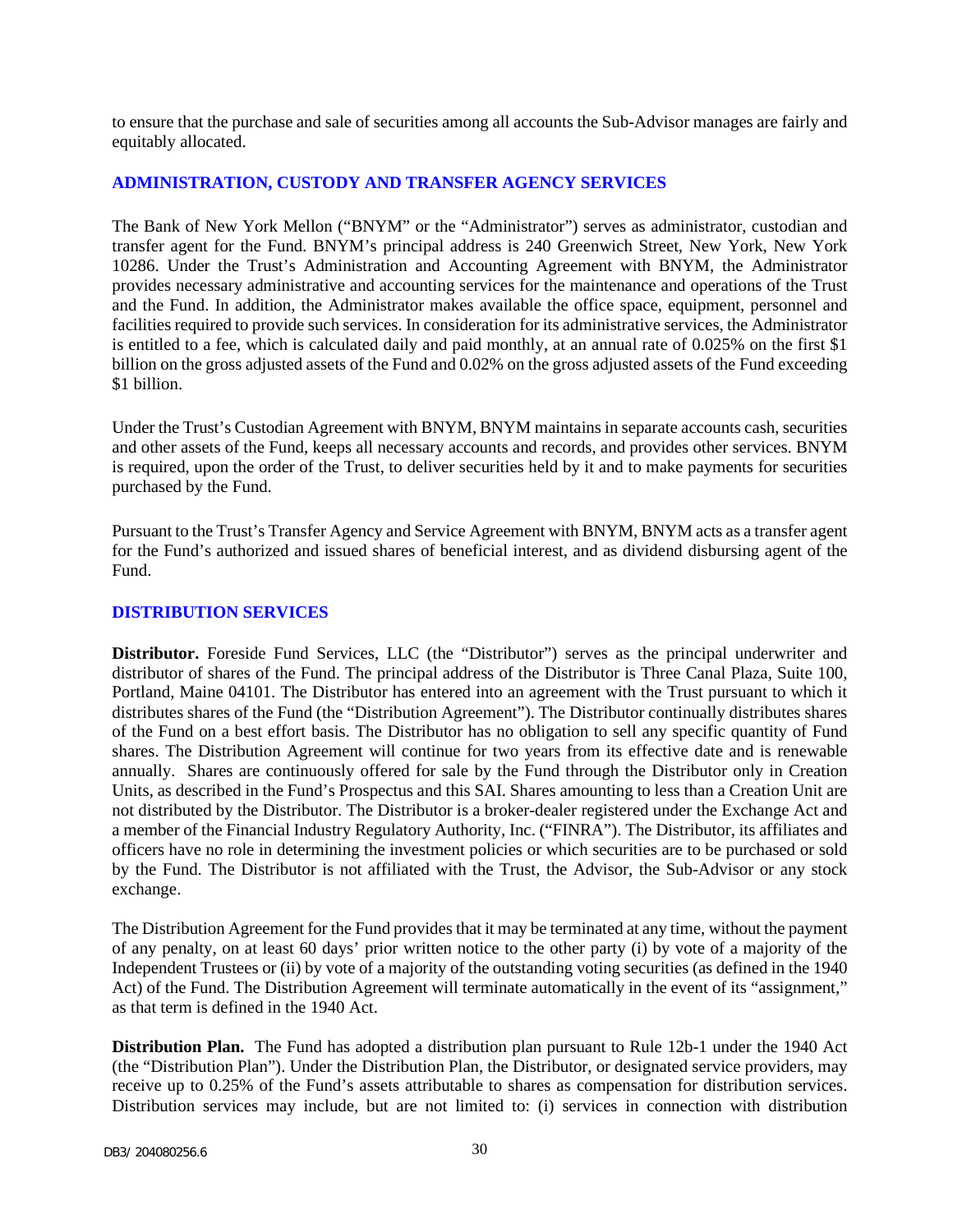to ensure that the purchase and sale of securities among all accounts the Sub-Advisor manages are fairly and equitably allocated.

## ADMINISTRATION, CUSTODY AND TRANSFER AGENCY SERVICES

The Bank of New York Mellon ("BNYM" or the "Administrator") serves as administrator, custodian and transfer agent for the Fund. BNYM's principal address is 240 Greenwich Street, New York, New York 10286. Under the Trust's Administration and Accounting Agreement with BNYM, the Administrator provides necessary administrative and accounting services for the maintenance and operations of the Trust and the Fund. In addition, the Administrator makes available the office space, equipment, personnel and facilities required to provide such services. In consideration for its administrative services, the Administrator is entitled to a fee, which is calculated daily and paid monthly, at an annual rate of 0.025% on the first $1 billion on the gross adjusted assets of the Fund and 0.02% on the gross adjusted assets of the Fund exceeding $1 billion.

Under the Trust's Custodian Agreement with BNYM, BNYM maintains in separate accounts cash, securities and other assets of the Fund, keeps all necessary accounts and records, and provides other services. BNYM is required, upon the order of the Trust, to deliver securities held by it and to make payments for securities purchased by the Fund.

Pursuant to the Trust's Transfer Agency and Service Agreement with BNYM, BNYM acts as a transfer agent for the Fund's authorized and issued shares of beneficial interest, and as dividend disbursing agent of the Fund.

## DISTRIBUTION SERVICES

**Distributor.** Foreside Fund Services, LLC (the "Distributor") serves as the principal underwriter and distributor of shares of the Fund. The principal address of the Distributor is Three Canal Plaza, Suite 100, Portland, Maine 04101. The Distributor has entered into an agreement with the Trust pursuant to which it distributes shares of the Fund (the "Distribution Agreement"). The Distributor continually distributes shares of the Fund on a best effort basis. The Distributor has no obligation to sell any specific quantity of Fund shares. The Distribution Agreement will continue for two years from its effective date and is renewable annually. Shares are continuously offered for sale by the Fund through the Distributor only in Creation Units, as described in the Fund's Prospectus and this SAI. Shares amounting to less than a Creation Unit are not distributed by the Distributor. The Distributor is a broker-dealer registered under the Exchange Act and a member of the Financial Industry Regulatory Authority, Inc. ("FINRA"). The Distributor, its affiliates and officers have no role in determining the investment policies or which securities are to be purchased or sold by the Fund. The Distributor is not affiliated with the Trust, the Advisor, the Sub-Advisor or any stock exchange.

The Distribution Agreement for the Fund provides that it may be terminated at any time, without the payment of any penalty, on at least 60 days' prior written notice to the other party (i) by vote of a majority of the Independent Trustees or (ii) by vote of a majority of the outstanding voting securities (as defined in the 1940 Act) of the Fund. The Distribution Agreement will terminate automatically in the event of its "assignment," as that term is defined in the 1940 Act.

**Distribution Plan.** The Fund has adopted a distribution plan pursuant to Rule 12b-1 under the 1940 Act (the "Distribution Plan"). Under the Distribution Plan, the Distributor, or designated service providers, may receive up to 0.25% of the Fund's assets attributable to shares as compensation for distribution services. Distribution services may include, but are not limited to: (i) services in connection with distribution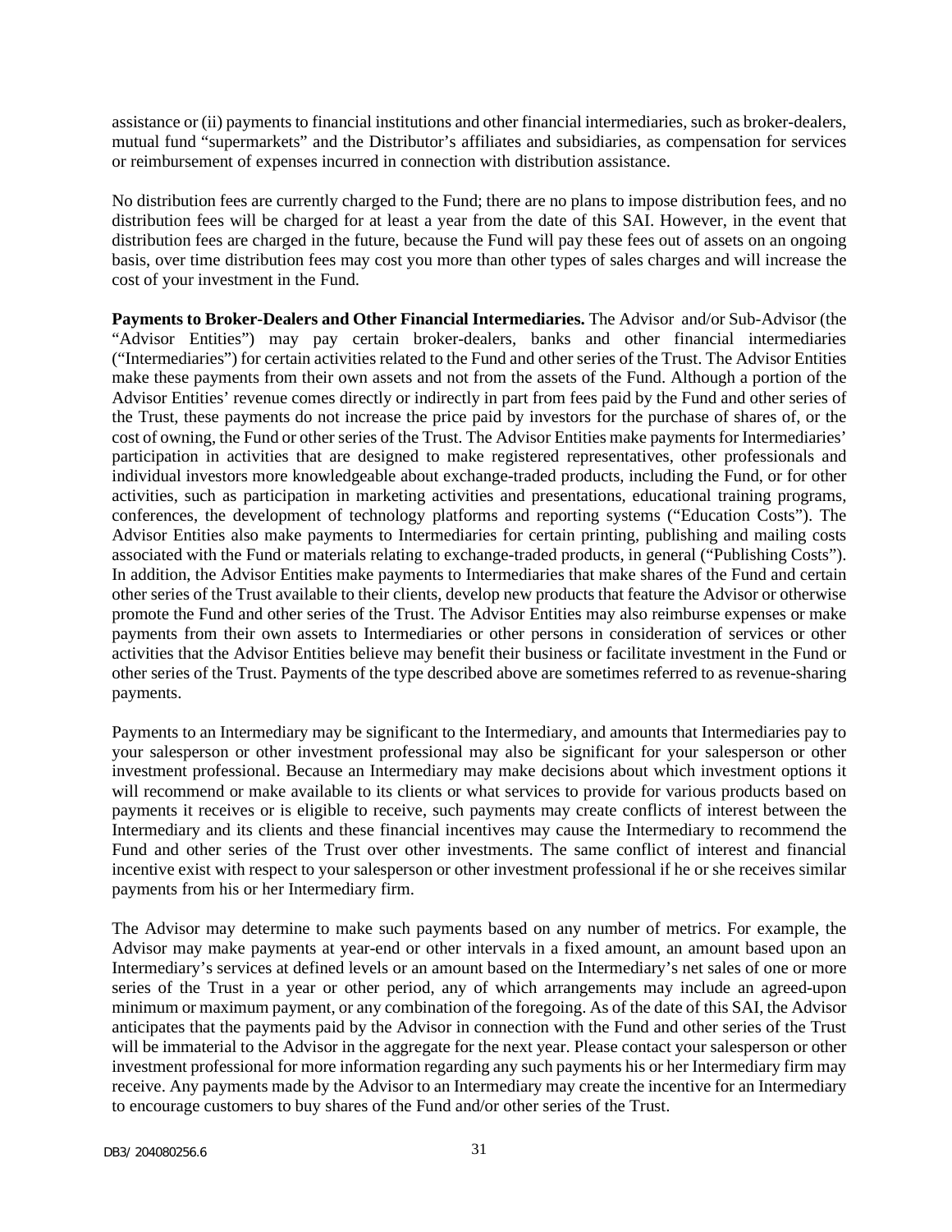assistance or (ii) payments to financial institutions and other financial intermediaries, such as broker-dealers, mutual fund "supermarkets" and the Distributor's affiliates and subsidiaries, as compensation for services or reimbursement of expenses incurred in connection with distribution assistance.

No distribution fees are currently charged to the Fund; there are no plans to impose distribution fees, and no distribution fees will be charged for at least a year from the date of this SAI. However, in the event that distribution fees are charged in the future, because the Fund will pay these fees out of assets on an ongoing basis, over time distribution fees may cost you more than other types of sales charges and will increase the cost of your investment in the Fund.

**Payments to Broker-Dealers and Other Financial Intermediaries.** The Advisor and/or Sub-Advisor (the "Advisor Entities") may pay certain broker-dealers, banks and other financial intermediaries ("Intermediaries") for certain activities related to the Fund and other series of the Trust. The Advisor Entities make these payments from their own assets and not from the assets of the Fund. Although a portion of the Advisor Entities' revenue comes directly or indirectly in part from fees paid by the Fund and other series of the Trust, these payments do not increase the price paid by investors for the purchase of shares of, or the cost of owning, the Fund or other series of the Trust. The Advisor Entities make payments for Intermediaries' participation in activities that are designed to make registered representatives, other professionals and individual investors more knowledgeable about exchange-traded products, including the Fund, or for other activities, such as participation in marketing activities and presentations, educational training programs, conferences, the development of technology platforms and reporting systems ("Education Costs"). The Advisor Entities also make payments to Intermediaries for certain printing, publishing and mailing costs associated with the Fund or materials relating to exchange-traded products, in general ("Publishing Costs"). In addition, the Advisor Entities make payments to Intermediaries that make shares of the Fund and certain other series of the Trust available to their clients, develop new products that feature the Advisor or otherwise promote the Fund and other series of the Trust. The Advisor Entities may also reimburse expenses or make payments from their own assets to Intermediaries or other persons in consideration of services or other activities that the Advisor Entities believe may benefit their business or facilitate investment in the Fund or other series of the Trust. Payments of the type described above are sometimes referred to as revenue-sharing payments.

Payments to an Intermediary may be significant to the Intermediary, and amounts that Intermediaries pay to your salesperson or other investment professional may also be significant for your salesperson or other investment professional. Because an Intermediary may make decisions about which investment options it will recommend or make available to its clients or what services to provide for various products based on payments it receives or is eligible to receive, such payments may create conflicts of interest between the Intermediary and its clients and these financial incentives may cause the Intermediary to recommend the Fund and other series of the Trust over other investments. The same conflict of interest and financial incentive exist with respect to your salesperson or other investment professional if he or she receives similar payments from his or her Intermediary firm.

The Advisor may determine to make such payments based on any number of metrics. For example, the Advisor may make payments at year-end or other intervals in a fixed amount, an amount based upon an Intermediary's services at defined levels or an amount based on the Intermediary's net sales of one or more series of the Trust in a year or other period, any of which arrangements may include an agreed-upon minimum or maximum payment, or any combination of the foregoing. As of the date of this SAI, the Advisor anticipates that the payments paid by the Advisor in connection with the Fund and other series of the Trust will be immaterial to the Advisor in the aggregate for the next year. Please contact your salesperson or other investment professional for more information regarding any such payments his or her Intermediary firm may receive. Any payments made by the Advisor to an Intermediary may create the incentive for an Intermediary to encourage customers to buy shares of the Fund and/or other series of the Trust.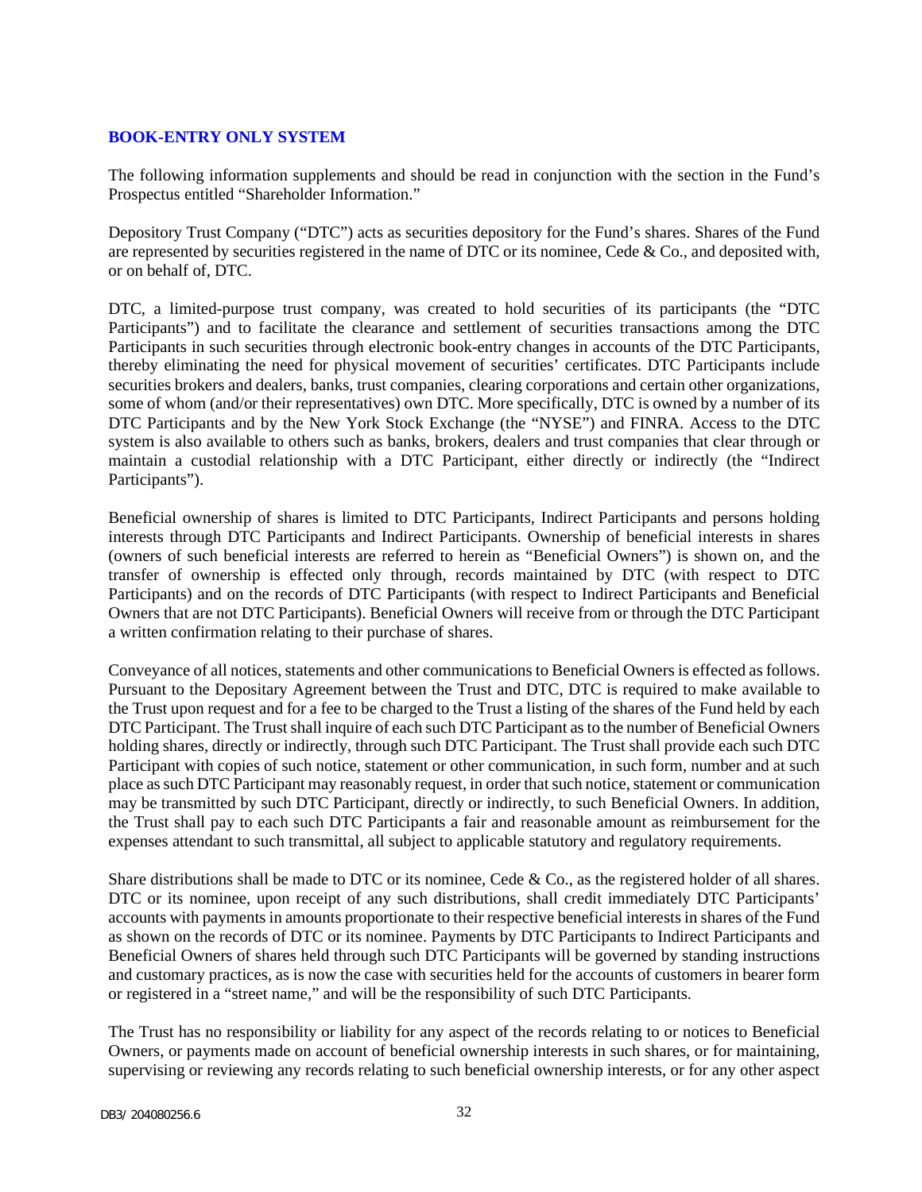## BOOK-ENTRY ONLY SYSTEM

The following information supplements and should be read in conjunction with the section in the Fund's Prospectus entitled "Shareholder Information."

Depository Trust Company ("DTC") acts as securities depository for the Fund's shares. Shares of the Fund are represented by securities registered in the name of DTC or its nominee, Cede & Co., and deposited with, or on behalf of, DTC.

DTC, a limited-purpose trust company, was created to hold securities of its participants (the "DTC Participants") and to facilitate the clearance and settlement of securities transactions among the DTC Participants in such securities through electronic book-entry changes in accounts of the DTC Participants, thereby eliminating the need for physical movement of securities' certificates. DTC Participants include securities brokers and dealers, banks, trust companies, clearing corporations and certain other organizations, some of whom (and/or their representatives) own DTC. More specifically, DTC is owned by a number of its DTC Participants and by the New York Stock Exchange (the "NYSE") and FINRA. Access to the DTC system is also available to others such as banks, brokers, dealers and trust companies that clear through or maintain a custodial relationship with a DTC Participant, either directly or indirectly (the "Indirect Participants").

Beneficial ownership of shares is limited to DTC Participants, Indirect Participants and persons holding interests through DTC Participants and Indirect Participants. Ownership of beneficial interests in shares (owners of such beneficial interests are referred to herein as "Beneficial Owners") is shown on, and the transfer of ownership is effected only through, records maintained by DTC (with respect to DTC Participants) and on the records of DTC Participants (with respect to Indirect Participants and Beneficial Owners that are not DTC Participants). Beneficial Owners will receive from or through the DTC Participant a written confirmation relating to their purchase of shares.

Conveyance of all notices, statements and other communications to Beneficial Owners is effected as follows. Pursuant to the Depositary Agreement between the Trust and DTC, DTC is required to make available to the Trust upon request and for a fee to be charged to the Trust a listing of the shares of the Fund held by each DTC Participant. The Trust shall inquire of each such DTC Participant as to the number of Beneficial Owners holding shares, directly or indirectly, through such DTC Participant. The Trust shall provide each such DTC Participant with copies of such notice, statement or other communication, in such form, number and at such place as such DTC Participant may reasonably request, in order that such notice, statement or communication may be transmitted by such DTC Participant, directly or indirectly, to such Beneficial Owners. In addition, the Trust shall pay to each such DTC Participants a fair and reasonable amount as reimbursement for the expenses attendant to such transmittal, all subject to applicable statutory and regulatory requirements.

Share distributions shall be made to DTC or its nominee, Cede & Co., as the registered holder of all shares. DTC or its nominee, upon receipt of any such distributions, shall credit immediately DTC Participants' accounts with payments in amounts proportionate to their respective beneficial interests in shares of the Fund as shown on the records of DTC or its nominee. Payments by DTC Participants to Indirect Participants and Beneficial Owners of shares held through such DTC Participants will be governed by standing instructions and customary practices, as is now the case with securities held for the accounts of customers in bearer form or registered in a "street name," and will be the responsibility of such DTC Participants.

The Trust has no responsibility or liability for any aspect of the records relating to or notices to Beneficial Owners, or payments made on account of beneficial ownership interests in such shares, or for maintaining, supervising or reviewing any records relating to such beneficial ownership interests, or for any other aspect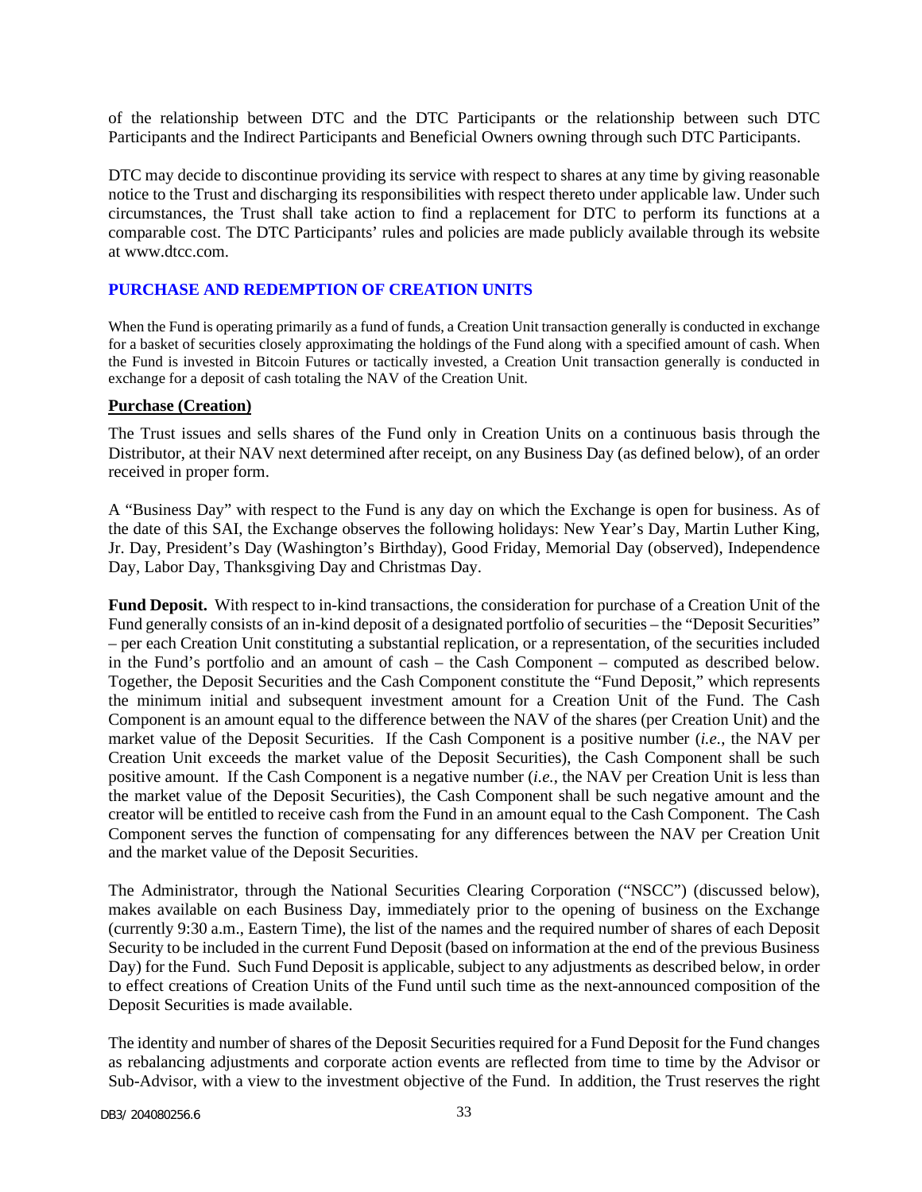of the relationship between DTC and the DTC Participants or the relationship between such DTC Participants and the Indirect Participants and Beneficial Owners owning through such DTC Participants.

DTC may decide to discontinue providing its service with respect to shares at any time by giving reasonable notice to the Trust and discharging its responsibilities with respect thereto under applicable law. Under such circumstances, the Trust shall take action to find a replacement for DTC to perform its functions at a comparable cost. The DTC Participants' rules and policies are made publicly available through its website at www.dtcc.com.

## PURCHASE AND REDEMPTION OF CREATION UNITS

When the Fund is operating primarily as a fund of funds, a Creation Unit transaction generally is conducted in exchange for a basket of securities closely approximating the holdings of the Fund along with a specified amount of cash. When the Fund is invested in Bitcoin Futures or tactically invested, a Creation Unit transaction generally is conducted in exchange for a deposit of cash totaling the NAV of the Creation Unit.

### Purchase (Creation)

The Trust issues and sells shares of the Fund only in Creation Units on a continuous basis through the Distributor, at their NAV next determined after receipt, on any Business Day (as defined below), of an order received in proper form.

A "Business Day" with respect to the Fund is any day on which the Exchange is open for business. As of the date of this SAI, the Exchange observes the following holidays: New Year's Day, Martin Luther King, Jr. Day, President's Day (Washington's Birthday), Good Friday, Memorial Day (observed), Independence Day, Labor Day, Thanksgiving Day and Christmas Day.

**Fund Deposit.** With respect to in-kind transactions, the consideration for purchase of a Creation Unit of the Fund generally consists of an in-kind deposit of a designated portfolio of securities – the "Deposit Securities" – per each Creation Unit constituting a substantial replication, or a representation, of the securities included in the Fund's portfolio and an amount of cash – the Cash Component – computed as described below. Together, the Deposit Securities and the Cash Component constitute the "Fund Deposit," which represents the minimum initial and subsequent investment amount for a Creation Unit of the Fund. The Cash Component is an amount equal to the difference between the NAV of the shares (per Creation Unit) and the market value of the Deposit Securities. If the Cash Component is a positive number (*i.e.*, the NAV per Creation Unit exceeds the market value of the Deposit Securities), the Cash Component shall be such positive amount. If the Cash Component is a negative number (*i.e.*, the NAV per Creation Unit is less than the market value of the Deposit Securities), the Cash Component shall be such negative amount and the creator will be entitled to receive cash from the Fund in an amount equal to the Cash Component. The Cash Component serves the function of compensating for any differences between the NAV per Creation Unit and the market value of the Deposit Securities.

The Administrator, through the National Securities Clearing Corporation ("NSCC") (discussed below), makes available on each Business Day, immediately prior to the opening of business on the Exchange (currently 9:30 a.m., Eastern Time), the list of the names and the required number of shares of each Deposit Security to be included in the current Fund Deposit (based on information at the end of the previous Business Day) for the Fund. Such Fund Deposit is applicable, subject to any adjustments as described below, in order to effect creations of Creation Units of the Fund until such time as the next-announced composition of the Deposit Securities is made available.

The identity and number of shares of the Deposit Securities required for a Fund Deposit for the Fund changes as rebalancing adjustments and corporate action events are reflected from time to time by the Advisor or Sub-Advisor, with a view to the investment objective of the Fund. In addition, the Trust reserves the right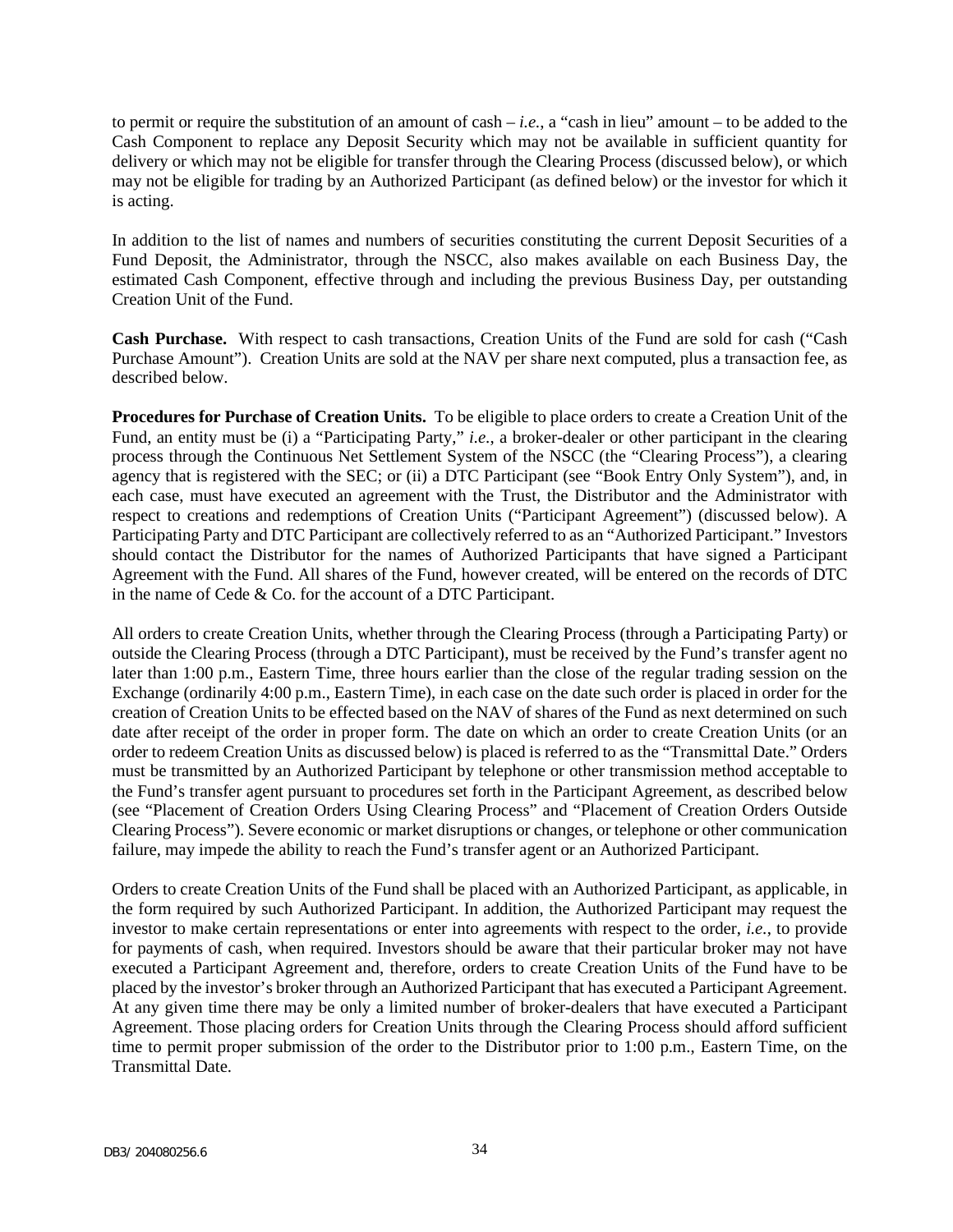to permit or require the substitution of an amount of cash – *i.e.*, a "cash in lieu" amount – to be added to the Cash Component to replace any Deposit Security which may not be available in sufficient quantity for delivery or which may not be eligible for transfer through the Clearing Process (discussed below), or which may not be eligible for trading by an Authorized Participant (as defined below) or the investor for which it is acting.

In addition to the list of names and numbers of securities constituting the current Deposit Securities of a Fund Deposit, the Administrator, through the NSCC, also makes available on each Business Day, the estimated Cash Component, effective through and including the previous Business Day, per outstanding Creation Unit of the Fund.

**Cash Purchase.** With respect to cash transactions, Creation Units of the Fund are sold for cash ("Cash Purchase Amount"). Creation Units are sold at the NAV per share next computed, plus a transaction fee, as described below.

**Procedures for Purchase of Creation Units.** To be eligible to place orders to create a Creation Unit of the Fund, an entity must be (i) a "Participating Party," *i.e.*, a broker-dealer or other participant in the clearing process through the Continuous Net Settlement System of the NSCC (the "Clearing Process"), a clearing agency that is registered with the SEC; or (ii) a DTC Participant (see "Book Entry Only System"), and, in each case, must have executed an agreement with the Trust, the Distributor and the Administrator with respect to creations and redemptions of Creation Units ("Participant Agreement") (discussed below). A Participating Party and DTC Participant are collectively referred to as an "Authorized Participant." Investors should contact the Distributor for the names of Authorized Participants that have signed a Participant Agreement with the Fund. All shares of the Fund, however created, will be entered on the records of DTC in the name of Cede & Co. for the account of a DTC Participant.

All orders to create Creation Units, whether through the Clearing Process (through a Participating Party) or outside the Clearing Process (through a DTC Participant), must be received by the Fund's transfer agent no later than 1:00 p.m., Eastern Time, three hours earlier than the close of the regular trading session on the Exchange (ordinarily 4:00 p.m., Eastern Time), in each case on the date such order is placed in order for the creation of Creation Units to be effected based on the NAV of shares of the Fund as next determined on such date after receipt of the order in proper form. The date on which an order to create Creation Units (or an order to redeem Creation Units as discussed below) is placed is referred to as the "Transmittal Date." Orders must be transmitted by an Authorized Participant by telephone or other transmission method acceptable to the Fund's transfer agent pursuant to procedures set forth in the Participant Agreement, as described below (see "Placement of Creation Orders Using Clearing Process" and "Placement of Creation Orders Outside Clearing Process"). Severe economic or market disruptions or changes, or telephone or other communication failure, may impede the ability to reach the Fund's transfer agent or an Authorized Participant.

Orders to create Creation Units of the Fund shall be placed with an Authorized Participant, as applicable, in the form required by such Authorized Participant. In addition, the Authorized Participant may request the investor to make certain representations or enter into agreements with respect to the order, *i.e.*, to provide for payments of cash, when required. Investors should be aware that their particular broker may not have executed a Participant Agreement and, therefore, orders to create Creation Units of the Fund have to be placed by the investor's broker through an Authorized Participant that has executed a Participant Agreement. At any given time there may be only a limited number of broker-dealers that have executed a Participant Agreement. Those placing orders for Creation Units through the Clearing Process should afford sufficient time to permit proper submission of the order to the Distributor prior to 1:00 p.m., Eastern Time, on the Transmittal Date.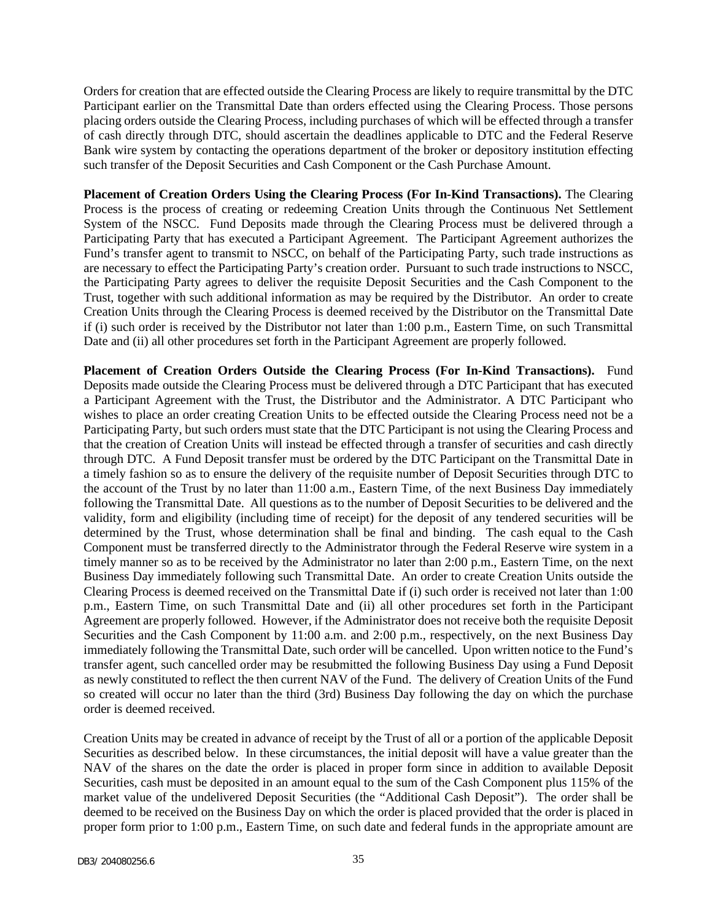Orders for creation that are effected outside the Clearing Process are likely to require transmittal by the DTC Participant earlier on the Transmittal Date than orders effected using the Clearing Process. Those persons placing orders outside the Clearing Process, including purchases of which will be effected through a transfer of cash directly through DTC, should ascertain the deadlines applicable to DTC and the Federal Reserve Bank wire system by contacting the operations department of the broker or depository institution effecting such transfer of the Deposit Securities and Cash Component or the Cash Purchase Amount.

**Placement of Creation Orders Using the Clearing Process (For In-Kind Transactions).** The Clearing Process is the process of creating or redeeming Creation Units through the Continuous Net Settlement System of the NSCC. Fund Deposits made through the Clearing Process must be delivered through a Participating Party that has executed a Participant Agreement. The Participant Agreement authorizes the Fund's transfer agent to transmit to NSCC, on behalf of the Participating Party, such trade instructions as are necessary to effect the Participating Party's creation order. Pursuant to such trade instructions to NSCC, the Participating Party agrees to deliver the requisite Deposit Securities and the Cash Component to the Trust, together with such additional information as may be required by the Distributor. An order to create Creation Units through the Clearing Process is deemed received by the Distributor on the Transmittal Date if (i) such order is received by the Distributor not later than 1:00 p.m., Eastern Time, on such Transmittal Date and (ii) all other procedures set forth in the Participant Agreement are properly followed.

**Placement of Creation Orders Outside the Clearing Process (For In-Kind Transactions).** Fund Deposits made outside the Clearing Process must be delivered through a DTC Participant that has executed a Participant Agreement with the Trust, the Distributor and the Administrator. A DTC Participant who wishes to place an order creating Creation Units to be effected outside the Clearing Process need not be a Participating Party, but such orders must state that the DTC Participant is not using the Clearing Process and that the creation of Creation Units will instead be effected through a transfer of securities and cash directly through DTC. A Fund Deposit transfer must be ordered by the DTC Participant on the Transmittal Date in a timely fashion so as to ensure the delivery of the requisite number of Deposit Securities through DTC to the account of the Trust by no later than 11:00 a.m., Eastern Time, of the next Business Day immediately following the Transmittal Date. All questions as to the number of Deposit Securities to be delivered and the validity, form and eligibility (including time of receipt) for the deposit of any tendered securities will be determined by the Trust, whose determination shall be final and binding. The cash equal to the Cash Component must be transferred directly to the Administrator through the Federal Reserve wire system in a timely manner so as to be received by the Administrator no later than 2:00 p.m., Eastern Time, on the next Business Day immediately following such Transmittal Date. An order to create Creation Units outside the Clearing Process is deemed received on the Transmittal Date if (i) such order is received not later than 1:00 p.m., Eastern Time, on such Transmittal Date and (ii) all other procedures set forth in the Participant Agreement are properly followed. However, if the Administrator does not receive both the requisite Deposit Securities and the Cash Component by 11:00 a.m. and 2:00 p.m., respectively, on the next Business Day immediately following the Transmittal Date, such order will be cancelled. Upon written notice to the Fund's transfer agent, such cancelled order may be resubmitted the following Business Day using a Fund Deposit as newly constituted to reflect the then current NAV of the Fund. The delivery of Creation Units of the Fund so created will occur no later than the third (3rd) Business Day following the day on which the purchase order is deemed received.

Creation Units may be created in advance of receipt by the Trust of all or a portion of the applicable Deposit Securities as described below. In these circumstances, the initial deposit will have a value greater than the NAV of the shares on the date the order is placed in proper form since in addition to available Deposit Securities, cash must be deposited in an amount equal to the sum of the Cash Component plus 115% of the market value of the undelivered Deposit Securities (the "Additional Cash Deposit"). The order shall be deemed to be received on the Business Day on which the order is placed provided that the order is placed in proper form prior to 1:00 p.m., Eastern Time, on such date and federal funds in the appropriate amount are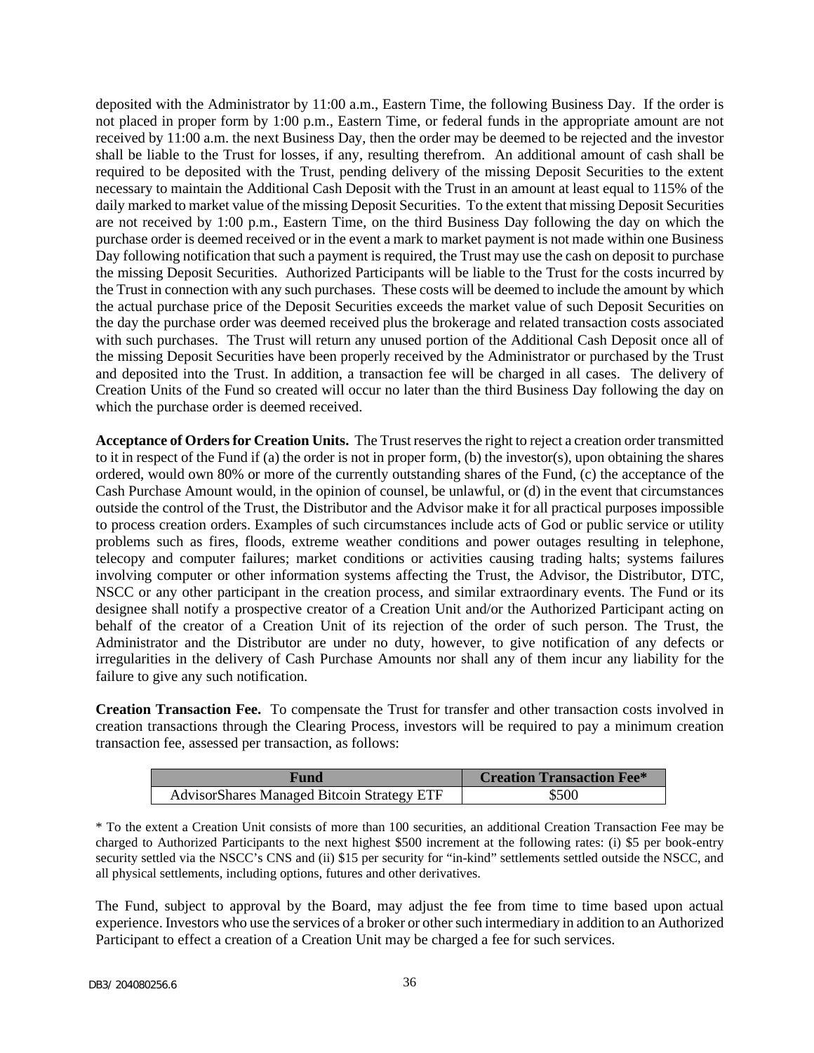deposited with the Administrator by 11:00 a.m., Eastern Time, the following Business Day. If the order is not placed in proper form by 1:00 p.m., Eastern Time, or federal funds in the appropriate amount are not received by 11:00 a.m. the next Business Day, then the order may be deemed to be rejected and the investor shall be liable to the Trust for losses, if any, resulting therefrom. An additional amount of cash shall be required to be deposited with the Trust, pending delivery of the missing Deposit Securities to the extent necessary to maintain the Additional Cash Deposit with the Trust in an amount at least equal to 115% of the daily marked to market value of the missing Deposit Securities. To the extent that missing Deposit Securities are not received by 1:00 p.m., Eastern Time, on the third Business Day following the day on which the purchase order is deemed received or in the event a mark to market payment is not made within one Business Day following notification that such a payment is required, the Trust may use the cash on deposit to purchase the missing Deposit Securities. Authorized Participants will be liable to the Trust for the costs incurred by the Trust in connection with any such purchases. These costs will be deemed to include the amount by which the actual purchase price of the Deposit Securities exceeds the market value of such Deposit Securities on the day the purchase order was deemed received plus the brokerage and related transaction costs associated with such purchases. The Trust will return any unused portion of the Additional Cash Deposit once all of the missing Deposit Securities have been properly received by the Administrator or purchased by the Trust and deposited into the Trust. In addition, a transaction fee will be charged in all cases. The delivery of Creation Units of the Fund so created will occur no later than the third Business Day following the day on which the purchase order is deemed received.

**Acceptance of Orders for Creation Units.** The Trust reserves the right to reject a creation order transmitted to it in respect of the Fund if (a) the order is not in proper form, (b) the investor(s), upon obtaining the shares ordered, would own 80% or more of the currently outstanding shares of the Fund, (c) the acceptance of the Cash Purchase Amount would, in the opinion of counsel, be unlawful, or (d) in the event that circumstances outside the control of the Trust, the Distributor and the Advisor make it for all practical purposes impossible to process creation orders. Examples of such circumstances include acts of God or public service or utility problems such as fires, floods, extreme weather conditions and power outages resulting in telephone, telecopy and computer failures; market conditions or activities causing trading halts; systems failures involving computer or other information systems affecting the Trust, the Advisor, the Distributor, DTC, NSCC or any other participant in the creation process, and similar extraordinary events. The Fund or its designee shall notify a prospective creator of a Creation Unit and/or the Authorized Participant acting on behalf of the creator of a Creation Unit of its rejection of the order of such person. The Trust, the Administrator and the Distributor are under no duty, however, to give notification of any defects or irregularities in the delivery of Cash Purchase Amounts nor shall any of them incur any liability for the failure to give any such notification.

**Creation Transaction Fee.** To compensate the Trust for transfer and other transaction costs involved in creation transactions through the Clearing Process, investors will be required to pay a minimum creation transaction fee, assessed per transaction, as follows:

| Fund | Creation Transaction Fee* |
|---|---|
| AdvisorShares Managed Bitcoin Strategy ETF | $500 |

* To the extent a Creation Unit consists of more than 100 securities, an additional Creation Transaction Fee may be charged to Authorized Participants to the next highest $500 increment at the following rates: (i) $5 per book-entry security settled via the NSCC's CNS and (ii) $15 per security for "in-kind" settlements settled outside the NSCC, and all physical settlements, including options, futures and other derivatives.

The Fund, subject to approval by the Board, may adjust the fee from time to time based upon actual experience. Investors who use the services of a broker or other such intermediary in addition to an Authorized Participant to effect a creation of a Creation Unit may be charged a fee for such services.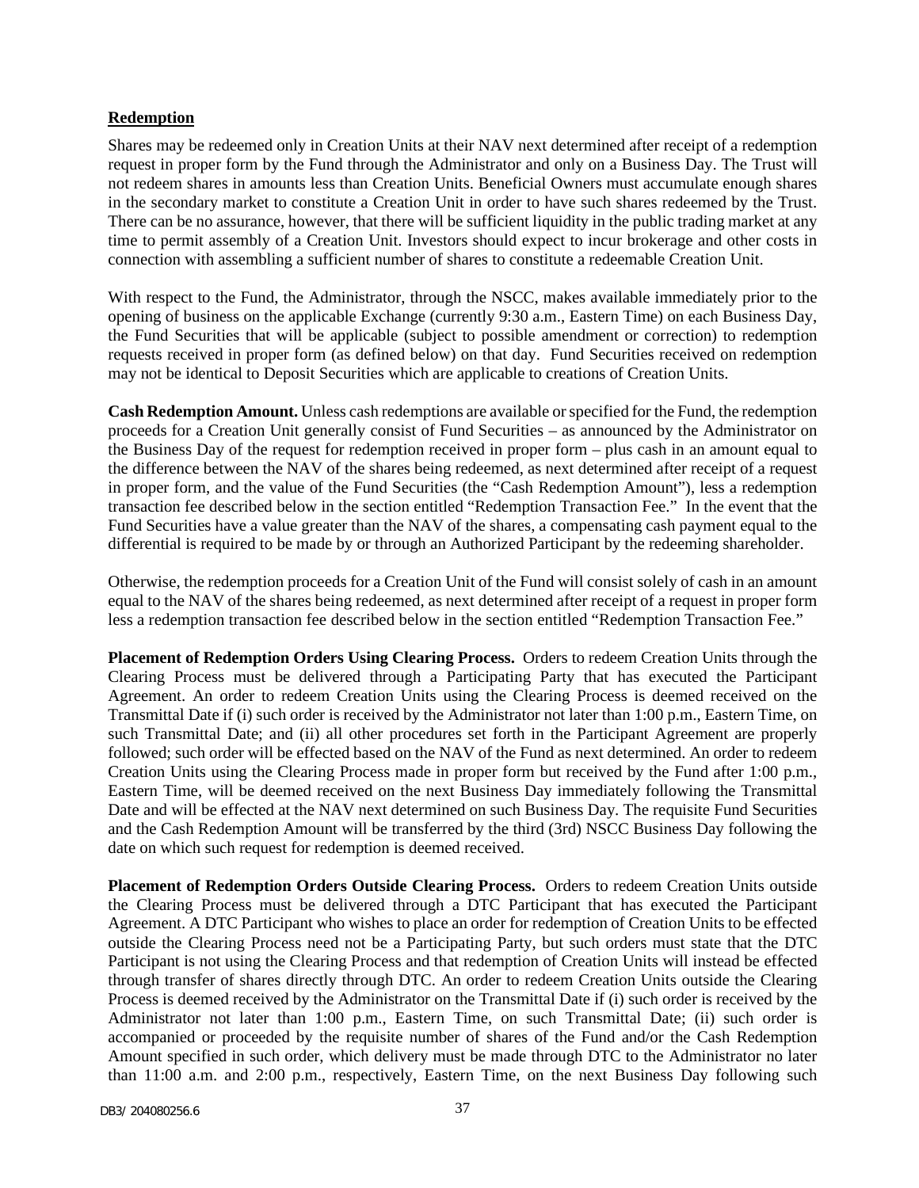**Redemption**

Shares may be redeemed only in Creation Units at their NAV next determined after receipt of a redemption request in proper form by the Fund through the Administrator and only on a Business Day. The Trust will not redeem shares in amounts less than Creation Units. Beneficial Owners must accumulate enough shares in the secondary market to constitute a Creation Unit in order to have such shares redeemed by the Trust. There can be no assurance, however, that there will be sufficient liquidity in the public trading market at any time to permit assembly of a Creation Unit. Investors should expect to incur brokerage and other costs in connection with assembling a sufficient number of shares to constitute a redeemable Creation Unit.

With respect to the Fund, the Administrator, through the NSCC, makes available immediately prior to the opening of business on the applicable Exchange (currently 9:30 a.m., Eastern Time) on each Business Day, the Fund Securities that will be applicable (subject to possible amendment or correction) to redemption requests received in proper form (as defined below) on that day. Fund Securities received on redemption may not be identical to Deposit Securities which are applicable to creations of Creation Units.

**Cash Redemption Amount.** Unless cash redemptions are available or specified for the Fund, the redemption proceeds for a Creation Unit generally consist of Fund Securities – as announced by the Administrator on the Business Day of the request for redemption received in proper form – plus cash in an amount equal to the difference between the NAV of the shares being redeemed, as next determined after receipt of a request in proper form, and the value of the Fund Securities (the "Cash Redemption Amount"), less a redemption transaction fee described below in the section entitled "Redemption Transaction Fee." In the event that the Fund Securities have a value greater than the NAV of the shares, a compensating cash payment equal to the differential is required to be made by or through an Authorized Participant by the redeeming shareholder.

Otherwise, the redemption proceeds for a Creation Unit of the Fund will consist solely of cash in an amount equal to the NAV of the shares being redeemed, as next determined after receipt of a request in proper form less a redemption transaction fee described below in the section entitled "Redemption Transaction Fee."

**Placement of Redemption Orders Using Clearing Process.** Orders to redeem Creation Units through the Clearing Process must be delivered through a Participating Party that has executed the Participant Agreement. An order to redeem Creation Units using the Clearing Process is deemed received on the Transmittal Date if (i) such order is received by the Administrator not later than 1:00 p.m., Eastern Time, on such Transmittal Date; and (ii) all other procedures set forth in the Participant Agreement are properly followed; such order will be effected based on the NAV of the Fund as next determined. An order to redeem Creation Units using the Clearing Process made in proper form but received by the Fund after 1:00 p.m., Eastern Time, will be deemed received on the next Business Day immediately following the Transmittal Date and will be effected at the NAV next determined on such Business Day. The requisite Fund Securities and the Cash Redemption Amount will be transferred by the third (3rd) NSCC Business Day following the date on which such request for redemption is deemed received.

**Placement of Redemption Orders Outside Clearing Process.** Orders to redeem Creation Units outside the Clearing Process must be delivered through a DTC Participant that has executed the Participant Agreement. A DTC Participant who wishes to place an order for redemption of Creation Units to be effected outside the Clearing Process need not be a Participating Party, but such orders must state that the DTC Participant is not using the Clearing Process and that redemption of Creation Units will instead be effected through transfer of shares directly through DTC. An order to redeem Creation Units outside the Clearing Process is deemed received by the Administrator on the Transmittal Date if (i) such order is received by the Administrator not later than 1:00 p.m., Eastern Time, on such Transmittal Date; (ii) such order is accompanied or proceeded by the requisite number of shares of the Fund and/or the Cash Redemption Amount specified in such order, which delivery must be made through DTC to the Administrator no later than 11:00 a.m. and 2:00 p.m., respectively, Eastern Time, on the next Business Day following such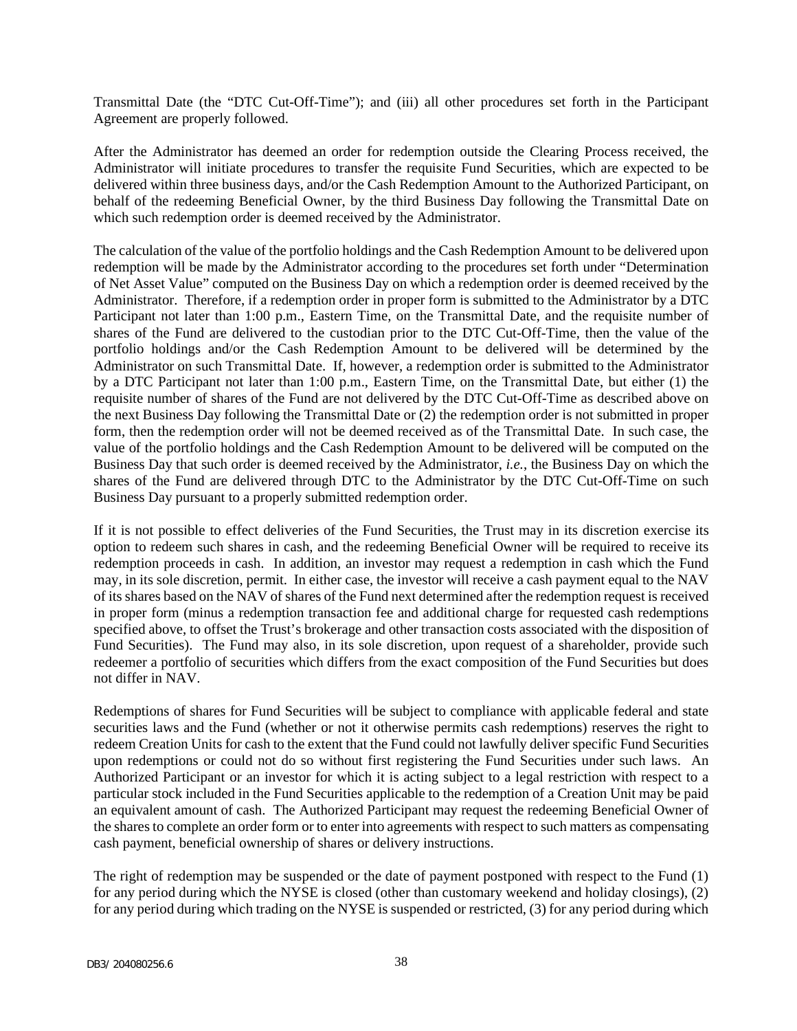Transmittal Date (the "DTC Cut-Off-Time"); and (iii) all other procedures set forth in the Participant Agreement are properly followed.

After the Administrator has deemed an order for redemption outside the Clearing Process received, the Administrator will initiate procedures to transfer the requisite Fund Securities, which are expected to be delivered within three business days, and/or the Cash Redemption Amount to the Authorized Participant, on behalf of the redeeming Beneficial Owner, by the third Business Day following the Transmittal Date on which such redemption order is deemed received by the Administrator.

The calculation of the value of the portfolio holdings and the Cash Redemption Amount to be delivered upon redemption will be made by the Administrator according to the procedures set forth under "Determination of Net Asset Value" computed on the Business Day on which a redemption order is deemed received by the Administrator. Therefore, if a redemption order in proper form is submitted to the Administrator by a DTC Participant not later than 1:00 p.m., Eastern Time, on the Transmittal Date, and the requisite number of shares of the Fund are delivered to the custodian prior to the DTC Cut-Off-Time, then the value of the portfolio holdings and/or the Cash Redemption Amount to be delivered will be determined by the Administrator on such Transmittal Date. If, however, a redemption order is submitted to the Administrator by a DTC Participant not later than 1:00 p.m., Eastern Time, on the Transmittal Date, but either (1) the requisite number of shares of the Fund are not delivered by the DTC Cut-Off-Time as described above on the next Business Day following the Transmittal Date or (2) the redemption order is not submitted in proper form, then the redemption order will not be deemed received as of the Transmittal Date. In such case, the value of the portfolio holdings and the Cash Redemption Amount to be delivered will be computed on the Business Day that such order is deemed received by the Administrator, *i.e.*, the Business Day on which the shares of the Fund are delivered through DTC to the Administrator by the DTC Cut-Off-Time on such Business Day pursuant to a properly submitted redemption order.

If it is not possible to effect deliveries of the Fund Securities, the Trust may in its discretion exercise its option to redeem such shares in cash, and the redeeming Beneficial Owner will be required to receive its redemption proceeds in cash. In addition, an investor may request a redemption in cash which the Fund may, in its sole discretion, permit. In either case, the investor will receive a cash payment equal to the NAV of its shares based on the NAV of shares of the Fund next determined after the redemption request is received in proper form (minus a redemption transaction fee and additional charge for requested cash redemptions specified above, to offset the Trust's brokerage and other transaction costs associated with the disposition of Fund Securities). The Fund may also, in its sole discretion, upon request of a shareholder, provide such redeemer a portfolio of securities which differs from the exact composition of the Fund Securities but does not differ in NAV.

Redemptions of shares for Fund Securities will be subject to compliance with applicable federal and state securities laws and the Fund (whether or not it otherwise permits cash redemptions) reserves the right to redeem Creation Units for cash to the extent that the Fund could not lawfully deliver specific Fund Securities upon redemptions or could not do so without first registering the Fund Securities under such laws. An Authorized Participant or an investor for which it is acting subject to a legal restriction with respect to a particular stock included in the Fund Securities applicable to the redemption of a Creation Unit may be paid an equivalent amount of cash. The Authorized Participant may request the redeeming Beneficial Owner of the shares to complete an order form or to enter into agreements with respect to such matters as compensating cash payment, beneficial ownership of shares or delivery instructions.

The right of redemption may be suspended or the date of payment postponed with respect to the Fund (1) for any period during which the NYSE is closed (other than customary weekend and holiday closings), (2) for any period during which trading on the NYSE is suspended or restricted, (3) for any period during which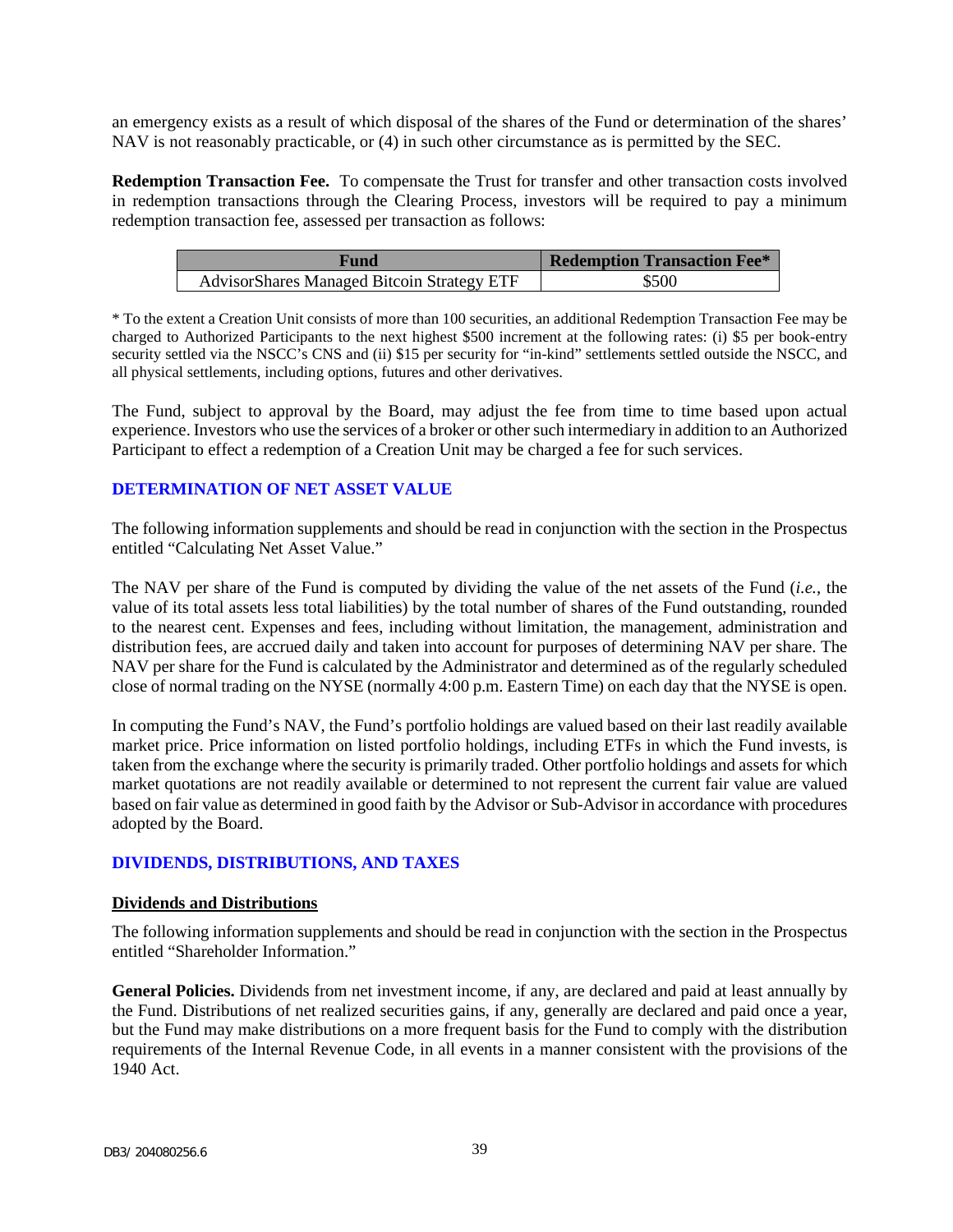an emergency exists as a result of which disposal of the shares of the Fund or determination of the shares' NAV is not reasonably practicable, or (4) in such other circumstance as is permitted by the SEC.

**Redemption Transaction Fee.** To compensate the Trust for transfer and other transaction costs involved in redemption transactions through the Clearing Process, investors will be required to pay a minimum redemption transaction fee, assessed per transaction as follows:

| Fund | Redemption Transaction Fee* |
|---|---|
| AdvisorShares Managed Bitcoin Strategy ETF | $500 |

* To the extent a Creation Unit consists of more than 100 securities, an additional Redemption Transaction Fee may be charged to Authorized Participants to the next highest $500 increment at the following rates: (i) $5 per book-entry security settled via the NSCC's CNS and (ii) $15 per security for "in-kind" settlements settled outside the NSCC, and all physical settlements, including options, futures and other derivatives.

The Fund, subject to approval by the Board, may adjust the fee from time to time based upon actual experience. Investors who use the services of a broker or other such intermediary in addition to an Authorized Participant to effect a redemption of a Creation Unit may be charged a fee for such services.

## DETERMINATION OF NET ASSET VALUE

The following information supplements and should be read in conjunction with the section in the Prospectus entitled "Calculating Net Asset Value."

The NAV per share of the Fund is computed by dividing the value of the net assets of the Fund (*i.e.*, the value of its total assets less total liabilities) by the total number of shares of the Fund outstanding, rounded to the nearest cent. Expenses and fees, including without limitation, the management, administration and distribution fees, are accrued daily and taken into account for purposes of determining NAV per share. The NAV per share for the Fund is calculated by the Administrator and determined as of the regularly scheduled close of normal trading on the NYSE (normally 4:00 p.m. Eastern Time) on each day that the NYSE is open.

In computing the Fund's NAV, the Fund's portfolio holdings are valued based on their last readily available market price. Price information on listed portfolio holdings, including ETFs in which the Fund invests, is taken from the exchange where the security is primarily traded. Other portfolio holdings and assets for which market quotations are not readily available or determined to not represent the current fair value are valued based on fair value as determined in good faith by the Advisor or Sub-Advisor in accordance with procedures adopted by the Board.

## DIVIDENDS, DISTRIBUTIONS, AND TAXES

### Dividends and Distributions

The following information supplements and should be read in conjunction with the section in the Prospectus entitled "Shareholder Information."

**General Policies.** Dividends from net investment income, if any, are declared and paid at least annually by the Fund. Distributions of net realized securities gains, if any, generally are declared and paid once a year, but the Fund may make distributions on a more frequent basis for the Fund to comply with the distribution requirements of the Internal Revenue Code, in all events in a manner consistent with the provisions of the 1940 Act.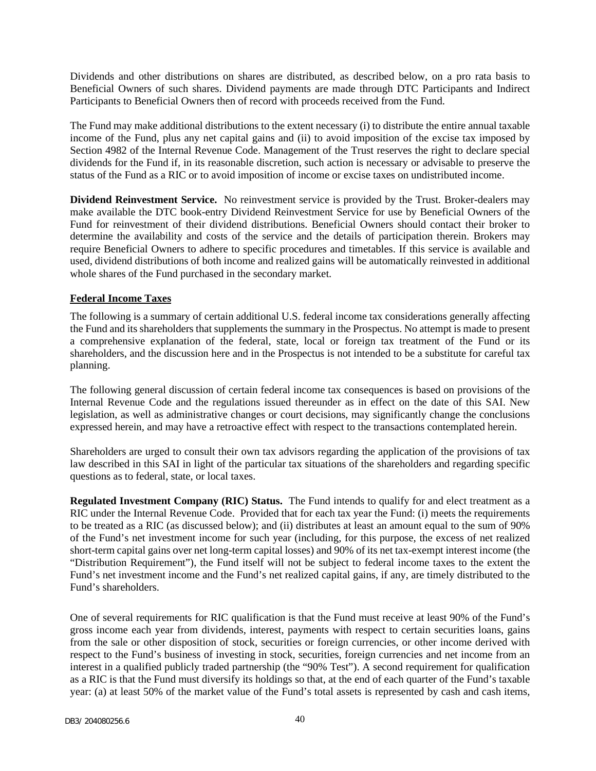Dividends and other distributions on shares are distributed, as described below, on a pro rata basis to Beneficial Owners of such shares. Dividend payments are made through DTC Participants and Indirect Participants to Beneficial Owners then of record with proceeds received from the Fund.

The Fund may make additional distributions to the extent necessary (i) to distribute the entire annual taxable income of the Fund, plus any net capital gains and (ii) to avoid imposition of the excise tax imposed by Section 4982 of the Internal Revenue Code. Management of the Trust reserves the right to declare special dividends for the Fund if, in its reasonable discretion, such action is necessary or advisable to preserve the status of the Fund as a RIC or to avoid imposition of income or excise taxes on undistributed income.

**Dividend Reinvestment Service.** No reinvestment service is provided by the Trust. Broker-dealers may make available the DTC book-entry Dividend Reinvestment Service for use by Beneficial Owners of the Fund for reinvestment of their dividend distributions. Beneficial Owners should contact their broker to determine the availability and costs of the service and the details of participation therein. Brokers may require Beneficial Owners to adhere to specific procedures and timetables. If this service is available and used, dividend distributions of both income and realized gains will be automatically reinvested in additional whole shares of the Fund purchased in the secondary market.

## Federal Income Taxes

The following is a summary of certain additional U.S. federal income tax considerations generally affecting the Fund and its shareholders that supplements the summary in the Prospectus. No attempt is made to present a comprehensive explanation of the federal, state, local or foreign tax treatment of the Fund or its shareholders, and the discussion here and in the Prospectus is not intended to be a substitute for careful tax planning.

The following general discussion of certain federal income tax consequences is based on provisions of the Internal Revenue Code and the regulations issued thereunder as in effect on the date of this SAI. New legislation, as well as administrative changes or court decisions, may significantly change the conclusions expressed herein, and may have a retroactive effect with respect to the transactions contemplated herein.

Shareholders are urged to consult their own tax advisors regarding the application of the provisions of tax law described in this SAI in light of the particular tax situations of the shareholders and regarding specific questions as to federal, state, or local taxes.

**Regulated Investment Company (RIC) Status.** The Fund intends to qualify for and elect treatment as a RIC under the Internal Revenue Code. Provided that for each tax year the Fund: (i) meets the requirements to be treated as a RIC (as discussed below); and (ii) distributes at least an amount equal to the sum of 90% of the Fund's net investment income for such year (including, for this purpose, the excess of net realized short-term capital gains over net long-term capital losses) and 90% of its net tax-exempt interest income (the "Distribution Requirement"), the Fund itself will not be subject to federal income taxes to the extent the Fund's net investment income and the Fund's net realized capital gains, if any, are timely distributed to the Fund's shareholders.

One of several requirements for RIC qualification is that the Fund must receive at least 90% of the Fund's gross income each year from dividends, interest, payments with respect to certain securities loans, gains from the sale or other disposition of stock, securities or foreign currencies, or other income derived with respect to the Fund's business of investing in stock, securities, foreign currencies and net income from an interest in a qualified publicly traded partnership (the "90% Test"). A second requirement for qualification as a RIC is that the Fund must diversify its holdings so that, at the end of each quarter of the Fund's taxable year: (a) at least 50% of the market value of the Fund's total assets is represented by cash and cash items,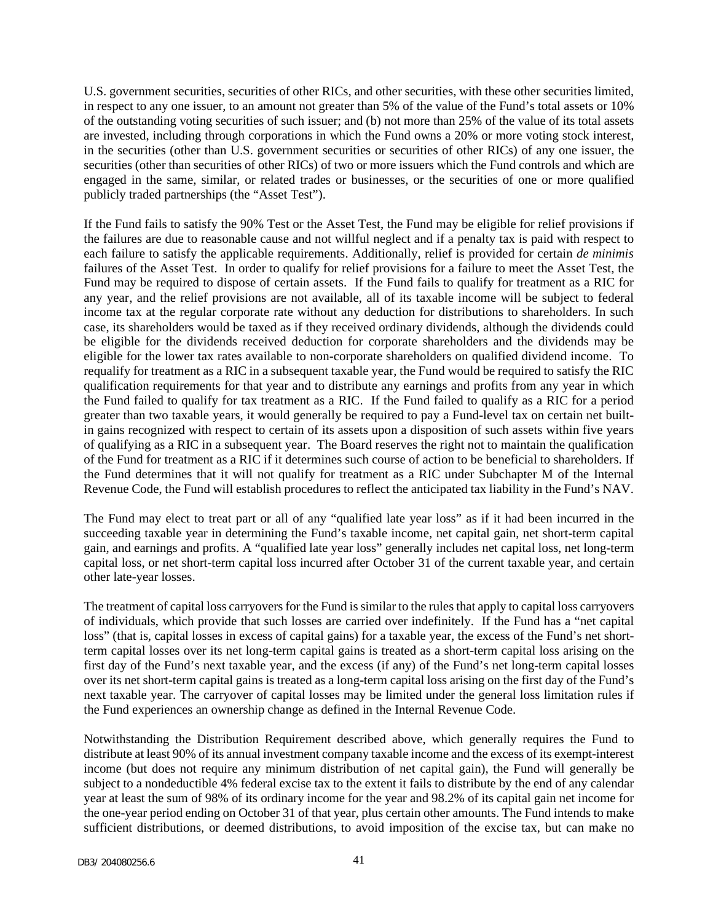U.S. government securities, securities of other RICs, and other securities, with these other securities limited, in respect to any one issuer, to an amount not greater than 5% of the value of the Fund's total assets or 10% of the outstanding voting securities of such issuer; and (b) not more than 25% of the value of its total assets are invested, including through corporations in which the Fund owns a 20% or more voting stock interest, in the securities (other than U.S. government securities or securities of other RICs) of any one issuer, the securities (other than securities of other RICs) of two or more issuers which the Fund controls and which are engaged in the same, similar, or related trades or businesses, or the securities of one or more qualified publicly traded partnerships (the "Asset Test").

If the Fund fails to satisfy the 90% Test or the Asset Test, the Fund may be eligible for relief provisions if the failures are due to reasonable cause and not willful neglect and if a penalty tax is paid with respect to each failure to satisfy the applicable requirements. Additionally, relief is provided for certain *de minimis* failures of the Asset Test. In order to qualify for relief provisions for a failure to meet the Asset Test, the Fund may be required to dispose of certain assets. If the Fund fails to qualify for treatment as a RIC for any year, and the relief provisions are not available, all of its taxable income will be subject to federal income tax at the regular corporate rate without any deduction for distributions to shareholders. In such case, its shareholders would be taxed as if they received ordinary dividends, although the dividends could be eligible for the dividends received deduction for corporate shareholders and the dividends may be eligible for the lower tax rates available to non-corporate shareholders on qualified dividend income. To requalify for treatment as a RIC in a subsequent taxable year, the Fund would be required to satisfy the RIC qualification requirements for that year and to distribute any earnings and profits from any year in which the Fund failed to qualify for tax treatment as a RIC. If the Fund failed to qualify as a RIC for a period greater than two taxable years, it would generally be required to pay a Fund-level tax on certain net built-in gains recognized with respect to certain of its assets upon a disposition of such assets within five years of qualifying as a RIC in a subsequent year. The Board reserves the right not to maintain the qualification of the Fund for treatment as a RIC if it determines such course of action to be beneficial to shareholders. If the Fund determines that it will not qualify for treatment as a RIC under Subchapter M of the Internal Revenue Code, the Fund will establish procedures to reflect the anticipated tax liability in the Fund's NAV.

The Fund may elect to treat part or all of any "qualified late year loss" as if it had been incurred in the succeeding taxable year in determining the Fund's taxable income, net capital gain, net short-term capital gain, and earnings and profits. A "qualified late year loss" generally includes net capital loss, net long-term capital loss, or net short-term capital loss incurred after October 31 of the current taxable year, and certain other late-year losses.

The treatment of capital loss carryovers for the Fund is similar to the rules that apply to capital loss carryovers of individuals, which provide that such losses are carried over indefinitely. If the Fund has a "net capital loss" (that is, capital losses in excess of capital gains) for a taxable year, the excess of the Fund's net short-term capital losses over its net long-term capital gains is treated as a short-term capital loss arising on the first day of the Fund's next taxable year, and the excess (if any) of the Fund's net long-term capital losses over its net short-term capital gains is treated as a long-term capital loss arising on the first day of the Fund's next taxable year. The carryover of capital losses may be limited under the general loss limitation rules if the Fund experiences an ownership change as defined in the Internal Revenue Code.

Notwithstanding the Distribution Requirement described above, which generally requires the Fund to distribute at least 90% of its annual investment company taxable income and the excess of its exempt-interest income (but does not require any minimum distribution of net capital gain), the Fund will generally be subject to a nondeductible 4% federal excise tax to the extent it fails to distribute by the end of any calendar year at least the sum of 98% of its ordinary income for the year and 98.2% of its capital gain net income for the one-year period ending on October 31 of that year, plus certain other amounts. The Fund intends to make sufficient distributions, or deemed distributions, to avoid imposition of the excise tax, but can make no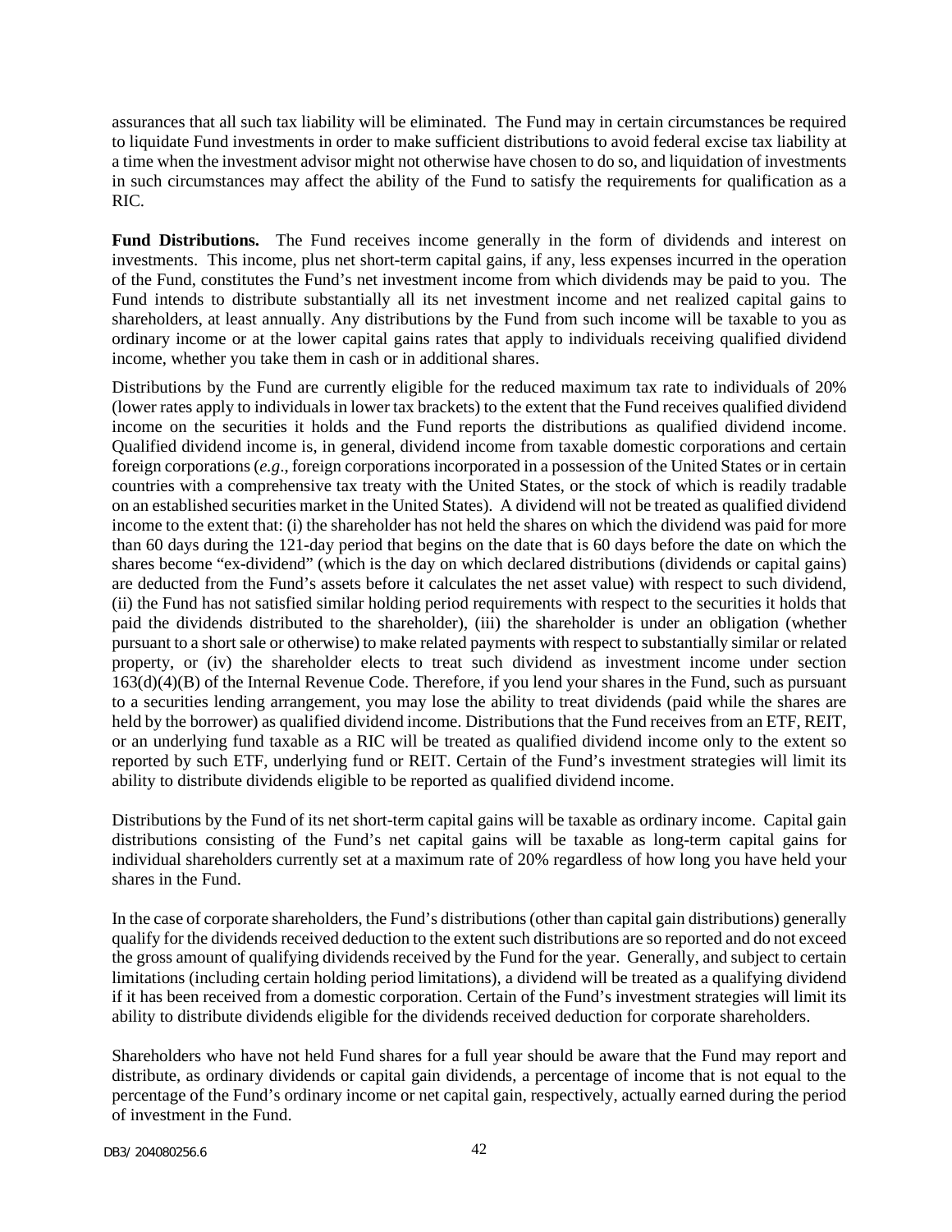assurances that all such tax liability will be eliminated. The Fund may in certain circumstances be required to liquidate Fund investments in order to make sufficient distributions to avoid federal excise tax liability at a time when the investment advisor might not otherwise have chosen to do so, and liquidation of investments in such circumstances may affect the ability of the Fund to satisfy the requirements for qualification as a RIC.

**Fund Distributions.** The Fund receives income generally in the form of dividends and interest on investments. This income, plus net short-term capital gains, if any, less expenses incurred in the operation of the Fund, constitutes the Fund's net investment income from which dividends may be paid to you. The Fund intends to distribute substantially all its net investment income and net realized capital gains to shareholders, at least annually. Any distributions by the Fund from such income will be taxable to you as ordinary income or at the lower capital gains rates that apply to individuals receiving qualified dividend income, whether you take them in cash or in additional shares.

Distributions by the Fund are currently eligible for the reduced maximum tax rate to individuals of 20% (lower rates apply to individuals in lower tax brackets) to the extent that the Fund receives qualified dividend income on the securities it holds and the Fund reports the distributions as qualified dividend income. Qualified dividend income is, in general, dividend income from taxable domestic corporations and certain foreign corporations (*e.g*., foreign corporations incorporated in a possession of the United States or in certain countries with a comprehensive tax treaty with the United States, or the stock of which is readily tradable on an established securities market in the United States). A dividend will not be treated as qualified dividend income to the extent that: (i) the shareholder has not held the shares on which the dividend was paid for more than 60 days during the 121-day period that begins on the date that is 60 days before the date on which the shares become "ex-dividend" (which is the day on which declared distributions (dividends or capital gains) are deducted from the Fund's assets before it calculates the net asset value) with respect to such dividend, (ii) the Fund has not satisfied similar holding period requirements with respect to the securities it holds that paid the dividends distributed to the shareholder), (iii) the shareholder is under an obligation (whether pursuant to a short sale or otherwise) to make related payments with respect to substantially similar or related property, or (iv) the shareholder elects to treat such dividend as investment income under section 163(d)(4)(B) of the Internal Revenue Code. Therefore, if you lend your shares in the Fund, such as pursuant to a securities lending arrangement, you may lose the ability to treat dividends (paid while the shares are held by the borrower) as qualified dividend income. Distributions that the Fund receives from an ETF, REIT, or an underlying fund taxable as a RIC will be treated as qualified dividend income only to the extent so reported by such ETF, underlying fund or REIT. Certain of the Fund's investment strategies will limit its ability to distribute dividends eligible to be reported as qualified dividend income.

Distributions by the Fund of its net short-term capital gains will be taxable as ordinary income. Capital gain distributions consisting of the Fund's net capital gains will be taxable as long-term capital gains for individual shareholders currently set at a maximum rate of 20% regardless of how long you have held your shares in the Fund.

In the case of corporate shareholders, the Fund's distributions (other than capital gain distributions) generally qualify for the dividends received deduction to the extent such distributions are so reported and do not exceed the gross amount of qualifying dividends received by the Fund for the year. Generally, and subject to certain limitations (including certain holding period limitations), a dividend will be treated as a qualifying dividend if it has been received from a domestic corporation. Certain of the Fund's investment strategies will limit its ability to distribute dividends eligible for the dividends received deduction for corporate shareholders.

Shareholders who have not held Fund shares for a full year should be aware that the Fund may report and distribute, as ordinary dividends or capital gain dividends, a percentage of income that is not equal to the percentage of the Fund's ordinary income or net capital gain, respectively, actually earned during the period of investment in the Fund.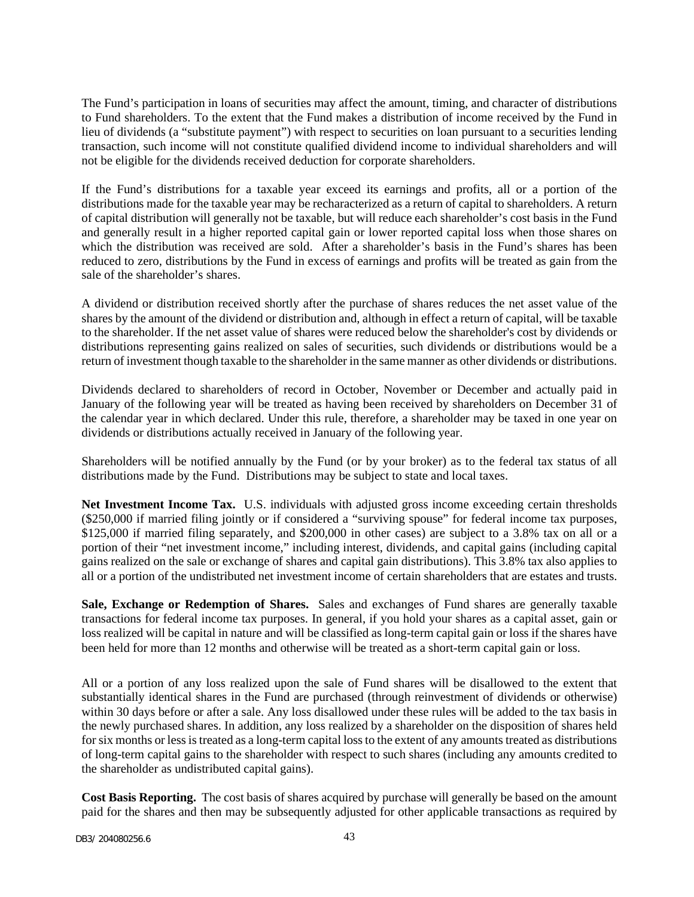The Fund's participation in loans of securities may affect the amount, timing, and character of distributions to Fund shareholders. To the extent that the Fund makes a distribution of income received by the Fund in lieu of dividends (a "substitute payment") with respect to securities on loan pursuant to a securities lending transaction, such income will not constitute qualified dividend income to individual shareholders and will not be eligible for the dividends received deduction for corporate shareholders.

If the Fund's distributions for a taxable year exceed its earnings and profits, all or a portion of the distributions made for the taxable year may be recharacterized as a return of capital to shareholders. A return of capital distribution will generally not be taxable, but will reduce each shareholder's cost basis in the Fund and generally result in a higher reported capital gain or lower reported capital loss when those shares on which the distribution was received are sold. After a shareholder's basis in the Fund's shares has been reduced to zero, distributions by the Fund in excess of earnings and profits will be treated as gain from the sale of the shareholder's shares.

A dividend or distribution received shortly after the purchase of shares reduces the net asset value of the shares by the amount of the dividend or distribution and, although in effect a return of capital, will be taxable to the shareholder. If the net asset value of shares were reduced below the shareholder's cost by dividends or distributions representing gains realized on sales of securities, such dividends or distributions would be a return of investment though taxable to the shareholder in the same manner as other dividends or distributions.

Dividends declared to shareholders of record in October, November or December and actually paid in January of the following year will be treated as having been received by shareholders on December 31 of the calendar year in which declared. Under this rule, therefore, a shareholder may be taxed in one year on dividends or distributions actually received in January of the following year.

Shareholders will be notified annually by the Fund (or by your broker) as to the federal tax status of all distributions made by the Fund. Distributions may be subject to state and local taxes.

**Net Investment Income Tax.** U.S. individuals with adjusted gross income exceeding certain thresholds ($250,000 if married filing jointly or if considered a "surviving spouse" for federal income tax purposes, $125,000 if married filing separately, and $200,000 in other cases) are subject to a 3.8% tax on all or a portion of their "net investment income," including interest, dividends, and capital gains (including capital gains realized on the sale or exchange of shares and capital gain distributions). This 3.8% tax also applies to all or a portion of the undistributed net investment income of certain shareholders that are estates and trusts.

**Sale, Exchange or Redemption of Shares.** Sales and exchanges of Fund shares are generally taxable transactions for federal income tax purposes. In general, if you hold your shares as a capital asset, gain or loss realized will be capital in nature and will be classified as long-term capital gain or loss if the shares have been held for more than 12 months and otherwise will be treated as a short-term capital gain or loss.

All or a portion of any loss realized upon the sale of Fund shares will be disallowed to the extent that substantially identical shares in the Fund are purchased (through reinvestment of dividends or otherwise) within 30 days before or after a sale. Any loss disallowed under these rules will be added to the tax basis in the newly purchased shares. In addition, any loss realized by a shareholder on the disposition of shares held for six months or less is treated as a long-term capital loss to the extent of any amounts treated as distributions of long-term capital gains to the shareholder with respect to such shares (including any amounts credited to the shareholder as undistributed capital gains).

**Cost Basis Reporting.** The cost basis of shares acquired by purchase will generally be based on the amount paid for the shares and then may be subsequently adjusted for other applicable transactions as required by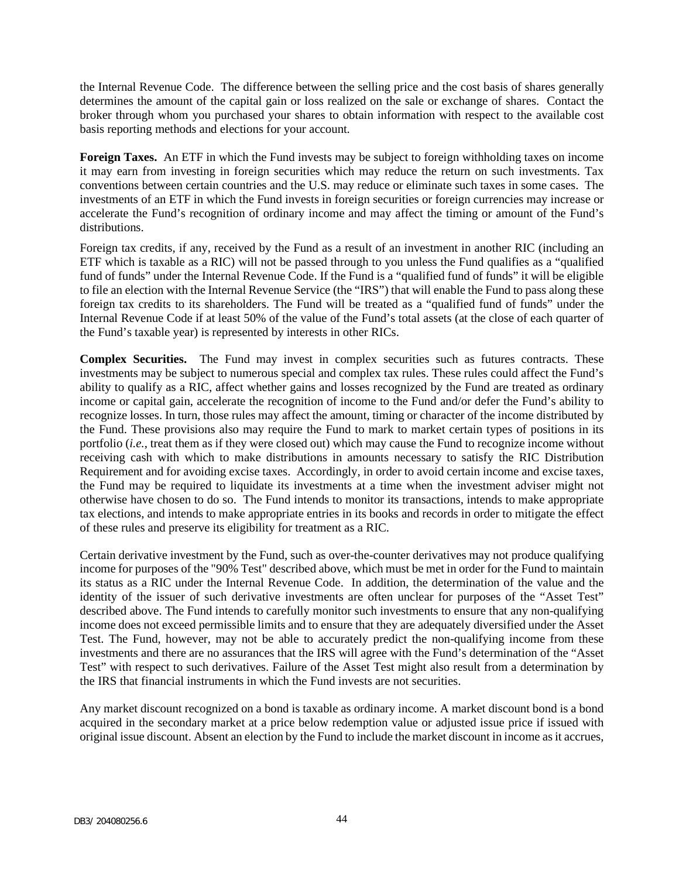the Internal Revenue Code. The difference between the selling price and the cost basis of shares generally determines the amount of the capital gain or loss realized on the sale or exchange of shares. Contact the broker through whom you purchased your shares to obtain information with respect to the available cost basis reporting methods and elections for your account.

**Foreign Taxes.** An ETF in which the Fund invests may be subject to foreign withholding taxes on income it may earn from investing in foreign securities which may reduce the return on such investments. Tax conventions between certain countries and the U.S. may reduce or eliminate such taxes in some cases. The investments of an ETF in which the Fund invests in foreign securities or foreign currencies may increase or accelerate the Fund's recognition of ordinary income and may affect the timing or amount of the Fund's distributions.

Foreign tax credits, if any, received by the Fund as a result of an investment in another RIC (including an ETF which is taxable as a RIC) will not be passed through to you unless the Fund qualifies as a "qualified fund of funds" under the Internal Revenue Code. If the Fund is a "qualified fund of funds" it will be eligible to file an election with the Internal Revenue Service (the "IRS") that will enable the Fund to pass along these foreign tax credits to its shareholders. The Fund will be treated as a "qualified fund of funds" under the Internal Revenue Code if at least 50% of the value of the Fund's total assets (at the close of each quarter of the Fund's taxable year) is represented by interests in other RICs.

**Complex Securities.** The Fund may invest in complex securities such as futures contracts. These investments may be subject to numerous special and complex tax rules. These rules could affect the Fund's ability to qualify as a RIC, affect whether gains and losses recognized by the Fund are treated as ordinary income or capital gain, accelerate the recognition of income to the Fund and/or defer the Fund's ability to recognize losses. In turn, those rules may affect the amount, timing or character of the income distributed by the Fund. These provisions also may require the Fund to mark to market certain types of positions in its portfolio (*i.e.*, treat them as if they were closed out) which may cause the Fund to recognize income without receiving cash with which to make distributions in amounts necessary to satisfy the RIC Distribution Requirement and for avoiding excise taxes. Accordingly, in order to avoid certain income and excise taxes, the Fund may be required to liquidate its investments at a time when the investment adviser might not otherwise have chosen to do so. The Fund intends to monitor its transactions, intends to make appropriate tax elections, and intends to make appropriate entries in its books and records in order to mitigate the effect of these rules and preserve its eligibility for treatment as a RIC.

Certain derivative investment by the Fund, such as over-the-counter derivatives may not produce qualifying income for purposes of the "90% Test" described above, which must be met in order for the Fund to maintain its status as a RIC under the Internal Revenue Code. In addition, the determination of the value and the identity of the issuer of such derivative investments are often unclear for purposes of the "Asset Test" described above. The Fund intends to carefully monitor such investments to ensure that any non-qualifying income does not exceed permissible limits and to ensure that they are adequately diversified under the Asset Test. The Fund, however, may not be able to accurately predict the non-qualifying income from these investments and there are no assurances that the IRS will agree with the Fund's determination of the "Asset Test" with respect to such derivatives. Failure of the Asset Test might also result from a determination by the IRS that financial instruments in which the Fund invests are not securities.

Any market discount recognized on a bond is taxable as ordinary income. A market discount bond is a bond acquired in the secondary market at a price below redemption value or adjusted issue price if issued with original issue discount. Absent an election by the Fund to include the market discount in income as it accrues,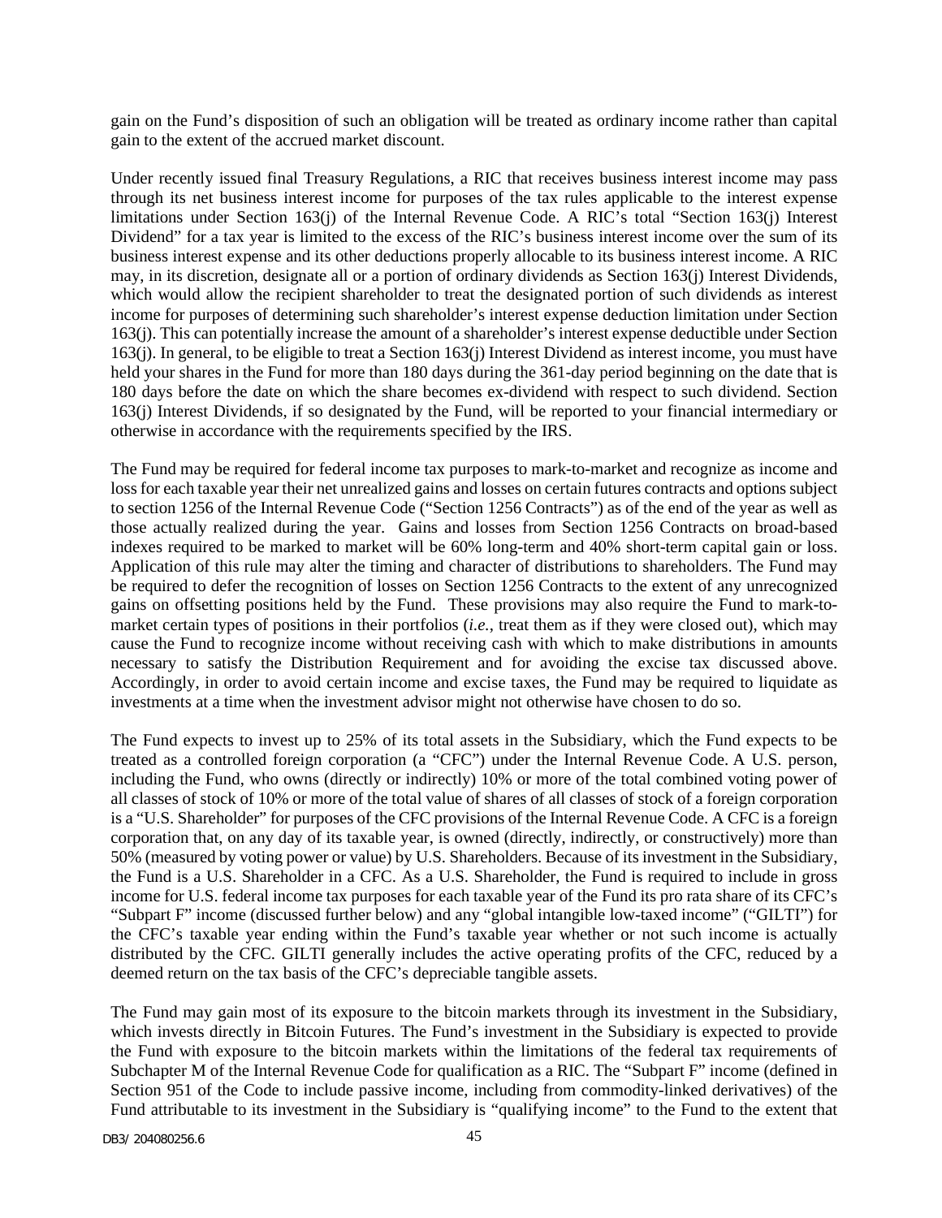gain on the Fund's disposition of such an obligation will be treated as ordinary income rather than capital gain to the extent of the accrued market discount.

Under recently issued final Treasury Regulations, a RIC that receives business interest income may pass through its net business interest income for purposes of the tax rules applicable to the interest expense limitations under Section 163(j) of the Internal Revenue Code. A RIC's total "Section 163(j) Interest Dividend" for a tax year is limited to the excess of the RIC's business interest income over the sum of its business interest expense and its other deductions properly allocable to its business interest income. A RIC may, in its discretion, designate all or a portion of ordinary dividends as Section 163(j) Interest Dividends, which would allow the recipient shareholder to treat the designated portion of such dividends as interest income for purposes of determining such shareholder's interest expense deduction limitation under Section 163(j). This can potentially increase the amount of a shareholder's interest expense deductible under Section 163(j). In general, to be eligible to treat a Section 163(j) Interest Dividend as interest income, you must have held your shares in the Fund for more than 180 days during the 361-day period beginning on the date that is 180 days before the date on which the share becomes ex-dividend with respect to such dividend. Section 163(j) Interest Dividends, if so designated by the Fund, will be reported to your financial intermediary or otherwise in accordance with the requirements specified by the IRS.

The Fund may be required for federal income tax purposes to mark-to-market and recognize as income and loss for each taxable year their net unrealized gains and losses on certain futures contracts and options subject to section 1256 of the Internal Revenue Code ("Section 1256 Contracts") as of the end of the year as well as those actually realized during the year. Gains and losses from Section 1256 Contracts on broad-based indexes required to be marked to market will be 60% long-term and 40% short-term capital gain or loss. Application of this rule may alter the timing and character of distributions to shareholders. The Fund may be required to defer the recognition of losses on Section 1256 Contracts to the extent of any unrecognized gains on offsetting positions held by the Fund. These provisions may also require the Fund to mark-to-market certain types of positions in their portfolios (*i.e.*, treat them as if they were closed out), which may cause the Fund to recognize income without receiving cash with which to make distributions in amounts necessary to satisfy the Distribution Requirement and for avoiding the excise tax discussed above. Accordingly, in order to avoid certain income and excise taxes, the Fund may be required to liquidate as investments at a time when the investment advisor might not otherwise have chosen to do so.

The Fund expects to invest up to 25% of its total assets in the Subsidiary, which the Fund expects to be treated as a controlled foreign corporation (a "CFC") under the Internal Revenue Code. A U.S. person, including the Fund, who owns (directly or indirectly) 10% or more of the total combined voting power of all classes of stock of 10% or more of the total value of shares of all classes of stock of a foreign corporation is a "U.S. Shareholder" for purposes of the CFC provisions of the Internal Revenue Code. A CFC is a foreign corporation that, on any day of its taxable year, is owned (directly, indirectly, or constructively) more than 50% (measured by voting power or value) by U.S. Shareholders. Because of its investment in the Subsidiary, the Fund is a U.S. Shareholder in a CFC. As a U.S. Shareholder, the Fund is required to include in gross income for U.S. federal income tax purposes for each taxable year of the Fund its pro rata share of its CFC's "Subpart F" income (discussed further below) and any "global intangible low-taxed income" ("GILTI") for the CFC's taxable year ending within the Fund's taxable year whether or not such income is actually distributed by the CFC. GILTI generally includes the active operating profits of the CFC, reduced by a deemed return on the tax basis of the CFC's depreciable tangible assets.

The Fund may gain most of its exposure to the bitcoin markets through its investment in the Subsidiary, which invests directly in Bitcoin Futures. The Fund's investment in the Subsidiary is expected to provide the Fund with exposure to the bitcoin markets within the limitations of the federal tax requirements of Subchapter M of the Internal Revenue Code for qualification as a RIC. The "Subpart F" income (defined in Section 951 of the Code to include passive income, including from commodity-linked derivatives) of the Fund attributable to its investment in the Subsidiary is "qualifying income" to the Fund to the extent that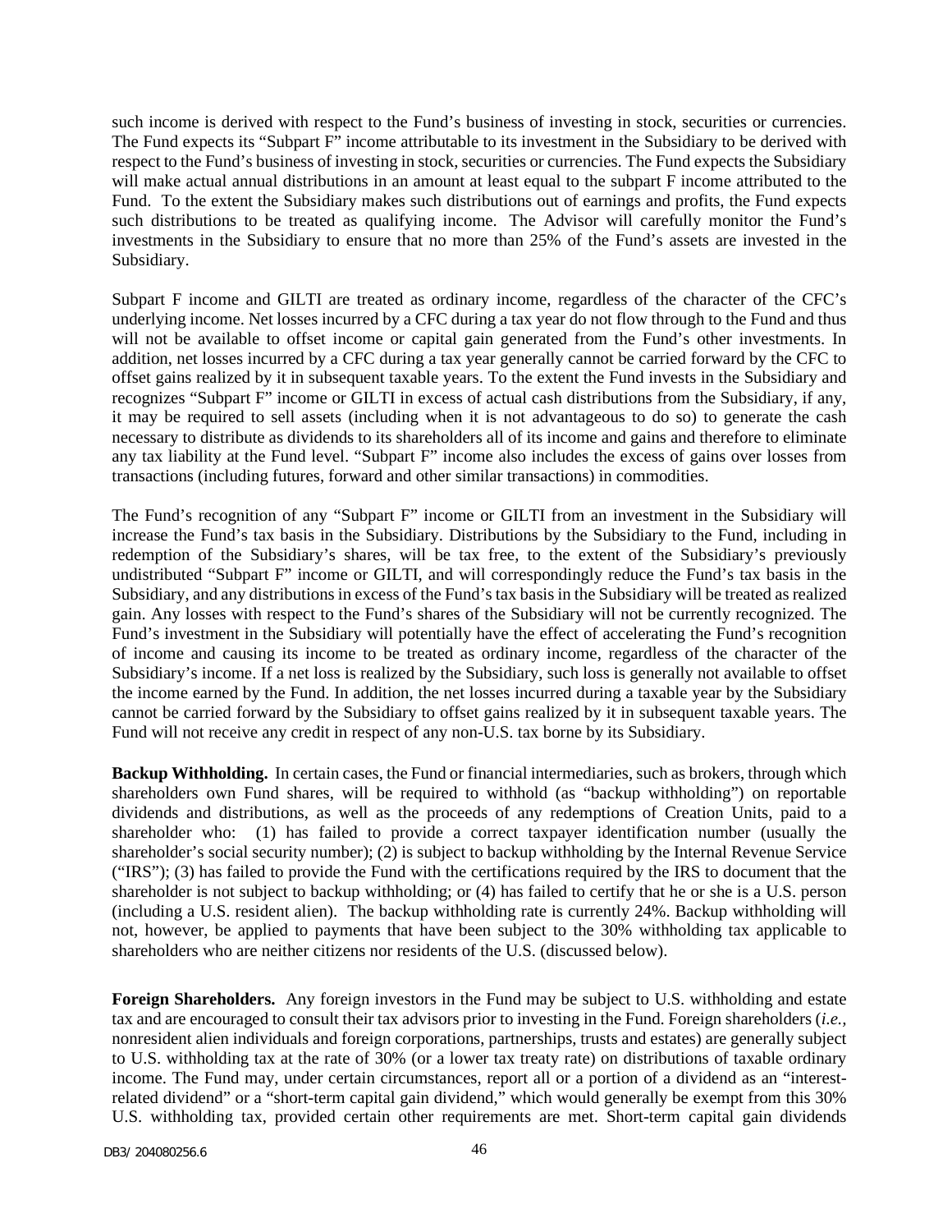such income is derived with respect to the Fund's business of investing in stock, securities or currencies. The Fund expects its "Subpart F" income attributable to its investment in the Subsidiary to be derived with respect to the Fund's business of investing in stock, securities or currencies. The Fund expects the Subsidiary will make actual annual distributions in an amount at least equal to the subpart F income attributed to the Fund. To the extent the Subsidiary makes such distributions out of earnings and profits, the Fund expects such distributions to be treated as qualifying income. The Advisor will carefully monitor the Fund's investments in the Subsidiary to ensure that no more than 25% of the Fund's assets are invested in the Subsidiary.

Subpart F income and GILTI are treated as ordinary income, regardless of the character of the CFC's underlying income. Net losses incurred by a CFC during a tax year do not flow through to the Fund and thus will not be available to offset income or capital gain generated from the Fund's other investments. In addition, net losses incurred by a CFC during a tax year generally cannot be carried forward by the CFC to offset gains realized by it in subsequent taxable years. To the extent the Fund invests in the Subsidiary and recognizes "Subpart F" income or GILTI in excess of actual cash distributions from the Subsidiary, if any, it may be required to sell assets (including when it is not advantageous to do so) to generate the cash necessary to distribute as dividends to its shareholders all of its income and gains and therefore to eliminate any tax liability at the Fund level. "Subpart F" income also includes the excess of gains over losses from transactions (including futures, forward and other similar transactions) in commodities.

The Fund's recognition of any "Subpart F" income or GILTI from an investment in the Subsidiary will increase the Fund's tax basis in the Subsidiary. Distributions by the Subsidiary to the Fund, including in redemption of the Subsidiary's shares, will be tax free, to the extent of the Subsidiary's previously undistributed "Subpart F" income or GILTI, and will correspondingly reduce the Fund's tax basis in the Subsidiary, and any distributions in excess of the Fund's tax basis in the Subsidiary will be treated as realized gain. Any losses with respect to the Fund's shares of the Subsidiary will not be currently recognized. The Fund's investment in the Subsidiary will potentially have the effect of accelerating the Fund's recognition of income and causing its income to be treated as ordinary income, regardless of the character of the Subsidiary's income. If a net loss is realized by the Subsidiary, such loss is generally not available to offset the income earned by the Fund. In addition, the net losses incurred during a taxable year by the Subsidiary cannot be carried forward by the Subsidiary to offset gains realized by it in subsequent taxable years. The Fund will not receive any credit in respect of any non-U.S. tax borne by its Subsidiary.

**Backup Withholding.** In certain cases, the Fund or financial intermediaries, such as brokers, through which shareholders own Fund shares, will be required to withhold (as "backup withholding") on reportable dividends and distributions, as well as the proceeds of any redemptions of Creation Units, paid to a shareholder who: (1) has failed to provide a correct taxpayer identification number (usually the shareholder's social security number); (2) is subject to backup withholding by the Internal Revenue Service ("IRS"); (3) has failed to provide the Fund with the certifications required by the IRS to document that the shareholder is not subject to backup withholding; or (4) has failed to certify that he or she is a U.S. person (including a U.S. resident alien). The backup withholding rate is currently 24%. Backup withholding will not, however, be applied to payments that have been subject to the 30% withholding tax applicable to shareholders who are neither citizens nor residents of the U.S. (discussed below).

**Foreign Shareholders.** Any foreign investors in the Fund may be subject to U.S. withholding and estate tax and are encouraged to consult their tax advisors prior to investing in the Fund. Foreign shareholders (*i.e.,* nonresident alien individuals and foreign corporations, partnerships, trusts and estates) are generally subject to U.S. withholding tax at the rate of 30% (or a lower tax treaty rate) on distributions of taxable ordinary income. The Fund may, under certain circumstances, report all or a portion of a dividend as an "interest-related dividend" or a "short-term capital gain dividend," which would generally be exempt from this 30% U.S. withholding tax, provided certain other requirements are met. Short-term capital gain dividends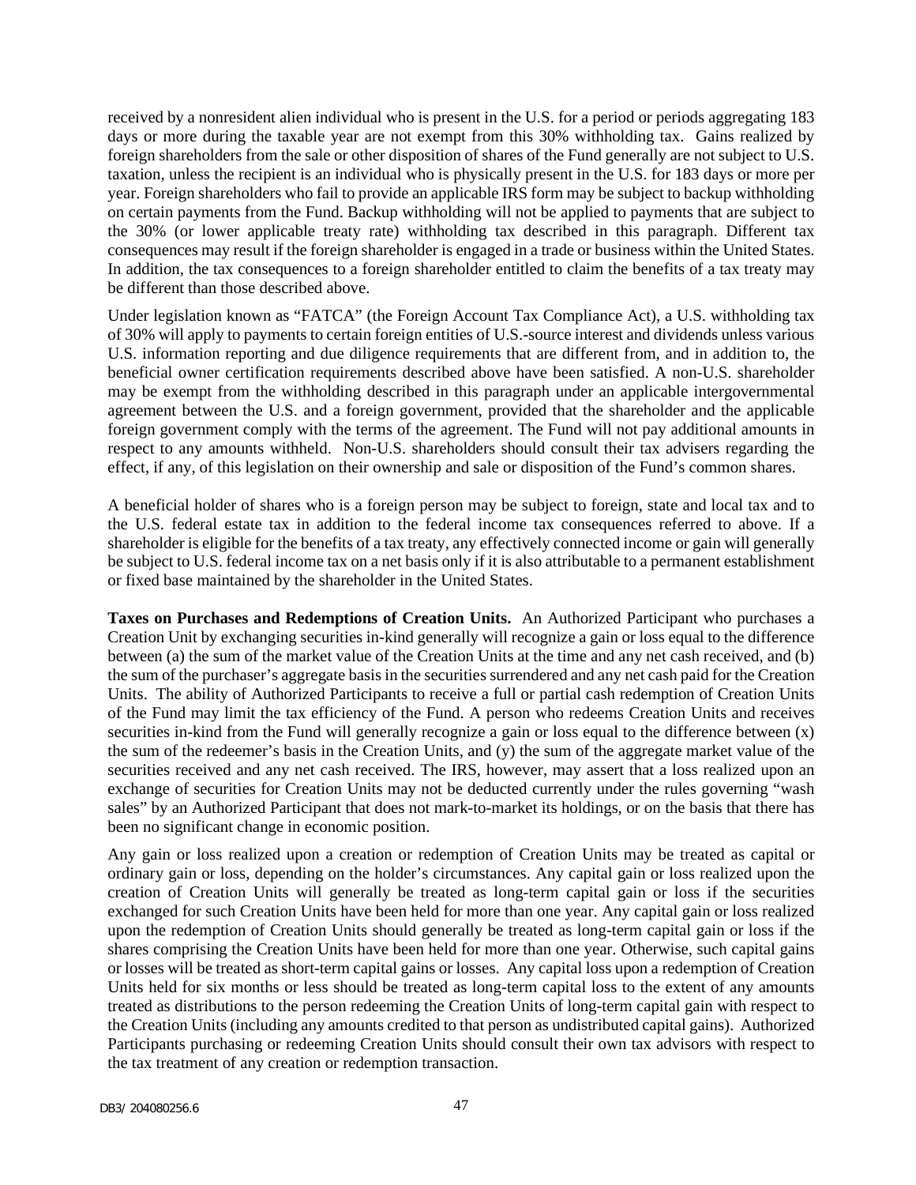received by a nonresident alien individual who is present in the U.S. for a period or periods aggregating 183 days or more during the taxable year are not exempt from this 30% withholding tax. Gains realized by foreign shareholders from the sale or other disposition of shares of the Fund generally are not subject to U.S. taxation, unless the recipient is an individual who is physically present in the U.S. for 183 days or more per year. Foreign shareholders who fail to provide an applicable IRS form may be subject to backup withholding on certain payments from the Fund. Backup withholding will not be applied to payments that are subject to the 30% (or lower applicable treaty rate) withholding tax described in this paragraph. Different tax consequences may result if the foreign shareholder is engaged in a trade or business within the United States. In addition, the tax consequences to a foreign shareholder entitled to claim the benefits of a tax treaty may be different than those described above.

Under legislation known as "FATCA" (the Foreign Account Tax Compliance Act), a U.S. withholding tax of 30% will apply to payments to certain foreign entities of U.S.-source interest and dividends unless various U.S. information reporting and due diligence requirements that are different from, and in addition to, the beneficial owner certification requirements described above have been satisfied. A non-U.S. shareholder may be exempt from the withholding described in this paragraph under an applicable intergovernmental agreement between the U.S. and a foreign government, provided that the shareholder and the applicable foreign government comply with the terms of the agreement. The Fund will not pay additional amounts in respect to any amounts withheld. Non-U.S. shareholders should consult their tax advisers regarding the effect, if any, of this legislation on their ownership and sale or disposition of the Fund's common shares.

A beneficial holder of shares who is a foreign person may be subject to foreign, state and local tax and to the U.S. federal estate tax in addition to the federal income tax consequences referred to above. If a shareholder is eligible for the benefits of a tax treaty, any effectively connected income or gain will generally be subject to U.S. federal income tax on a net basis only if it is also attributable to a permanent establishment or fixed base maintained by the shareholder in the United States.

**Taxes on Purchases and Redemptions of Creation Units.** An Authorized Participant who purchases a Creation Unit by exchanging securities in-kind generally will recognize a gain or loss equal to the difference between (a) the sum of the market value of the Creation Units at the time and any net cash received, and (b) the sum of the purchaser's aggregate basis in the securities surrendered and any net cash paid for the Creation Units. The ability of Authorized Participants to receive a full or partial cash redemption of Creation Units of the Fund may limit the tax efficiency of the Fund. A person who redeems Creation Units and receives securities in-kind from the Fund will generally recognize a gain or loss equal to the difference between (x) the sum of the redeemer's basis in the Creation Units, and (y) the sum of the aggregate market value of the securities received and any net cash received. The IRS, however, may assert that a loss realized upon an exchange of securities for Creation Units may not be deducted currently under the rules governing "wash sales" by an Authorized Participant that does not mark-to-market its holdings, or on the basis that there has been no significant change in economic position.

Any gain or loss realized upon a creation or redemption of Creation Units may be treated as capital or ordinary gain or loss, depending on the holder's circumstances. Any capital gain or loss realized upon the creation of Creation Units will generally be treated as long-term capital gain or loss if the securities exchanged for such Creation Units have been held for more than one year. Any capital gain or loss realized upon the redemption of Creation Units should generally be treated as long-term capital gain or loss if the shares comprising the Creation Units have been held for more than one year. Otherwise, such capital gains or losses will be treated as short-term capital gains or losses. Any capital loss upon a redemption of Creation Units held for six months or less should be treated as long-term capital loss to the extent of any amounts treated as distributions to the person redeeming the Creation Units of long-term capital gain with respect to the Creation Units (including any amounts credited to that person as undistributed capital gains). Authorized Participants purchasing or redeeming Creation Units should consult their own tax advisors with respect to the tax treatment of any creation or redemption transaction.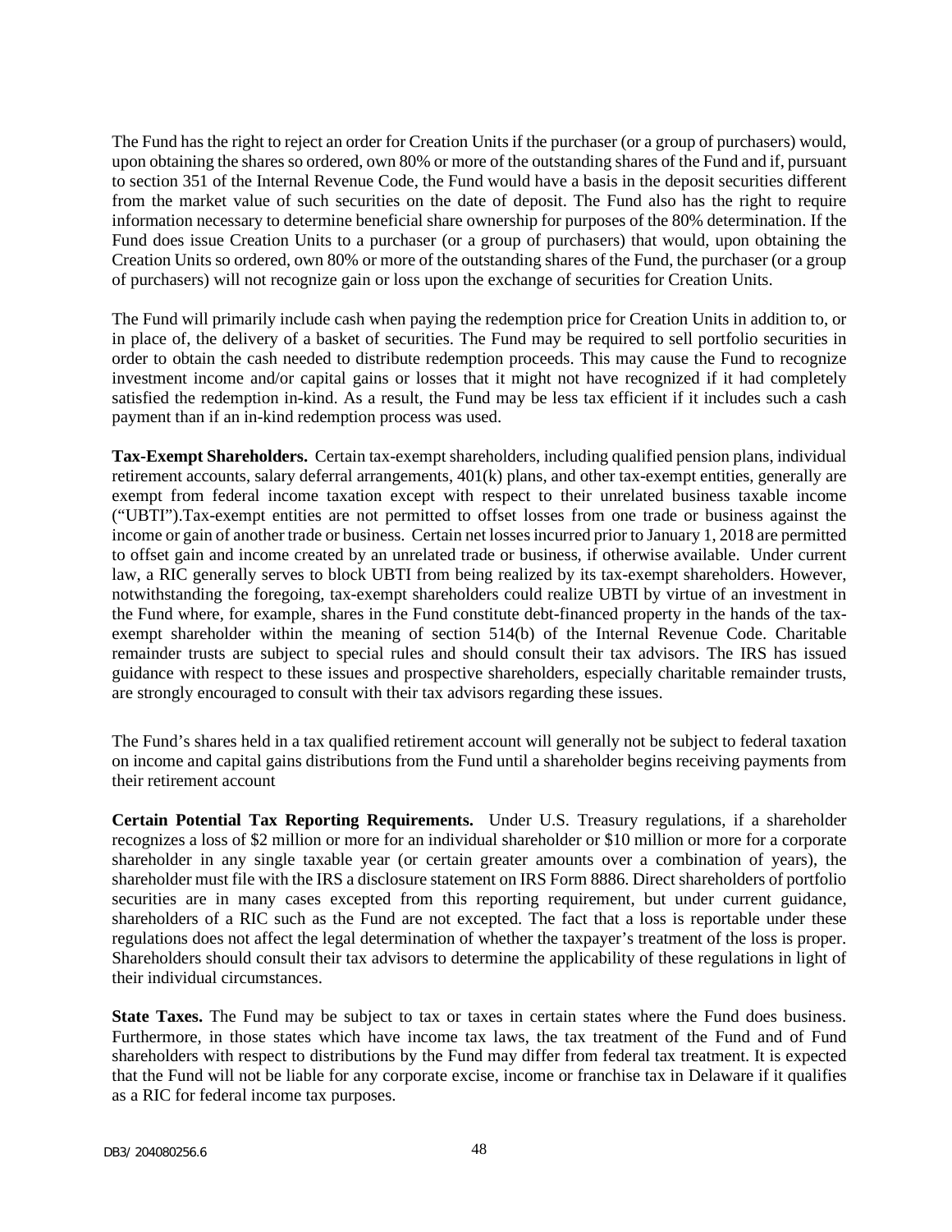The Fund has the right to reject an order for Creation Units if the purchaser (or a group of purchasers) would, upon obtaining the shares so ordered, own 80% or more of the outstanding shares of the Fund and if, pursuant to section 351 of the Internal Revenue Code, the Fund would have a basis in the deposit securities different from the market value of such securities on the date of deposit. The Fund also has the right to require information necessary to determine beneficial share ownership for purposes of the 80% determination. If the Fund does issue Creation Units to a purchaser (or a group of purchasers) that would, upon obtaining the Creation Units so ordered, own 80% or more of the outstanding shares of the Fund, the purchaser (or a group of purchasers) will not recognize gain or loss upon the exchange of securities for Creation Units.

The Fund will primarily include cash when paying the redemption price for Creation Units in addition to, or in place of, the delivery of a basket of securities. The Fund may be required to sell portfolio securities in order to obtain the cash needed to distribute redemption proceeds. This may cause the Fund to recognize investment income and/or capital gains or losses that it might not have recognized if it had completely satisfied the redemption in-kind. As a result, the Fund may be less tax efficient if it includes such a cash payment than if an in-kind redemption process was used.

**Tax-Exempt Shareholders.** Certain tax-exempt shareholders, including qualified pension plans, individual retirement accounts, salary deferral arrangements, 401(k) plans, and other tax-exempt entities, generally are exempt from federal income taxation except with respect to their unrelated business taxable income ("UBTI").Tax-exempt entities are not permitted to offset losses from one trade or business against the income or gain of another trade or business. Certain net losses incurred prior to January 1, 2018 are permitted to offset gain and income created by an unrelated trade or business, if otherwise available. Under current law, a RIC generally serves to block UBTI from being realized by its tax-exempt shareholders. However, notwithstanding the foregoing, tax-exempt shareholders could realize UBTI by virtue of an investment in the Fund where, for example, shares in the Fund constitute debt-financed property in the hands of the tax-exempt shareholder within the meaning of section 514(b) of the Internal Revenue Code. Charitable remainder trusts are subject to special rules and should consult their tax advisors. The IRS has issued guidance with respect to these issues and prospective shareholders, especially charitable remainder trusts, are strongly encouraged to consult with their tax advisors regarding these issues.

The Fund's shares held in a tax qualified retirement account will generally not be subject to federal taxation on income and capital gains distributions from the Fund until a shareholder begins receiving payments from their retirement account

**Certain Potential Tax Reporting Requirements.** Under U.S. Treasury regulations, if a shareholder recognizes a loss of $2 million or more for an individual shareholder or $10 million or more for a corporate shareholder in any single taxable year (or certain greater amounts over a combination of years), the shareholder must file with the IRS a disclosure statement on IRS Form 8886. Direct shareholders of portfolio securities are in many cases excepted from this reporting requirement, but under current guidance, shareholders of a RIC such as the Fund are not excepted. The fact that a loss is reportable under these regulations does not affect the legal determination of whether the taxpayer's treatment of the loss is proper. Shareholders should consult their tax advisors to determine the applicability of these regulations in light of their individual circumstances.

**State Taxes.** The Fund may be subject to tax or taxes in certain states where the Fund does business. Furthermore, in those states which have income tax laws, the tax treatment of the Fund and of Fund shareholders with respect to distributions by the Fund may differ from federal tax treatment. It is expected that the Fund will not be liable for any corporate excise, income or franchise tax in Delaware if it qualifies as a RIC for federal income tax purposes.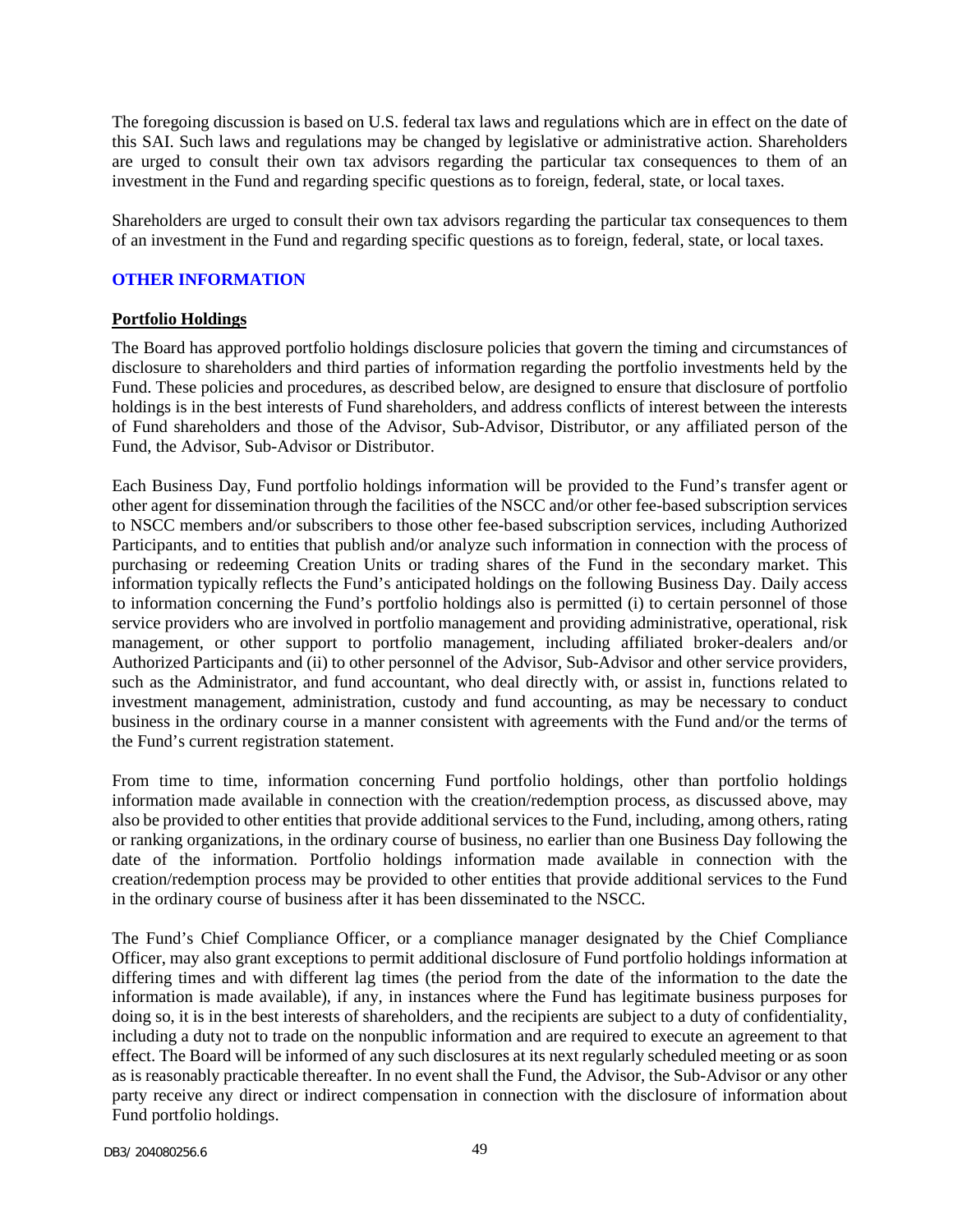The foregoing discussion is based on U.S. federal tax laws and regulations which are in effect on the date of this SAI. Such laws and regulations may be changed by legislative or administrative action. Shareholders are urged to consult their own tax advisors regarding the particular tax consequences to them of an investment in the Fund and regarding specific questions as to foreign, federal, state, or local taxes.

Shareholders are urged to consult their own tax advisors regarding the particular tax consequences to them of an investment in the Fund and regarding specific questions as to foreign, federal, state, or local taxes.

## OTHER INFORMATION

### Portfolio Holdings

The Board has approved portfolio holdings disclosure policies that govern the timing and circumstances of disclosure to shareholders and third parties of information regarding the portfolio investments held by the Fund. These policies and procedures, as described below, are designed to ensure that disclosure of portfolio holdings is in the best interests of Fund shareholders, and address conflicts of interest between the interests of Fund shareholders and those of the Advisor, Sub-Advisor, Distributor, or any affiliated person of the Fund, the Advisor, Sub-Advisor or Distributor.

Each Business Day, Fund portfolio holdings information will be provided to the Fund's transfer agent or other agent for dissemination through the facilities of the NSCC and/or other fee-based subscription services to NSCC members and/or subscribers to those other fee-based subscription services, including Authorized Participants, and to entities that publish and/or analyze such information in connection with the process of purchasing or redeeming Creation Units or trading shares of the Fund in the secondary market. This information typically reflects the Fund's anticipated holdings on the following Business Day. Daily access to information concerning the Fund's portfolio holdings also is permitted (i) to certain personnel of those service providers who are involved in portfolio management and providing administrative, operational, risk management, or other support to portfolio management, including affiliated broker-dealers and/or Authorized Participants and (ii) to other personnel of the Advisor, Sub-Advisor and other service providers, such as the Administrator, and fund accountant, who deal directly with, or assist in, functions related to investment management, administration, custody and fund accounting, as may be necessary to conduct business in the ordinary course in a manner consistent with agreements with the Fund and/or the terms of the Fund's current registration statement.

From time to time, information concerning Fund portfolio holdings, other than portfolio holdings information made available in connection with the creation/redemption process, as discussed above, may also be provided to other entities that provide additional services to the Fund, including, among others, rating or ranking organizations, in the ordinary course of business, no earlier than one Business Day following the date of the information. Portfolio holdings information made available in connection with the creation/redemption process may be provided to other entities that provide additional services to the Fund in the ordinary course of business after it has been disseminated to the NSCC.

The Fund's Chief Compliance Officer, or a compliance manager designated by the Chief Compliance Officer, may also grant exceptions to permit additional disclosure of Fund portfolio holdings information at differing times and with different lag times (the period from the date of the information to the date the information is made available), if any, in instances where the Fund has legitimate business purposes for doing so, it is in the best interests of shareholders, and the recipients are subject to a duty of confidentiality, including a duty not to trade on the nonpublic information and are required to execute an agreement to that effect. The Board will be informed of any such disclosures at its next regularly scheduled meeting or as soon as is reasonably practicable thereafter. In no event shall the Fund, the Advisor, the Sub-Advisor or any other party receive any direct or indirect compensation in connection with the disclosure of information about Fund portfolio holdings.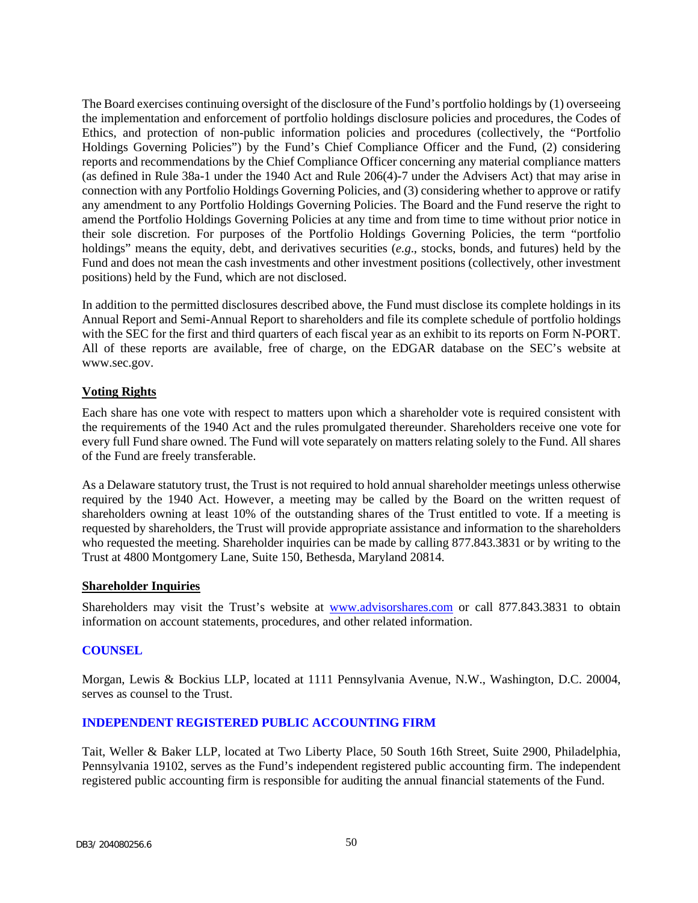The Board exercises continuing oversight of the disclosure of the Fund's portfolio holdings by (1) overseeing the implementation and enforcement of portfolio holdings disclosure policies and procedures, the Codes of Ethics, and protection of non-public information policies and procedures (collectively, the "Portfolio Holdings Governing Policies") by the Fund's Chief Compliance Officer and the Fund, (2) considering reports and recommendations by the Chief Compliance Officer concerning any material compliance matters (as defined in Rule 38a-1 under the 1940 Act and Rule 206(4)-7 under the Advisers Act) that may arise in connection with any Portfolio Holdings Governing Policies, and (3) considering whether to approve or ratify any amendment to any Portfolio Holdings Governing Policies. The Board and the Fund reserve the right to amend the Portfolio Holdings Governing Policies at any time and from time to time without prior notice in their sole discretion. For purposes of the Portfolio Holdings Governing Policies, the term "portfolio holdings" means the equity, debt, and derivatives securities (*e.g*., stocks, bonds, and futures) held by the Fund and does not mean the cash investments and other investment positions (collectively, other investment positions) held by the Fund, which are not disclosed.

In addition to the permitted disclosures described above, the Fund must disclose its complete holdings in its Annual Report and Semi-Annual Report to shareholders and file its complete schedule of portfolio holdings with the SEC for the first and third quarters of each fiscal year as an exhibit to its reports on Form N-PORT. All of these reports are available, free of charge, on the EDGAR database on the SEC's website at www.sec.gov.

**Voting Rights**

Each share has one vote with respect to matters upon which a shareholder vote is required consistent with the requirements of the 1940 Act and the rules promulgated thereunder. Shareholders receive one vote for every full Fund share owned. The Fund will vote separately on matters relating solely to the Fund. All shares of the Fund are freely transferable.

As a Delaware statutory trust, the Trust is not required to hold annual shareholder meetings unless otherwise required by the 1940 Act. However, a meeting may be called by the Board on the written request of shareholders owning at least 10% of the outstanding shares of the Trust entitled to vote. If a meeting is requested by shareholders, the Trust will provide appropriate assistance and information to the shareholders who requested the meeting. Shareholder inquiries can be made by calling 877.843.3831 or by writing to the Trust at 4800 Montgomery Lane, Suite 150, Bethesda, Maryland 20814.

**Shareholder Inquiries**

Shareholders may visit the Trust's website at www.advisorshares.com or call 877.843.3831 to obtain information on account statements, procedures, and other related information.

## COUNSEL

Morgan, Lewis & Bockius LLP, located at 1111 Pennsylvania Avenue, N.W., Washington, D.C. 20004, serves as counsel to the Trust.

## INDEPENDENT REGISTERED PUBLIC ACCOUNTING FIRM

Tait, Weller & Baker LLP, located at Two Liberty Place, 50 South 16th Street, Suite 2900, Philadelphia, Pennsylvania 19102, serves as the Fund's independent registered public accounting firm. The independent registered public accounting firm is responsible for auditing the annual financial statements of the Fund.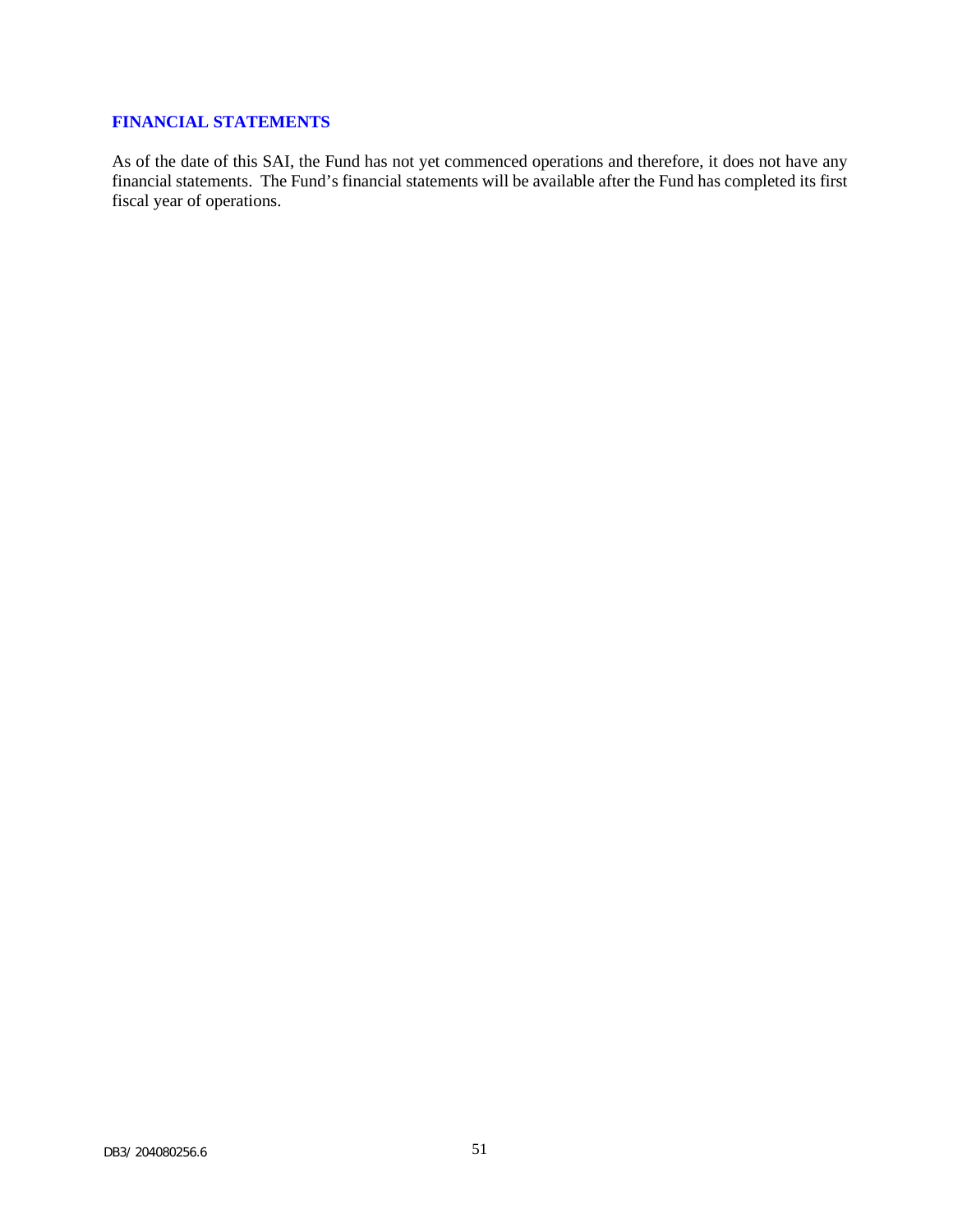## FINANCIAL STATEMENTS

As of the date of this SAI, the Fund has not yet commenced operations and therefore, it does not have any financial statements. The Fund's financial statements will be available after the Fund has completed its first fiscal year of operations.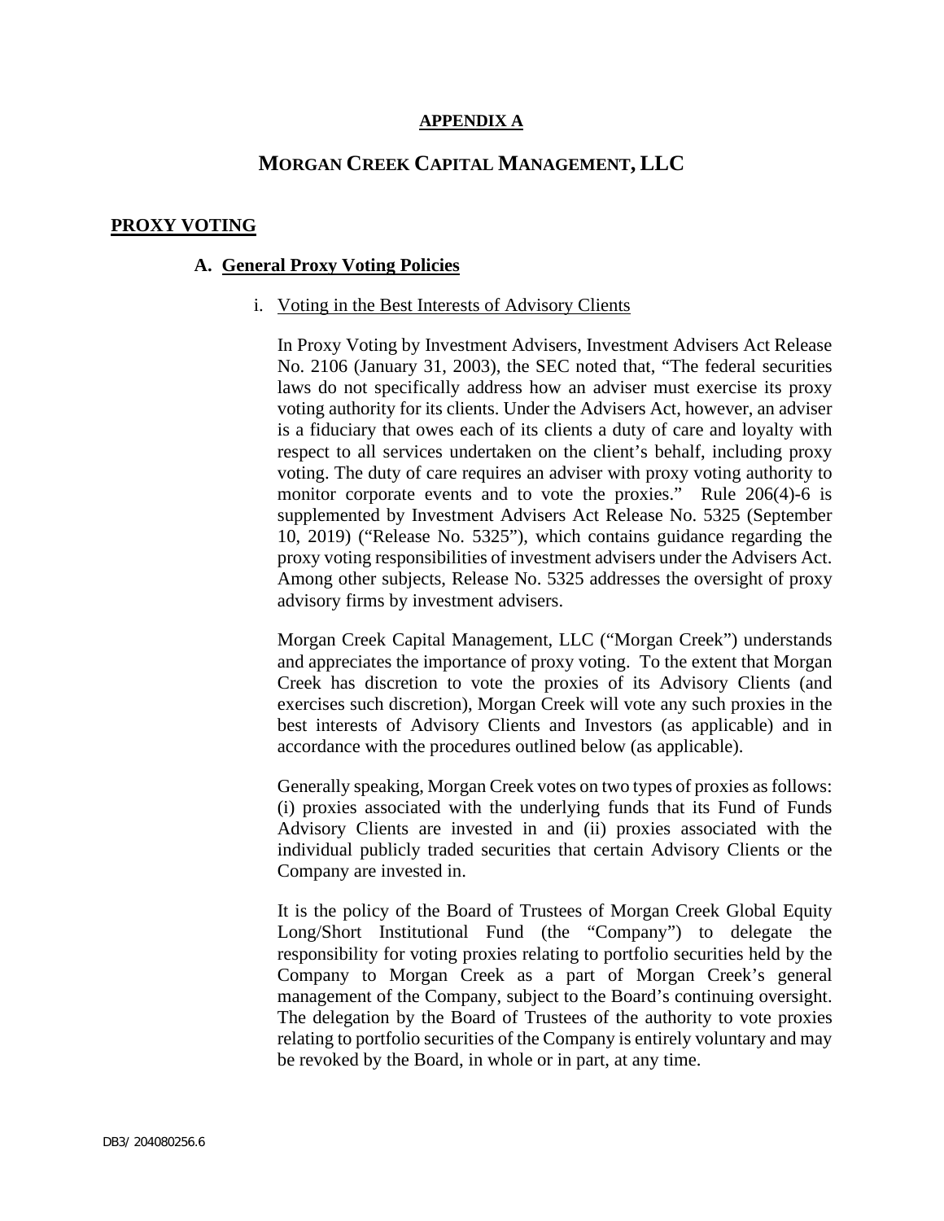**APPENDIX A**

## MORGAN CREEK CAPITAL MANAGEMENT, LLC

**PROXY VOTING**

### A. General Proxy Voting Policies

i. Voting in the Best Interests of Advisory Clients

In Proxy Voting by Investment Advisers, Investment Advisers Act Release No. 2106 (January 31, 2003), the SEC noted that, "The federal securities laws do not specifically address how an adviser must exercise its proxy voting authority for its clients. Under the Advisers Act, however, an adviser is a fiduciary that owes each of its clients a duty of care and loyalty with respect to all services undertaken on the client's behalf, including proxy voting. The duty of care requires an adviser with proxy voting authority to monitor corporate events and to vote the proxies." Rule 206(4)-6 is supplemented by Investment Advisers Act Release No. 5325 (September 10, 2019) ("Release No. 5325"), which contains guidance regarding the proxy voting responsibilities of investment advisers under the Advisers Act. Among other subjects, Release No. 5325 addresses the oversight of proxy advisory firms by investment advisers.

Morgan Creek Capital Management, LLC ("Morgan Creek") understands and appreciates the importance of proxy voting. To the extent that Morgan Creek has discretion to vote the proxies of its Advisory Clients (and exercises such discretion), Morgan Creek will vote any such proxies in the best interests of Advisory Clients and Investors (as applicable) and in accordance with the procedures outlined below (as applicable).

Generally speaking, Morgan Creek votes on two types of proxies as follows: (i) proxies associated with the underlying funds that its Fund of Funds Advisory Clients are invested in and (ii) proxies associated with the individual publicly traded securities that certain Advisory Clients or the Company are invested in.

It is the policy of the Board of Trustees of Morgan Creek Global Equity Long/Short Institutional Fund (the "Company") to delegate the responsibility for voting proxies relating to portfolio securities held by the Company to Morgan Creek as a part of Morgan Creek's general management of the Company, subject to the Board's continuing oversight. The delegation by the Board of Trustees of the authority to vote proxies relating to portfolio securities of the Company is entirely voluntary and may be revoked by the Board, in whole or in part, at any time.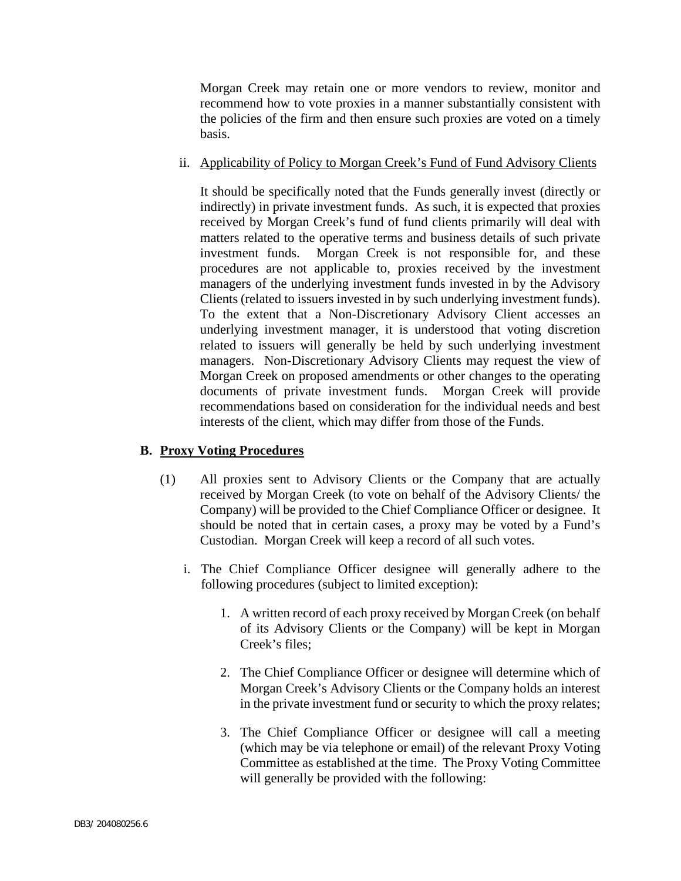Morgan Creek may retain one or more vendors to review, monitor and recommend how to vote proxies in a manner substantially consistent with the policies of the firm and then ensure such proxies are voted on a timely basis.

ii. <u>Applicability of Policy to Morgan Creek's Fund of Fund Advisory Clients</u>

It should be specifically noted that the Funds generally invest (directly or indirectly) in private investment funds. As such, it is expected that proxies received by Morgan Creek's fund of fund clients primarily will deal with matters related to the operative terms and business details of such private investment funds. Morgan Creek is not responsible for, and these procedures are not applicable to, proxies received by the investment managers of the underlying investment funds invested in by the Advisory Clients (related to issuers invested in by such underlying investment funds). To the extent that a Non-Discretionary Advisory Client accesses an underlying investment manager, it is understood that voting discretion related to issuers will generally be held by such underlying investment managers. Non-Discretionary Advisory Clients may request the view of Morgan Creek on proposed amendments or other changes to the operating documents of private investment funds. Morgan Creek will provide recommendations based on consideration for the individual needs and best interests of the client, which may differ from those of the Funds.

**B. <u>Proxy Voting Procedures</u>**

(1) All proxies sent to Advisory Clients or the Company that are actually received by Morgan Creek (to vote on behalf of the Advisory Clients/ the Company) will be provided to the Chief Compliance Officer or designee. It should be noted that in certain cases, a proxy may be voted by a Fund's Custodian. Morgan Creek will keep a record of all such votes.

i. The Chief Compliance Officer designee will generally adhere to the following procedures (subject to limited exception):

1. A written record of each proxy received by Morgan Creek (on behalf of its Advisory Clients or the Company) will be kept in Morgan Creek's files;

2. The Chief Compliance Officer or designee will determine which of Morgan Creek's Advisory Clients or the Company holds an interest in the private investment fund or security to which the proxy relates;

3. The Chief Compliance Officer or designee will call a meeting (which may be via telephone or email) of the relevant Proxy Voting Committee as established at the time. The Proxy Voting Committee will generally be provided with the following: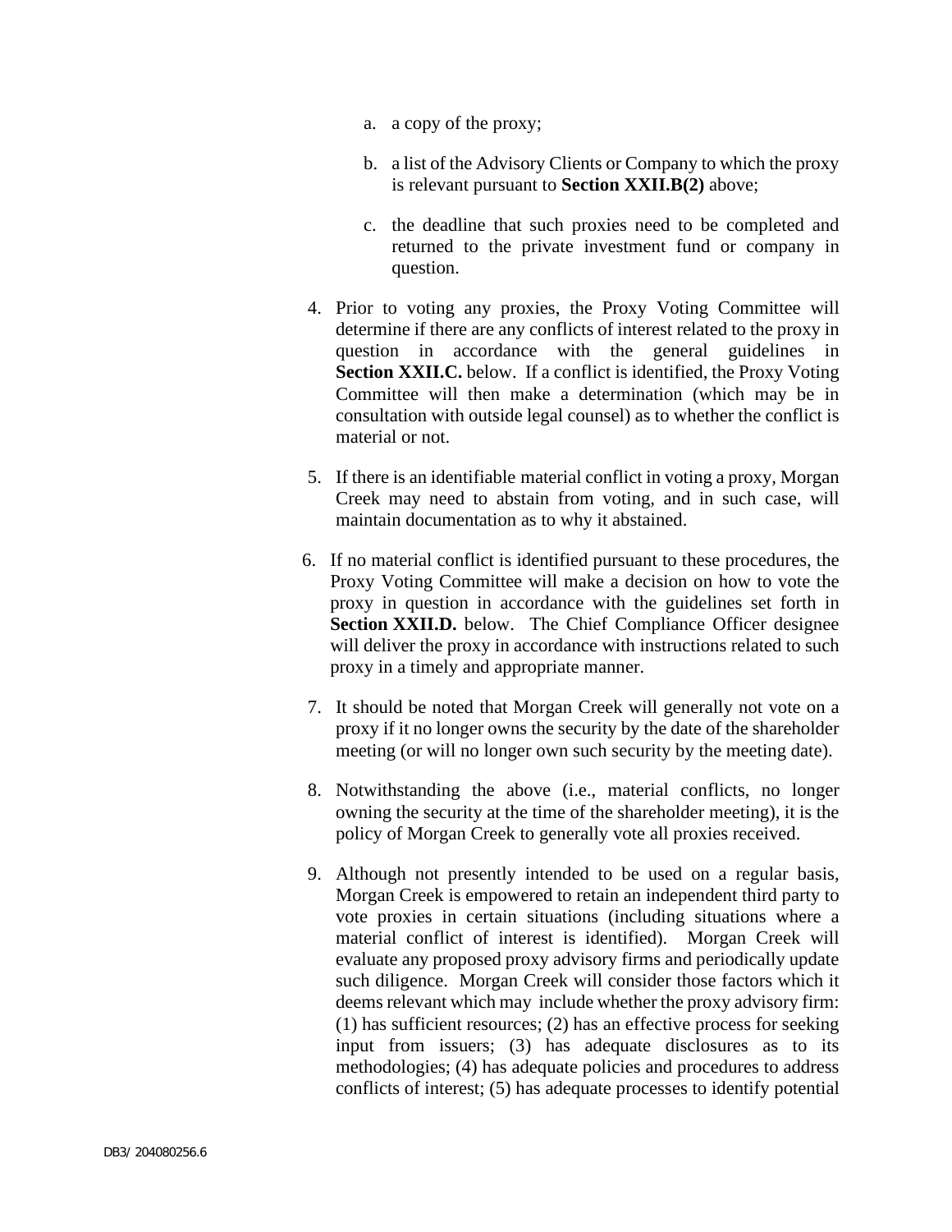a. a copy of the proxy;

   b. a list of the Advisory Clients or Company to which the proxy is relevant pursuant to **Section XXII.B(2)** above;

   c. the deadline that such proxies need to be completed and returned to the private investment fund or company in question.

4. Prior to voting any proxies, the Proxy Voting Committee will determine if there are any conflicts of interest related to the proxy in question in accordance with the general guidelines in **Section XXII.C.** below. If a conflict is identified, the Proxy Voting Committee will then make a determination (which may be in consultation with outside legal counsel) as to whether the conflict is material or not.

5. If there is an identifiable material conflict in voting a proxy, Morgan Creek may need to abstain from voting, and in such case, will maintain documentation as to why it abstained.

6. If no material conflict is identified pursuant to these procedures, the Proxy Voting Committee will make a decision on how to vote the proxy in question in accordance with the guidelines set forth in **Section XXII.D.** below. The Chief Compliance Officer designee will deliver the proxy in accordance with instructions related to such proxy in a timely and appropriate manner.

7. It should be noted that Morgan Creek will generally not vote on a proxy if it no longer owns the security by the date of the shareholder meeting (or will no longer own such security by the meeting date).

8. Notwithstanding the above (i.e., material conflicts, no longer owning the security at the time of the shareholder meeting), it is the policy of Morgan Creek to generally vote all proxies received.

9. Although not presently intended to be used on a regular basis, Morgan Creek is empowered to retain an independent third party to vote proxies in certain situations (including situations where a material conflict of interest is identified). Morgan Creek will evaluate any proposed proxy advisory firms and periodically update such diligence. Morgan Creek will consider those factors which it deems relevant which may include whether the proxy advisory firm: (1) has sufficient resources; (2) has an effective process for seeking input from issuers; (3) has adequate disclosures as to its methodologies; (4) has adequate policies and procedures to address conflicts of interest; (5) has adequate processes to identify potential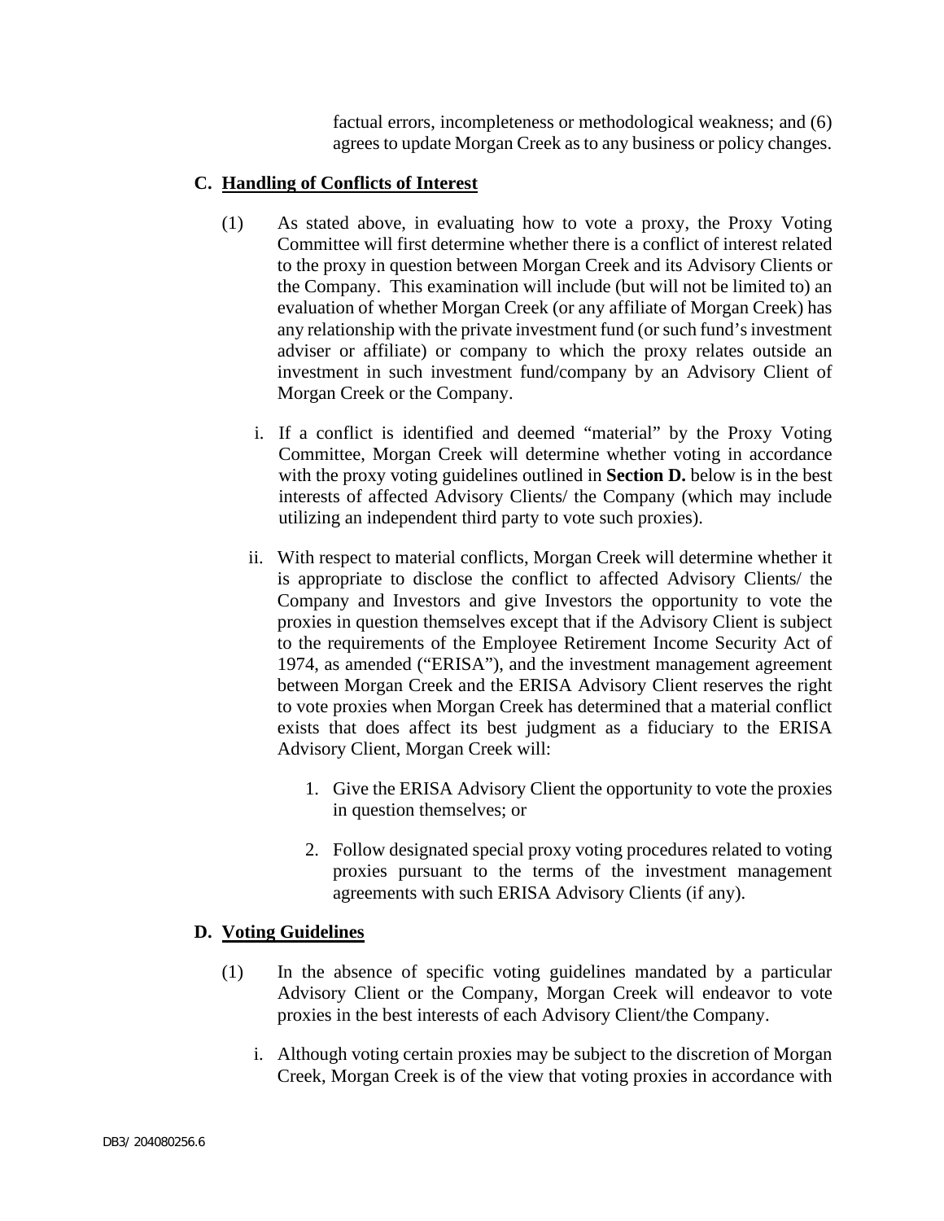factual errors, incompleteness or methodological weakness; and (6) agrees to update Morgan Creek as to any business or policy changes.

**C. <u>Handling of Conflicts of Interest</u>**

(1) As stated above, in evaluating how to vote a proxy, the Proxy Voting Committee will first determine whether there is a conflict of interest related to the proxy in question between Morgan Creek and its Advisory Clients or the Company. This examination will include (but will not be limited to) an evaluation of whether Morgan Creek (or any affiliate of Morgan Creek) has any relationship with the private investment fund (or such fund's investment adviser or affiliate) or company to which the proxy relates outside an investment in such investment fund/company by an Advisory Client of Morgan Creek or the Company.

i. If a conflict is identified and deemed "material" by the Proxy Voting Committee, Morgan Creek will determine whether voting in accordance with the proxy voting guidelines outlined in **Section D.** below is in the best interests of affected Advisory Clients/ the Company (which may include utilizing an independent third party to vote such proxies).

ii. With respect to material conflicts, Morgan Creek will determine whether it is appropriate to disclose the conflict to affected Advisory Clients/ the Company and Investors and give Investors the opportunity to vote the proxies in question themselves except that if the Advisory Client is subject to the requirements of the Employee Retirement Income Security Act of 1974, as amended ("ERISA"), and the investment management agreement between Morgan Creek and the ERISA Advisory Client reserves the right to vote proxies when Morgan Creek has determined that a material conflict exists that does affect its best judgment as a fiduciary to the ERISA Advisory Client, Morgan Creek will:

1. Give the ERISA Advisory Client the opportunity to vote the proxies in question themselves; or

2. Follow designated special proxy voting procedures related to voting proxies pursuant to the terms of the investment management agreements with such ERISA Advisory Clients (if any).

**D. <u>Voting Guidelines</u>**

(1) In the absence of specific voting guidelines mandated by a particular Advisory Client or the Company, Morgan Creek will endeavor to vote proxies in the best interests of each Advisory Client/the Company.

i. Although voting certain proxies may be subject to the discretion of Morgan Creek, Morgan Creek is of the view that voting proxies in accordance with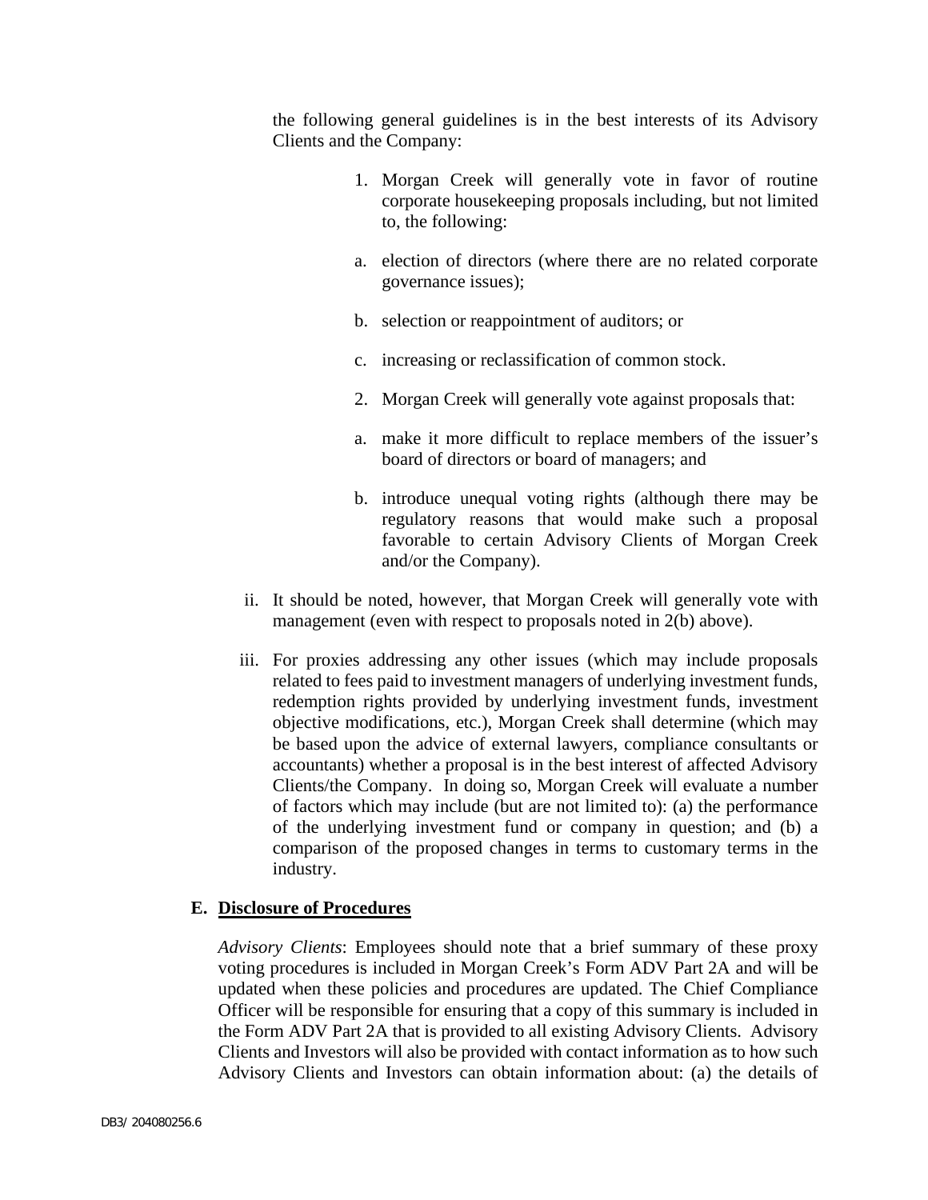the following general guidelines is in the best interests of its Advisory Clients and the Company:

1. Morgan Creek will generally vote in favor of routine corporate housekeeping proposals including, but not limited to, the following:

   a. election of directors (where there are no related corporate governance issues);

   b. selection or reappointment of auditors; or

   c. increasing or reclassification of common stock.

2. Morgan Creek will generally vote against proposals that:

   a. make it more difficult to replace members of the issuer's board of directors or board of managers; and

   b. introduce unequal voting rights (although there may be regulatory reasons that would make such a proposal favorable to certain Advisory Clients of Morgan Creek and/or the Company).

ii. It should be noted, however, that Morgan Creek will generally vote with management (even with respect to proposals noted in 2(b) above).

iii. For proxies addressing any other issues (which may include proposals related to fees paid to investment managers of underlying investment funds, redemption rights provided by underlying investment funds, investment objective modifications, etc.), Morgan Creek shall determine (which may be based upon the advice of external lawyers, compliance consultants or accountants) whether a proposal is in the best interest of affected Advisory Clients/the Company. In doing so, Morgan Creek will evaluate a number of factors which may include (but are not limited to): (a) the performance of the underlying investment fund or company in question; and (b) a comparison of the proposed changes in terms to customary terms in the industry.

### E. Disclosure of Procedures

*Advisory Clients*: Employees should note that a brief summary of these proxy voting procedures is included in Morgan Creek's Form ADV Part 2A and will be updated when these policies and procedures are updated. The Chief Compliance Officer will be responsible for ensuring that a copy of this summary is included in the Form ADV Part 2A that is provided to all existing Advisory Clients. Advisory Clients and Investors will also be provided with contact information as to how such Advisory Clients and Investors can obtain information about: (a) the details of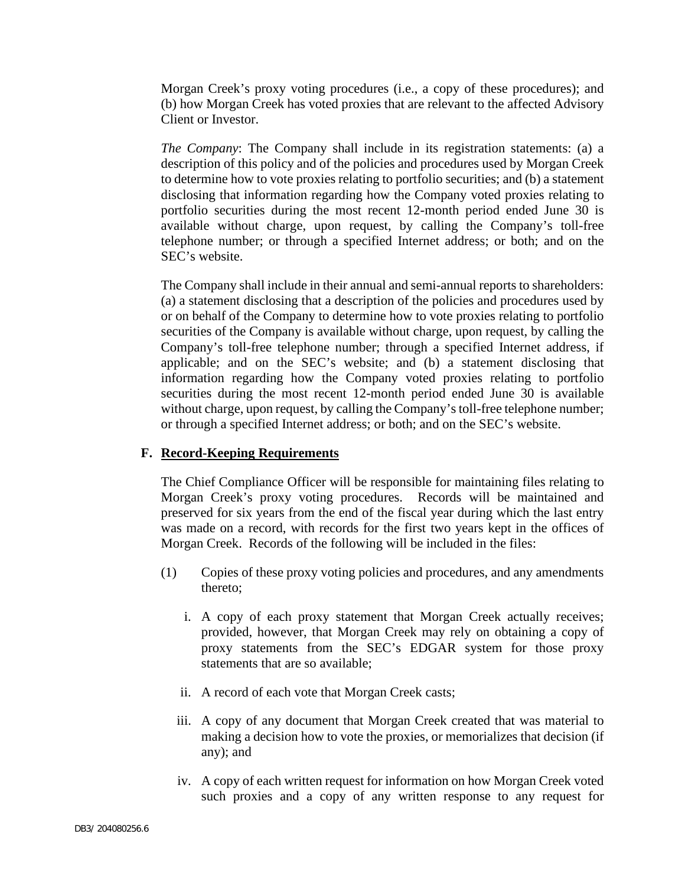Morgan Creek's proxy voting procedures (i.e., a copy of these procedures); and (b) how Morgan Creek has voted proxies that are relevant to the affected Advisory Client or Investor.

*The Company*: The Company shall include in its registration statements: (a) a description of this policy and of the policies and procedures used by Morgan Creek to determine how to vote proxies relating to portfolio securities; and (b) a statement disclosing that information regarding how the Company voted proxies relating to portfolio securities during the most recent 12-month period ended June 30 is available without charge, upon request, by calling the Company's toll-free telephone number; or through a specified Internet address; or both; and on the SEC's website.

The Company shall include in their annual and semi-annual reports to shareholders: (a) a statement disclosing that a description of the policies and procedures used by or on behalf of the Company to determine how to vote proxies relating to portfolio securities of the Company is available without charge, upon request, by calling the Company's toll-free telephone number; through a specified Internet address, if applicable; and on the SEC's website; and (b) a statement disclosing that information regarding how the Company voted proxies relating to portfolio securities during the most recent 12-month period ended June 30 is available without charge, upon request, by calling the Company's toll-free telephone number; or through a specified Internet address; or both; and on the SEC's website.

### F. Record-Keeping Requirements

The Chief Compliance Officer will be responsible for maintaining files relating to Morgan Creek's proxy voting procedures. Records will be maintained and preserved for six years from the end of the fiscal year during which the last entry was made on a record, with records for the first two years kept in the offices of Morgan Creek. Records of the following will be included in the files:

(1) Copies of these proxy voting policies and procedures, and any amendments thereto;

i. A copy of each proxy statement that Morgan Creek actually receives; provided, however, that Morgan Creek may rely on obtaining a copy of proxy statements from the SEC's EDGAR system for those proxy statements that are so available;

ii. A record of each vote that Morgan Creek casts;

iii. A copy of any document that Morgan Creek created that was material to making a decision how to vote the proxies, or memorializes that decision (if any); and

iv. A copy of each written request for information on how Morgan Creek voted such proxies and a copy of any written response to any request for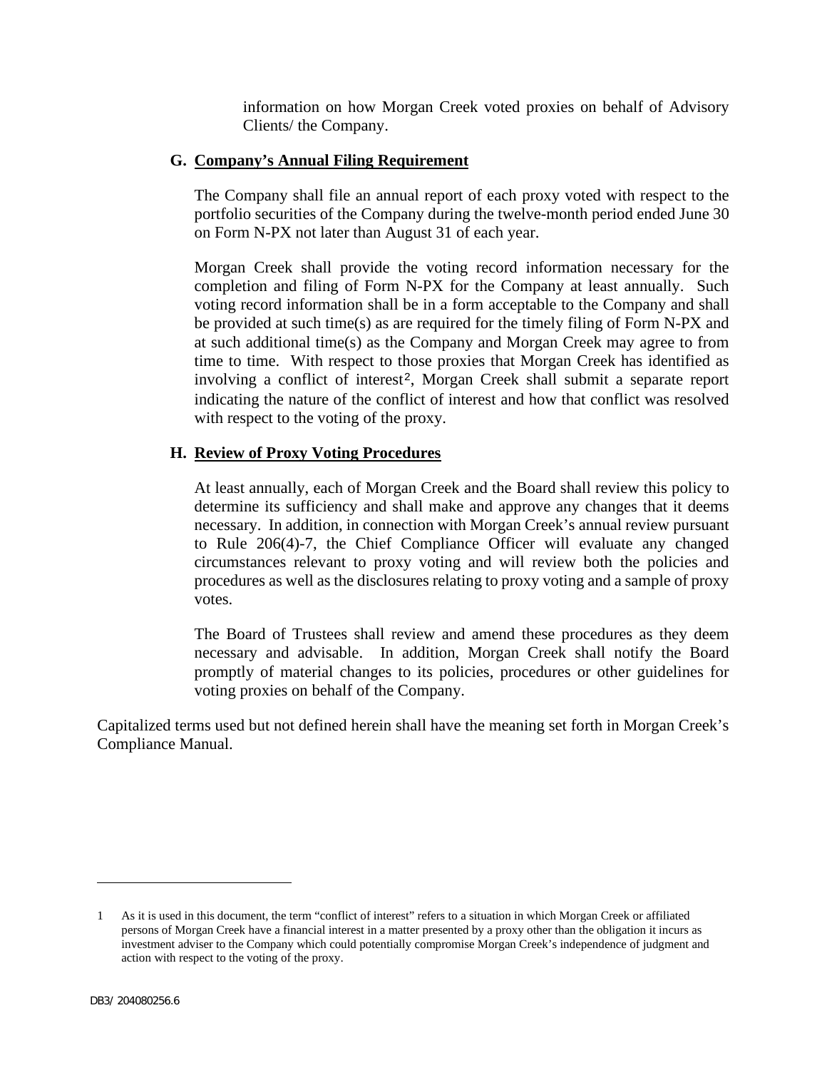information on how Morgan Creek voted proxies on behalf of Advisory Clients/ the Company.

**G. Company's Annual Filing Requirement**

The Company shall file an annual report of each proxy voted with respect to the portfolio securities of the Company during the twelve-month period ended June 30 on Form N-PX not later than August 31 of each year.

Morgan Creek shall provide the voting record information necessary for the completion and filing of Form N-PX for the Company at least annually. Such voting record information shall be in a form acceptable to the Company and shall be provided at such time(s) as are required for the timely filing of Form N-PX and at such additional time(s) as the Company and Morgan Creek may agree to from time to time. With respect to those proxies that Morgan Creek has identified as involving a conflict of interest[2], Morgan Creek shall submit a separate report indicating the nature of the conflict of interest and how that conflict was resolved with respect to the voting of the proxy.

**H. Review of Proxy Voting Procedures**

At least annually, each of Morgan Creek and the Board shall review this policy to determine its sufficiency and shall make and approve any changes that it deems necessary. In addition, in connection with Morgan Creek's annual review pursuant to Rule 206(4)-7, the Chief Compliance Officer will evaluate any changed circumstances relevant to proxy voting and will review both the policies and procedures as well as the disclosures relating to proxy voting and a sample of proxy votes.

The Board of Trustees shall review and amend these procedures as they deem necessary and advisable. In addition, Morgan Creek shall notify the Board promptly of material changes to its policies, procedures or other guidelines for voting proxies on behalf of the Company.

Capitalized terms used but not defined herein shall have the meaning set forth in Morgan Creek's Compliance Manual.

---

1 As it is used in this document, the term "conflict of interest" refers to a situation in which Morgan Creek or affiliated persons of Morgan Creek have a financial interest in a matter presented by a proxy other than the obligation it incurs as investment adviser to the Company which could potentially compromise Morgan Creek's independence of judgment and action with respect to the voting of the proxy.

DB3/ 204080256.6